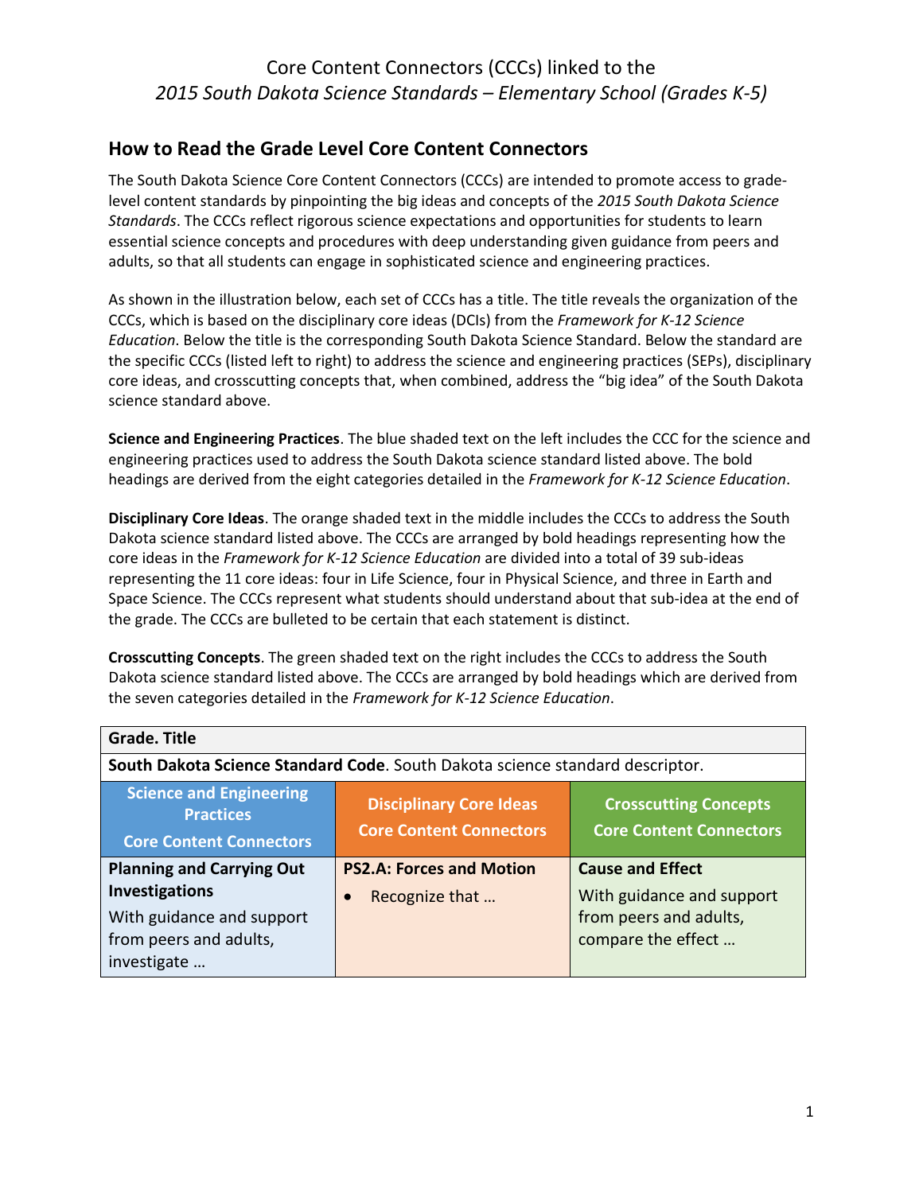# Core Content Connectors (CCCs) linked to the *2015 South Dakota Science Standards – Elementary School (Grades K-5)*

## How to Read the Grade Level Core Content Connectors

The South Dakota Science Core Content Connectors (CCCs) are intended to promote access to grade-level content standards by pinpointing the big ideas and concepts of the *2015 South Dakota Science Standards*. The CCCs reflect rigorous science expectations and opportunities for students to learn essential science concepts and procedures with deep understanding given guidance from peers and adults, so that all students can engage in sophisticated science and engineering practices.

As shown in the illustration below, each set of CCCs has a title. The title reveals the organization of the CCCs, which is based on the disciplinary core ideas (DCIs) from the *Framework for K-12 Science Education*. Below the title is the corresponding South Dakota Science Standard. Below the standard are the specific CCCs (listed left to right) to address the science and engineering practices (SEPs), disciplinary core ideas, and crosscutting concepts that, when combined, address the "big idea" of the South Dakota science standard above.

**Science and Engineering Practices**. The blue shaded text on the left includes the CCC for the science and engineering practices used to address the South Dakota science standard listed above. The bold headings are derived from the eight categories detailed in the *Framework for K-12 Science Education*.

**Disciplinary Core Ideas**. The orange shaded text in the middle includes the CCCs to address the South Dakota science standard listed above. The CCCs are arranged by bold headings representing how the core ideas in the *Framework for K-12 Science Education* are divided into a total of 39 sub-ideas representing the 11 core ideas: four in Life Science, four in Physical Science, and three in Earth and Space Science. The CCCs represent what students should understand about that sub-idea at the end of the grade. The CCCs are bulleted to be certain that each statement is distinct.

**Crosscutting Concepts**. The green shaded text on the right includes the CCCs to address the South Dakota science standard listed above. The CCCs are arranged by bold headings which are derived from the seven categories detailed in the *Framework for K-12 Science Education*.

| **Grade. Title** | | |
|---|---|---|
| **South Dakota Science Standard Code**. South Dakota science standard descriptor. | | |
| **Science and Engineering Practices Core Content Connectors** | **Disciplinary Core Ideas Core Content Connectors** | **Crosscutting Concepts Core Content Connectors** |
| **Planning and Carrying Out Investigations**<br>With guidance and support from peers and adults, investigate … | **PS2.A: Forces and Motion**<br>• Recognize that … | **Cause and Effect**<br>With guidance and support from peers and adults, compare the effect … |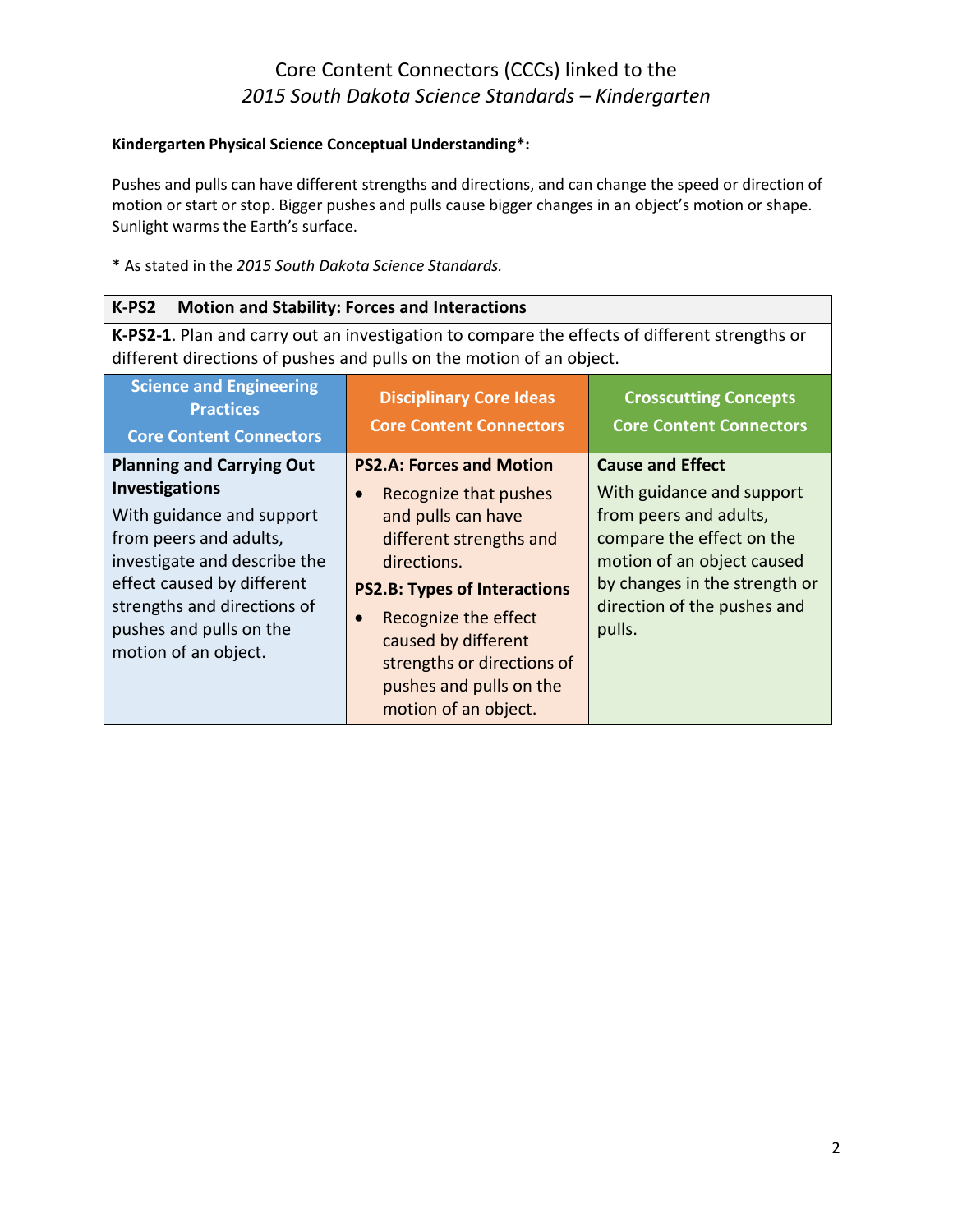# Core Content Connectors (CCCs) linked to the *2015 South Dakota Science Standards – Kindergarten*

**Kindergarten Physical Science Conceptual Understanding*:**

Pushes and pulls can have different strengths and directions, and can change the speed or direction of motion or start or stop. Bigger pushes and pulls cause bigger changes in an object's motion or shape. Sunlight warms the Earth's surface.

* As stated in the *2015 South Dakota Science Standards.*

| **K-PS2 Motion and Stability: Forces and Interactions** | | |
|---|---|---|
| **K-PS2-1**. Plan and carry out an investigation to compare the effects of different strengths or different directions of pushes and pulls on the motion of an object. | | |
| **Science and Engineering Practices Core Content Connectors** | **Disciplinary Core Ideas Core Content Connectors** | **Crosscutting Concepts Core Content Connectors** |
| **Planning and Carrying Out Investigations**<br>With guidance and support from peers and adults, investigate and describe the effect caused by different strengths and directions of pushes and pulls on the motion of an object. | **PS2.A: Forces and Motion**<br>• Recognize that pushes and pulls can have different strengths and directions.<br>**PS2.B: Types of Interactions**<br>• Recognize the effect caused by different strengths or directions of pushes and pulls on the motion of an object. | **Cause and Effect**<br>With guidance and support from peers and adults, compare the effect on the motion of an object caused by changes in the strength or direction of the pushes and pulls. |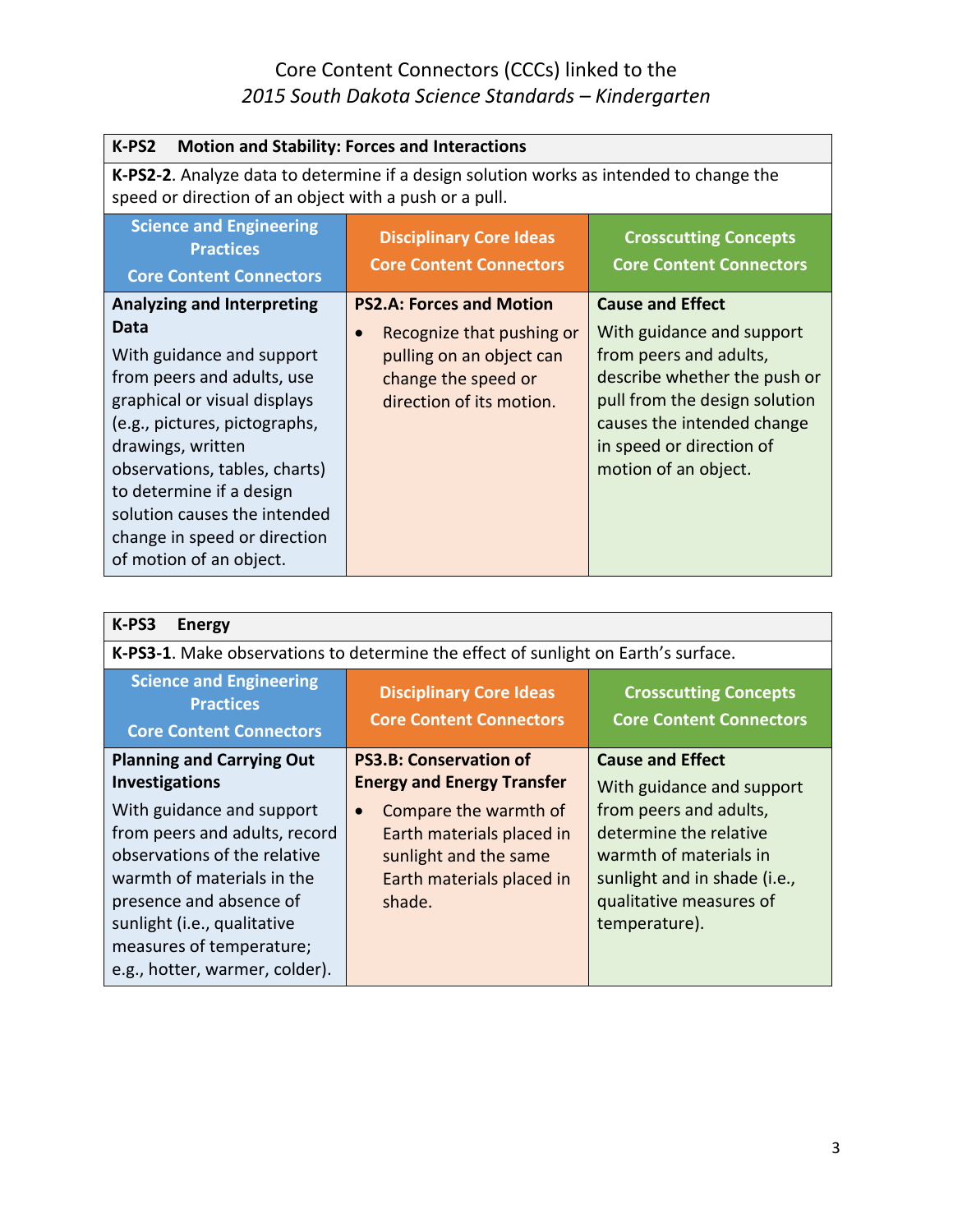Core Content Connectors (CCCs) linked to the
*2015 South Dakota Science Standards – Kindergarten*

| **K-PS2 Motion and Stability: Forces and Interactions** | | |
|---|---|---|
| **K-PS2-2**. Analyze data to determine if a design solution works as intended to change the speed or direction of an object with a push or a pull. | | |
| **Science and Engineering Practices Core Content Connectors** | **Disciplinary Core Ideas Core Content Connectors** | **Crosscutting Concepts Core Content Connectors** |
| **Analyzing and Interpreting Data** With guidance and support from peers and adults, use graphical or visual displays (e.g., pictures, pictographs, drawings, written observations, tables, charts) to determine if a design solution causes the intended change in speed or direction of motion of an object. | **PS2.A: Forces and Motion** • Recognize that pushing or pulling on an object can change the speed or direction of its motion. | **Cause and Effect** With guidance and support from peers and adults, describe whether the push or pull from the design solution causes the intended change in speed or direction of motion of an object. |

| **K-PS3 Energy** | | |
|---|---|---|
| **K-PS3-1**. Make observations to determine the effect of sunlight on Earth's surface. | | |
| **Science and Engineering Practices Core Content Connectors** | **Disciplinary Core Ideas Core Content Connectors** | **Crosscutting Concepts Core Content Connectors** |
| **Planning and Carrying Out Investigations** With guidance and support from peers and adults, record observations of the relative warmth of materials in the presence and absence of sunlight (i.e., qualitative measures of temperature; e.g., hotter, warmer, colder). | **PS3.B: Conservation of Energy and Energy Transfer** • Compare the warmth of Earth materials placed in sunlight and the same Earth materials placed in shade. | **Cause and Effect** With guidance and support from peers and adults, determine the relative warmth of materials in sunlight and in shade (i.e., qualitative measures of temperature). |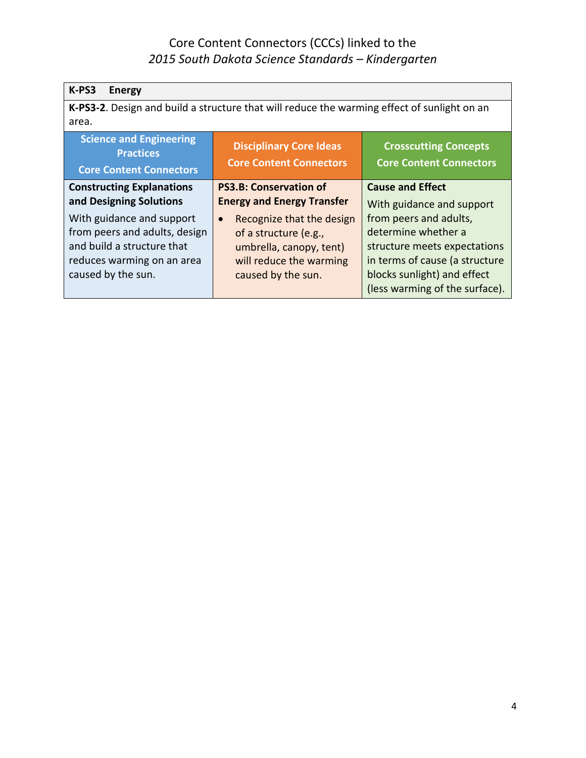Core Content Connectors (CCCs) linked to the
*2015 South Dakota Science Standards – Kindergarten*

| **K-PS3 Energy** | | |
|---|---|---|
| **K-PS3-2**. Design and build a structure that will reduce the warming effect of sunlight on an area. | | |
| **Science and Engineering Practices Core Content Connectors** | **Disciplinary Core Ideas Core Content Connectors** | **Crosscutting Concepts Core Content Connectors** |
| **Constructing Explanations and Designing Solutions** With guidance and support from peers and adults, design and build a structure that reduces warming on an area caused by the sun. | **PS3.B: Conservation of Energy and Energy Transfer** • Recognize that the design of a structure (e.g., umbrella, canopy, tent) will reduce the warming caused by the sun. | **Cause and Effect** With guidance and support from peers and adults, determine whether a structure meets expectations in terms of cause (a structure blocks sunlight) and effect (less warming of the surface). |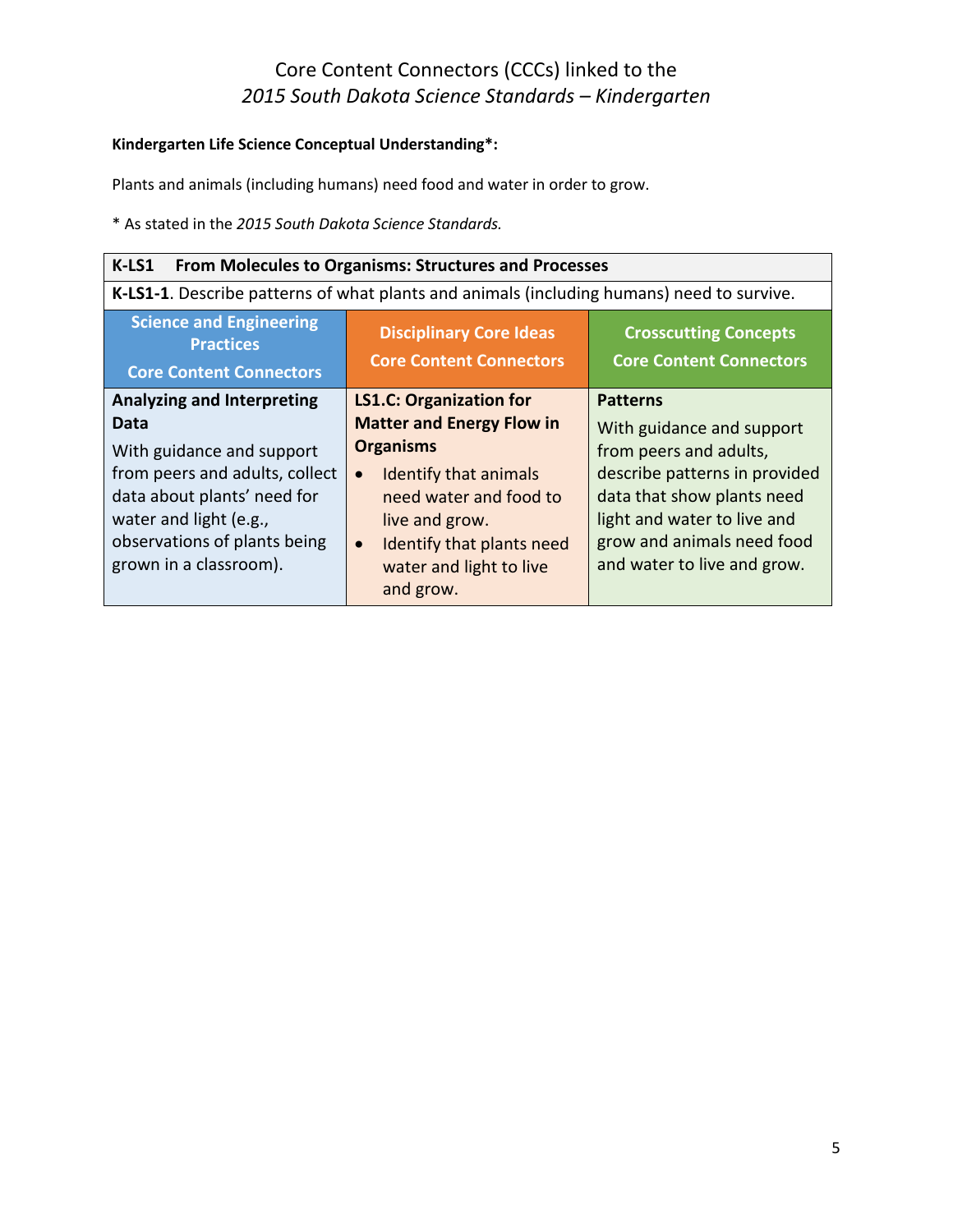# Core Content Connectors (CCCs) linked to the *2015 South Dakota Science Standards – Kindergarten*

**Kindergarten Life Science Conceptual Understanding*:**

Plants and animals (including humans) need food and water in order to grow.

\* As stated in the *2015 South Dakota Science Standards.*

| **K-LS1 From Molecules to Organisms: Structures and Processes** | | |
|---|---|---|
| **K-LS1-1**. Describe patterns of what plants and animals (including humans) need to survive. | | |
| **Science and Engineering Practices Core Content Connectors** | **Disciplinary Core Ideas Core Content Connectors** | **Crosscutting Concepts Core Content Connectors** |
| **Analyzing and Interpreting Data** With guidance and support from peers and adults, collect data about plants' need for water and light (e.g., observations of plants being grown in a classroom). | **LS1.C: Organization for Matter and Energy Flow in Organisms** <br>• Identify that animals need water and food to live and grow. <br>• Identify that plants need water and light to live and grow. | **Patterns** With guidance and support from peers and adults, describe patterns in provided data that show plants need light and water to live and grow and animals need food and water to live and grow. |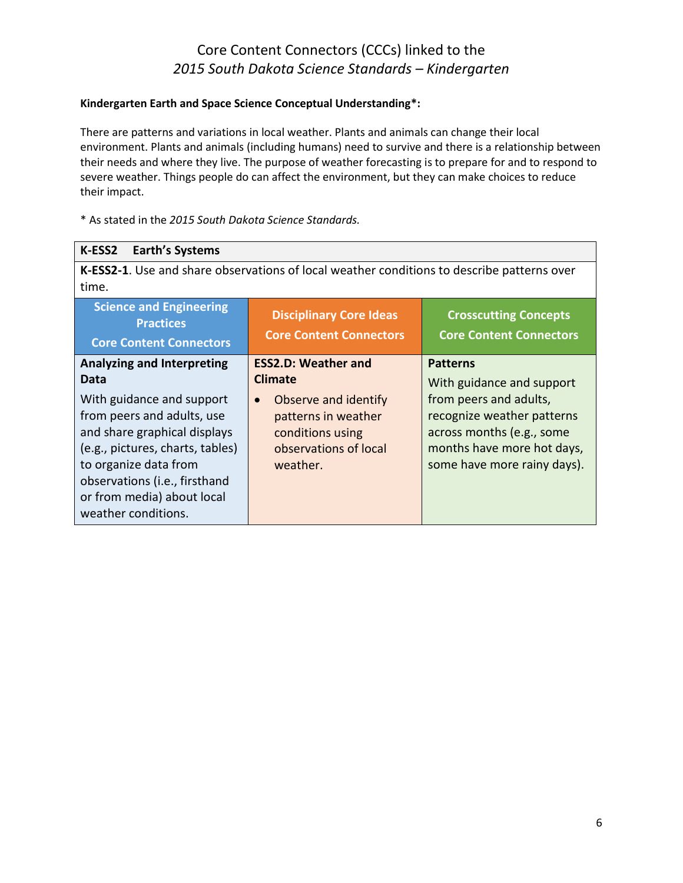# Core Content Connectors (CCCs) linked to the *2015 South Dakota Science Standards – Kindergarten*

**Kindergarten Earth and Space Science Conceptual Understanding*:**

There are patterns and variations in local weather. Plants and animals can change their local environment. Plants and animals (including humans) need to survive and there is a relationship between their needs and where they live. The purpose of weather forecasting is to prepare for and to respond to severe weather. Things people do can affect the environment, but they can make choices to reduce their impact.

* As stated in the *2015 South Dakota Science Standards.*

| **K-ESS2 Earth's Systems** | | |
|---|---|---|
| **K-ESS2-1**. Use and share observations of local weather conditions to describe patterns over time. | | |
| **Science and Engineering Practices Core Content Connectors** | **Disciplinary Core Ideas Core Content Connectors** | **Crosscutting Concepts Core Content Connectors** |
| **Analyzing and Interpreting Data**<br>With guidance and support from peers and adults, use and share graphical displays (e.g., pictures, charts, tables) to organize data from observations (i.e., firsthand or from media) about local weather conditions. | **ESS2.D: Weather and Climate**<br>• Observe and identify patterns in weather conditions using observations of local weather. | **Patterns**<br>With guidance and support from peers and adults, recognize weather patterns across months (e.g., some months have more hot days, some have more rainy days). |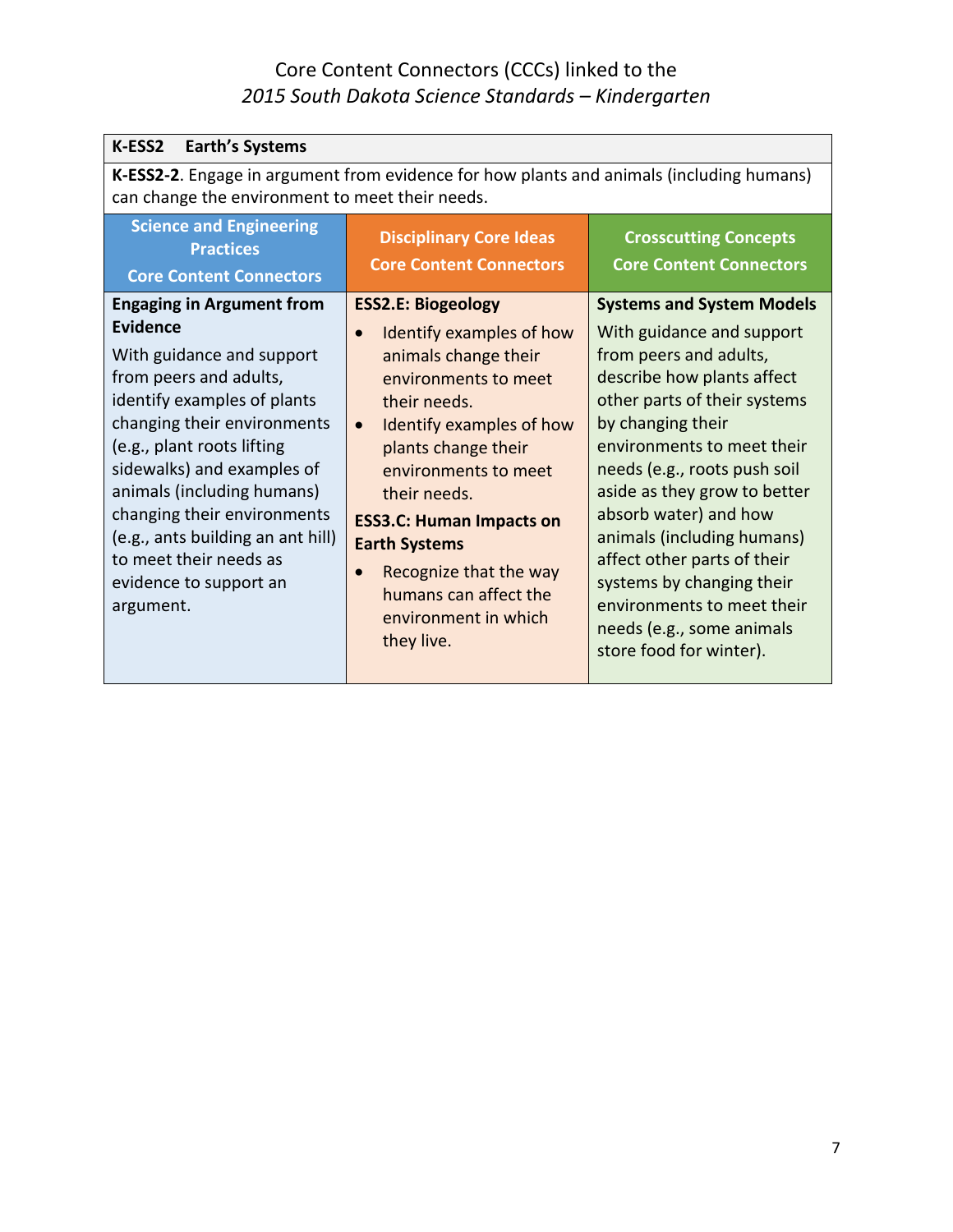# Core Content Connectors (CCCs) linked to the *2015 South Dakota Science Standards – Kindergarten*

| **K-ESS2 Earth's Systems** | | |
|---|---|---|
| **K-ESS2-2**. Engage in argument from evidence for how plants and animals (including humans) can change the environment to meet their needs. | | |
| **Science and Engineering Practices Core Content Connectors** | **Disciplinary Core Ideas Core Content Connectors** | **Crosscutting Concepts Core Content Connectors** |
| **Engaging in Argument from Evidence**<br>With guidance and support from peers and adults, identify examples of plants changing their environments (e.g., plant roots lifting sidewalks) and examples of animals (including humans) changing their environments (e.g., ants building an ant hill) to meet their needs as evidence to support an argument. | **ESS2.E: Biogeology**<br>• Identify examples of how animals change their environments to meet their needs.<br>• Identify examples of how plants change their environments to meet their needs.<br>**ESS3.C: Human Impacts on Earth Systems**<br>• Recognize that the way humans can affect the environment in which they live. | **Systems and System Models**<br>With guidance and support from peers and adults, describe how plants affect other parts of their systems by changing their environments to meet their needs (e.g., roots push soil aside as they grow to better absorb water) and how animals (including humans) affect other parts of their systems by changing their environments to meet their needs (e.g., some animals store food for winter). |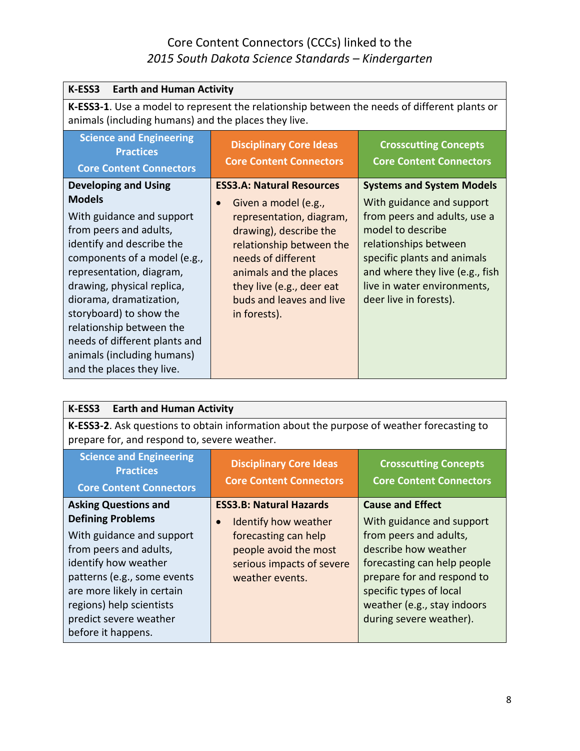# Core Content Connectors (CCCs) linked to the *2015 South Dakota Science Standards – Kindergarten*

| **K-ESS3 Earth and Human Activity** | | |
|---|---|---|
| **K-ESS3-1**. Use a model to represent the relationship between the needs of different plants or animals (including humans) and the places they live. | | |
| **Science and Engineering Practices Core Content Connectors** | **Disciplinary Core Ideas Core Content Connectors** | **Crosscutting Concepts Core Content Connectors** |
| **Developing and Using Models** With guidance and support from peers and adults, identify and describe the components of a model (e.g., representation, diagram, drawing, physical replica, diorama, dramatization, storyboard) to show the relationship between the needs of different plants and animals (including humans) and the places they live. | **ESS3.A: Natural Resources** • Given a model (e.g., representation, diagram, drawing), describe the relationship between the needs of different animals and the places they live (e.g., deer eat buds and leaves and live in forests). | **Systems and System Models** With guidance and support from peers and adults, use a model to describe relationships between specific plants and animals and where they live (e.g., fish live in water environments, deer live in forests). |

| **K-ESS3 Earth and Human Activity** | | |
|---|---|---|
| **K-ESS3-2**. Ask questions to obtain information about the purpose of weather forecasting to prepare for, and respond to, severe weather. | | |
| **Science and Engineering Practices Core Content Connectors** | **Disciplinary Core Ideas Core Content Connectors** | **Crosscutting Concepts Core Content Connectors** |
| **Asking Questions and Defining Problems** With guidance and support from peers and adults, identify how weather patterns (e.g., some events are more likely in certain regions) help scientists predict severe weather before it happens. | **ESS3.B: Natural Hazards** • Identify how weather forecasting can help people avoid the most serious impacts of severe weather events. | **Cause and Effect** With guidance and support from peers and adults, describe how weather forecasting can help people prepare for and respond to specific types of local weather (e.g., stay indoors during severe weather). |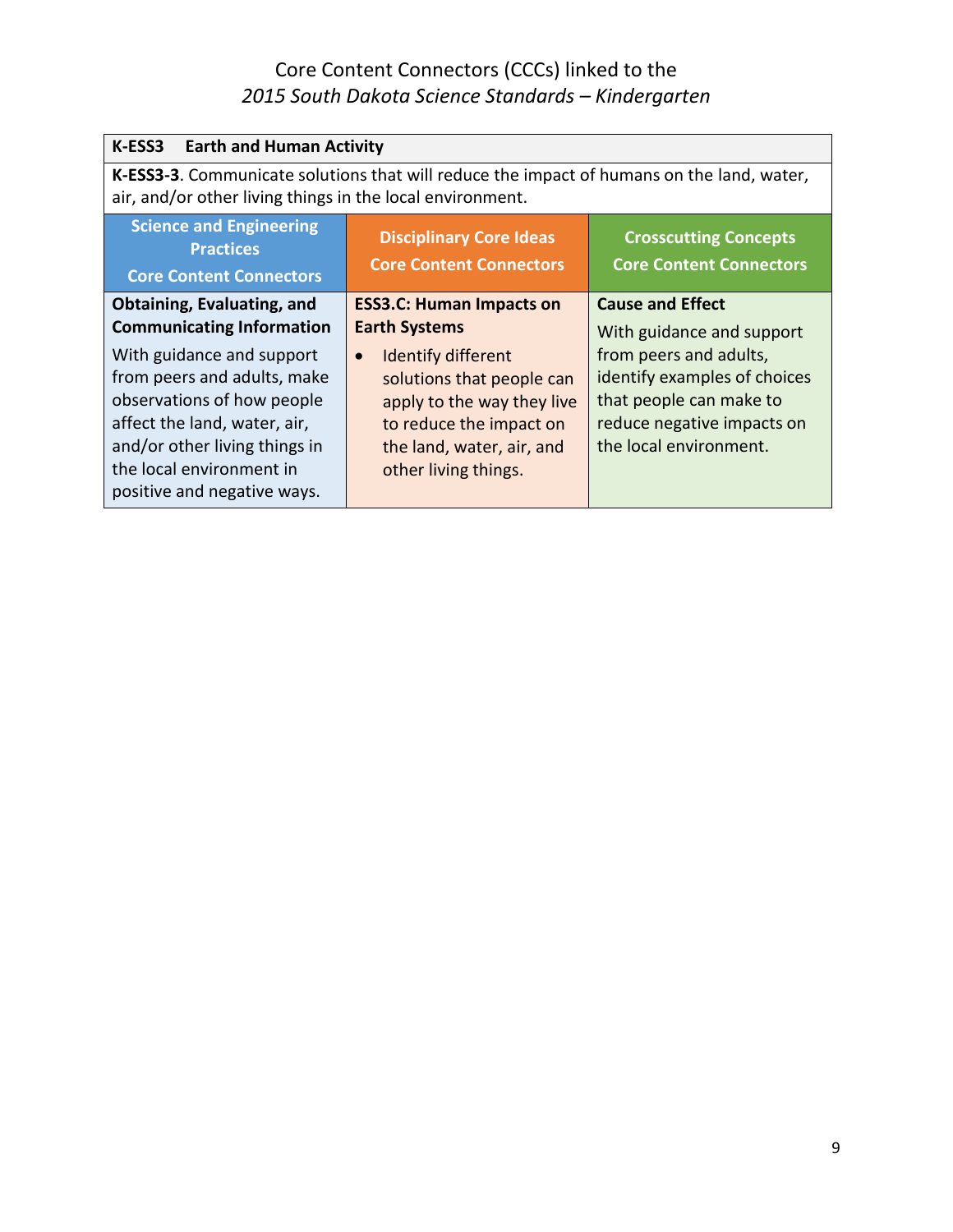Core Content Connectors (CCCs) linked to the
*2015 South Dakota Science Standards – Kindergarten*

| **K-ESS3 Earth and Human Activity** | | |
|---|---|---|
| **K-ESS3-3**. Communicate solutions that will reduce the impact of humans on the land, water, air, and/or other living things in the local environment. | | |
| **Science and Engineering Practices Core Content Connectors** | **Disciplinary Core Ideas Core Content Connectors** | **Crosscutting Concepts Core Content Connectors** |
| **Obtaining, Evaluating, and Communicating Information** With guidance and support from peers and adults, make observations of how people affect the land, water, air, and/or other living things in the local environment in positive and negative ways. | **ESS3.C: Human Impacts on Earth Systems** • Identify different solutions that people can apply to the way they live to reduce the impact on the land, water, air, and other living things. | **Cause and Effect** With guidance and support from peers and adults, identify examples of choices that people can make to reduce negative impacts on the local environment. |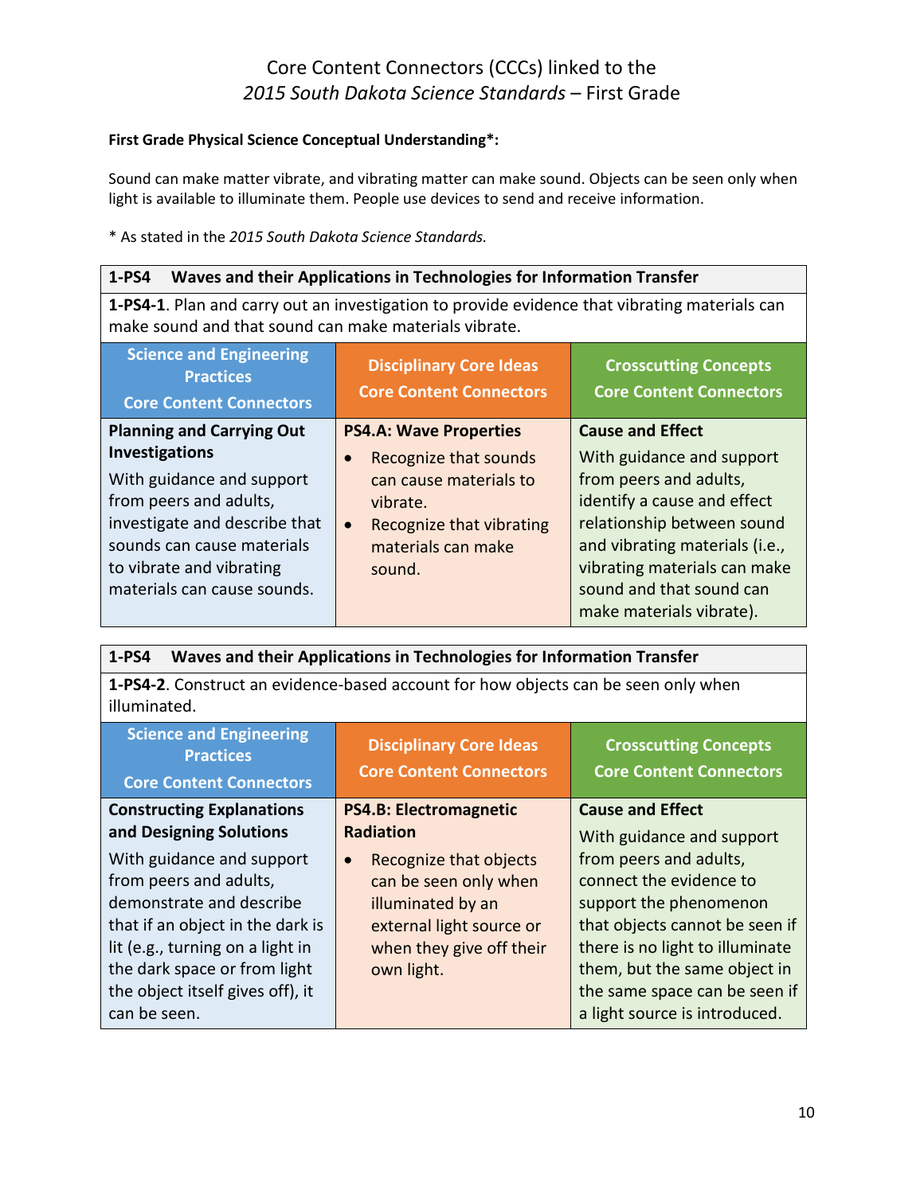# Core Content Connectors (CCCs) linked to the *2015 South Dakota Science Standards* – First Grade

**First Grade Physical Science Conceptual Understanding*:**

Sound can make matter vibrate, and vibrating matter can make sound. Objects can be seen only when light is available to illuminate them. People use devices to send and receive information.

* As stated in the *2015 South Dakota Science Standards.*

| **1-PS4 Waves and their Applications in Technologies for Information Transfer** | | |
|---|---|---|
| **1-PS4-1**. Plan and carry out an investigation to provide evidence that vibrating materials can make sound and that sound can make materials vibrate. | | |
| **Science and Engineering Practices Core Content Connectors** | **Disciplinary Core Ideas Core Content Connectors** | **Crosscutting Concepts Core Content Connectors** |
| **Planning and Carrying Out Investigations**<br>With guidance and support from peers and adults, investigate and describe that sounds can cause materials to vibrate and vibrating materials can cause sounds. | **PS4.A: Wave Properties**<br>• Recognize that sounds can cause materials to vibrate.<br>• Recognize that vibrating materials can make sound. | **Cause and Effect**<br>With guidance and support from peers and adults, identify a cause and effect relationship between sound and vibrating materials (i.e., vibrating materials can make sound and that sound can make materials vibrate). |

| **1-PS4 Waves and their Applications in Technologies for Information Transfer** | | |
|---|---|---|
| **1-PS4-2**. Construct an evidence-based account for how objects can be seen only when illuminated. | | |
| **Science and Engineering Practices Core Content Connectors** | **Disciplinary Core Ideas Core Content Connectors** | **Crosscutting Concepts Core Content Connectors** |
| **Constructing Explanations and Designing Solutions**<br>With guidance and support from peers and adults, demonstrate and describe that if an object in the dark is lit (e.g., turning on a light in the dark space or from light the object itself gives off), it can be seen. | **PS4.B: Electromagnetic Radiation**<br>• Recognize that objects can be seen only when illuminated by an external light source or when they give off their own light. | **Cause and Effect**<br>With guidance and support from peers and adults, connect the evidence to support the phenomenon that objects cannot be seen if there is no light to illuminate them, but the same object in the same space can be seen if a light source is introduced. |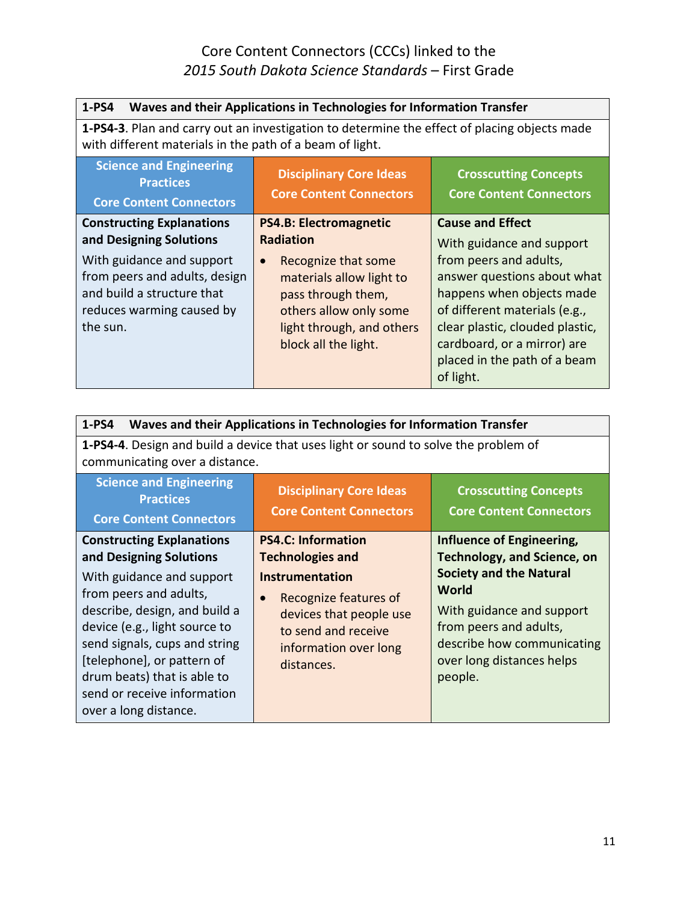# Core Content Connectors (CCCs) linked to the *2015 South Dakota Science Standards* – First Grade

| 1-PS4 Waves and their Applications in Technologies for Information Transfer | | |
|---|---|---|
| **1-PS4-3**. Plan and carry out an investigation to determine the effect of placing objects made with different materials in the path of a beam of light. | | |
| **Science and Engineering Practices Core Content Connectors** | **Disciplinary Core Ideas Core Content Connectors** | **Crosscutting Concepts Core Content Connectors** |
| **Constructing Explanations and Designing Solutions**<br>With guidance and support from peers and adults, design and build a structure that reduces warming caused by the sun. | **PS4.B: Electromagnetic Radiation**<br>• Recognize that some materials allow light to pass through them, others allow only some light through, and others block all the light. | **Cause and Effect**<br>With guidance and support from peers and adults, answer questions about what happens when objects made of different materials (e.g., clear plastic, clouded plastic, cardboard, or a mirror) are placed in the path of a beam of light. |

| 1-PS4 Waves and their Applications in Technologies for Information Transfer | | |
|---|---|---|
| **1-PS4-4**. Design and build a device that uses light or sound to solve the problem of communicating over a distance. | | |
| **Science and Engineering Practices Core Content Connectors** | **Disciplinary Core Ideas Core Content Connectors** | **Crosscutting Concepts Core Content Connectors** |
| **Constructing Explanations and Designing Solutions**<br>With guidance and support from peers and adults, describe, design, and build a device (e.g., light source to send signals, cups and string [telephone], or pattern of drum beats) that is able to send or receive information over a long distance. | **PS4.C: Information Technologies and Instrumentation**<br>• Recognize features of devices that people use to send and receive information over long distances. | **Influence of Engineering, Technology, and Science, on Society and the Natural World**<br>With guidance and support from peers and adults, describe how communicating over long distances helps people. |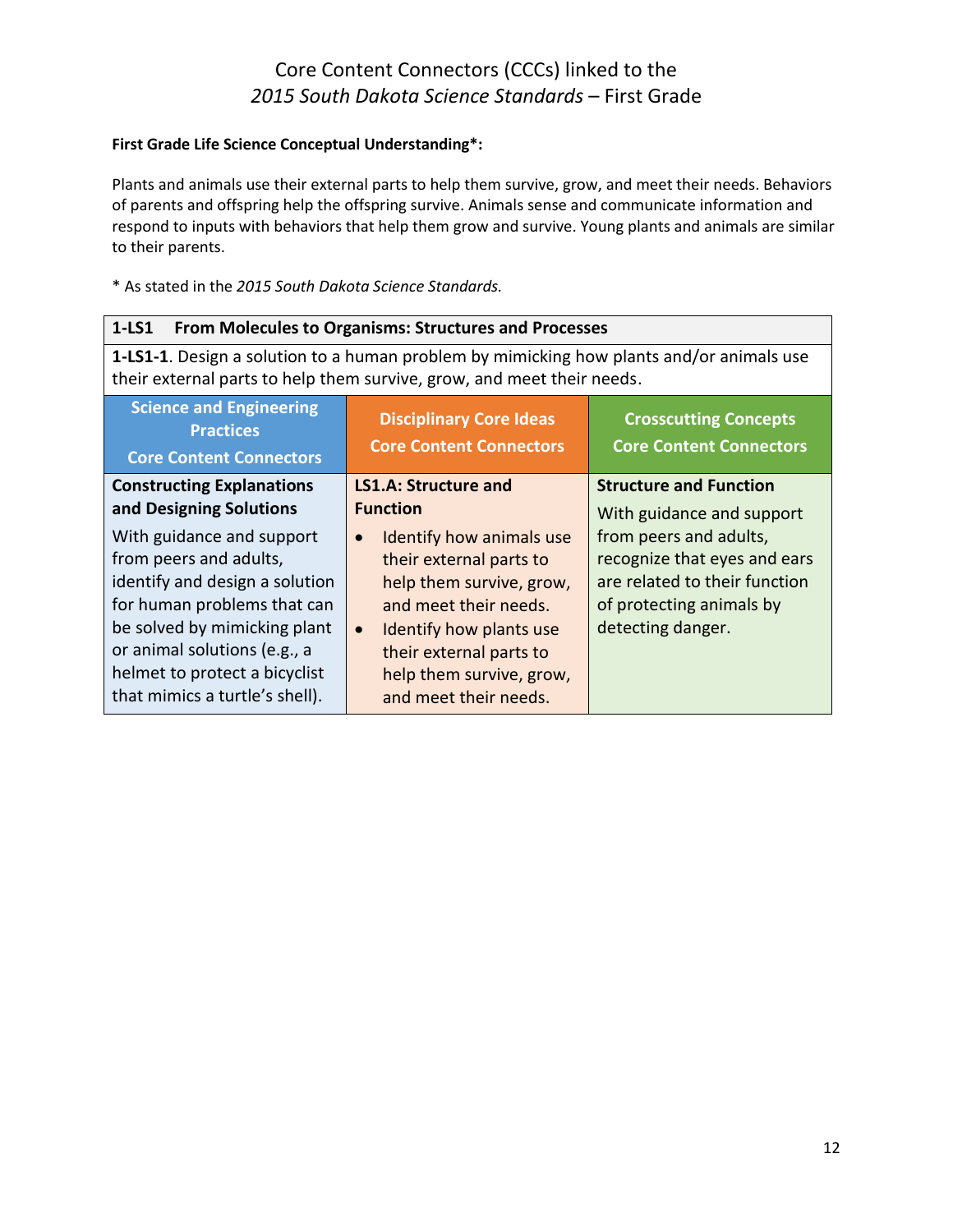# Core Content Connectors (CCCs) linked to the *2015 South Dakota Science Standards* – First Grade

**First Grade Life Science Conceptual Understanding*:**

Plants and animals use their external parts to help them survive, grow, and meet their needs. Behaviors of parents and offspring help the offspring survive. Animals sense and communicate information and respond to inputs with behaviors that help them grow and survive. Young plants and animals are similar to their parents.

* As stated in the *2015 South Dakota Science Standards.*

| **1-LS1 From Molecules to Organisms: Structures and Processes** | | |
|---|---|---|
| **1-LS1-1**. Design a solution to a human problem by mimicking how plants and/or animals use their external parts to help them survive, grow, and meet their needs. | | |
| **Science and Engineering Practices Core Content Connectors** | **Disciplinary Core Ideas Core Content Connectors** | **Crosscutting Concepts Core Content Connectors** |
| **Constructing Explanations and Designing Solutions**<br>With guidance and support from peers and adults, identify and design a solution for human problems that can be solved by mimicking plant or animal solutions (e.g., a helmet to protect a bicyclist that mimics a turtle's shell). | **LS1.A: Structure and Function**<br>• Identify how animals use their external parts to help them survive, grow, and meet their needs.<br>• Identify how plants use their external parts to help them survive, grow, and meet their needs. | **Structure and Function**<br>With guidance and support from peers and adults, recognize that eyes and ears are related to their function of protecting animals by detecting danger. |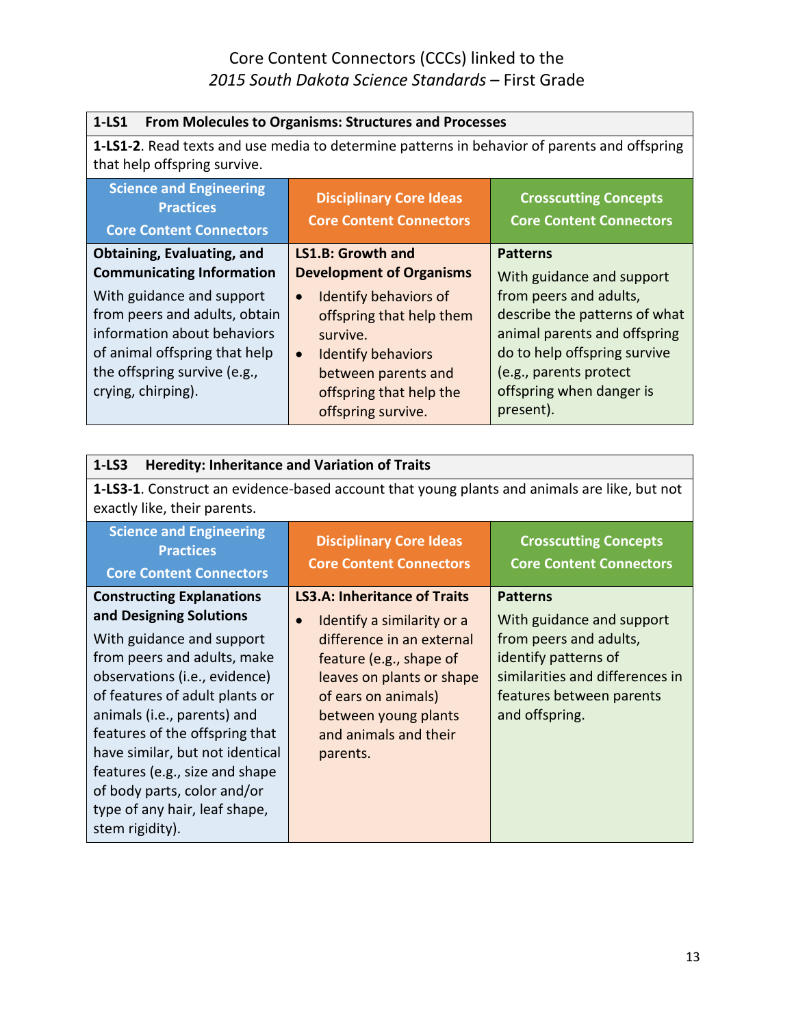# Core Content Connectors (CCCs) linked to the *2015 South Dakota Science Standards* – First Grade

| **1-LS1 From Molecules to Organisms: Structures and Processes** | | |
|---|---|---|
| **1-LS1-2**. Read texts and use media to determine patterns in behavior of parents and offspring that help offspring survive. | | |
| **Science and Engineering Practices Core Content Connectors** | **Disciplinary Core Ideas Core Content Connectors** | **Crosscutting Concepts Core Content Connectors** |
| **Obtaining, Evaluating, and Communicating Information**<br>With guidance and support from peers and adults, obtain information about behaviors of animal offspring that help the offspring survive (e.g., crying, chirping). | **LS1.B: Growth and Development of Organisms**<br>• Identify behaviors of offspring that help them survive.<br>• Identify behaviors between parents and offspring that help the offspring survive. | **Patterns**<br>With guidance and support from peers and adults, describe the patterns of what animal parents and offspring do to help offspring survive (e.g., parents protect offspring when danger is present). |

| **1-LS3 Heredity: Inheritance and Variation of Traits** | | |
|---|---|---|
| **1-LS3-1**. Construct an evidence-based account that young plants and animals are like, but not exactly like, their parents. | | |
| **Science and Engineering Practices Core Content Connectors** | **Disciplinary Core Ideas Core Content Connectors** | **Crosscutting Concepts Core Content Connectors** |
| **Constructing Explanations and Designing Solutions**<br>With guidance and support from peers and adults, make observations (i.e., evidence) of features of adult plants or animals (i.e., parents) and features of the offspring that have similar, but not identical features (e.g., size and shape of body parts, color and/or type of any hair, leaf shape, stem rigidity). | **LS3.A: Inheritance of Traits**<br>• Identify a similarity or a difference in an external feature (e.g., shape of leaves on plants or shape of ears on animals) between young plants and animals and their parents. | **Patterns**<br>With guidance and support from peers and adults, identify patterns of similarities and differences in features between parents and offspring. |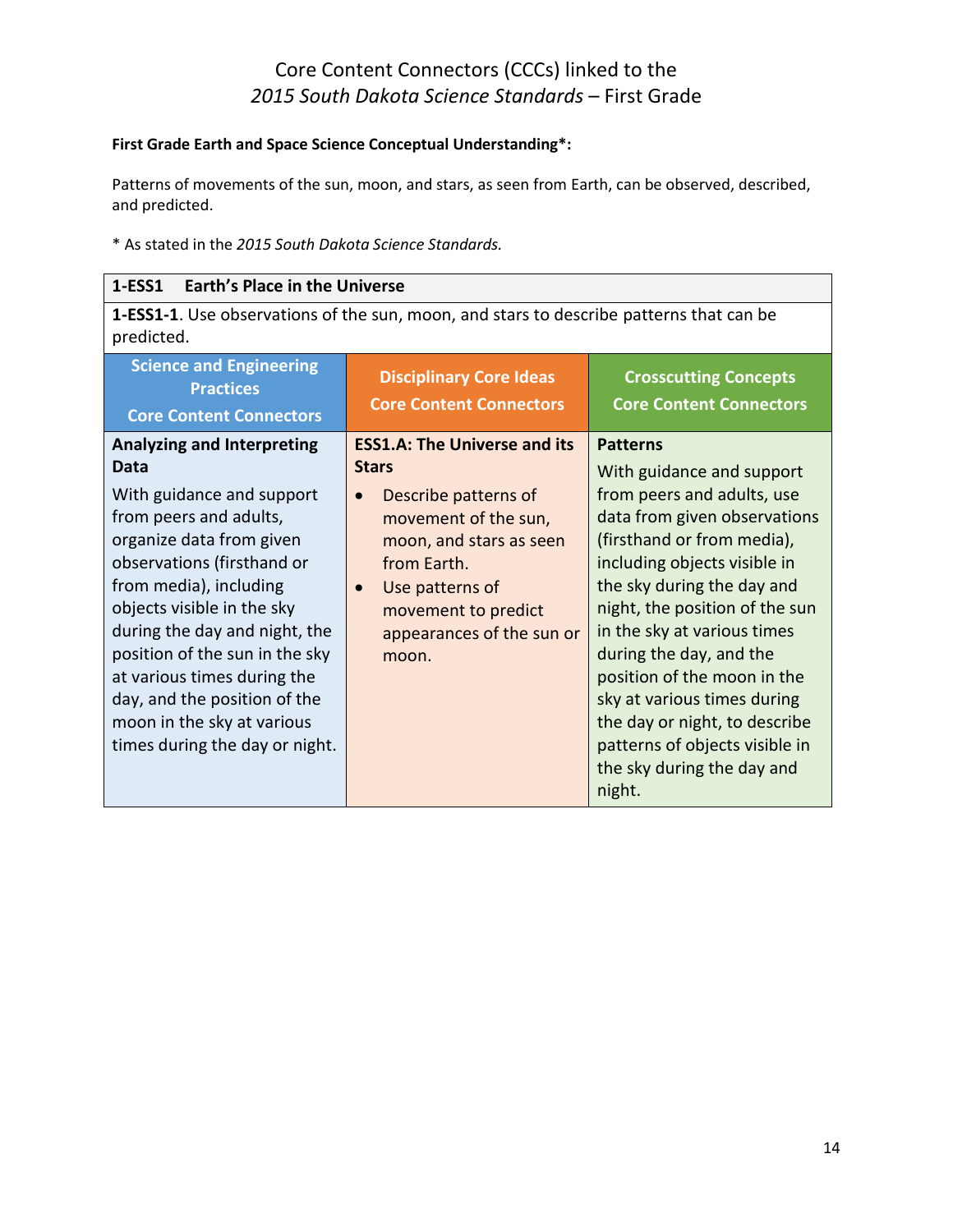# Core Content Connectors (CCCs) linked to the *2015 South Dakota Science Standards* – First Grade

**First Grade Earth and Space Science Conceptual Understanding*:**

Patterns of movements of the sun, moon, and stars, as seen from Earth, can be observed, described, and predicted.

\* As stated in the *2015 South Dakota Science Standards.*

| **1-ESS1 Earth's Place in the Universe** | | |
|---|---|---|
| **1-ESS1-1**. Use observations of the sun, moon, and stars to describe patterns that can be predicted. | | |
| **Science and Engineering Practices Core Content Connectors** | **Disciplinary Core Ideas Core Content Connectors** | **Crosscutting Concepts Core Content Connectors** |
| **Analyzing and Interpreting Data** With guidance and support from peers and adults, organize data from given observations (firsthand or from media), including objects visible in the sky during the day and night, the position of the sun in the sky at various times during the day, and the position of the moon in the sky at various times during the day or night. | **ESS1.A: The Universe and its Stars** • Describe patterns of movement of the sun, moon, and stars as seen from Earth. • Use patterns of movement to predict appearances of the sun or moon. | **Patterns** With guidance and support from peers and adults, use data from given observations (firsthand or from media), including objects visible in the sky during the day and night, the position of the sun in the sky at various times during the day, and the position of the moon in the sky at various times during the day or night, to describe patterns of objects visible in the sky during the day and night. |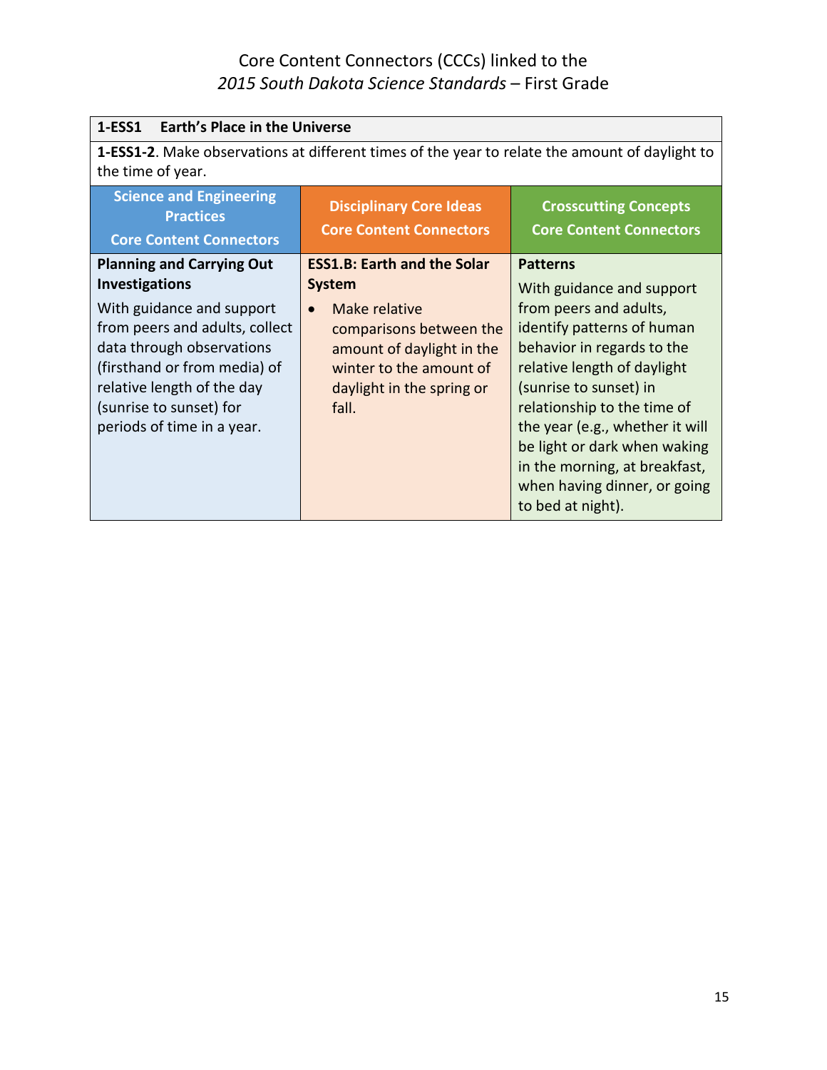# Core Content Connectors (CCCs) linked to the *2015 South Dakota Science Standards* – First Grade

| **1-ESS1 Earth's Place in the Universe** | | |
|---|---|---|
| **1-ESS1-2**. Make observations at different times of the year to relate the amount of daylight to the time of year. | | |
| **Science and Engineering Practices Core Content Connectors** | **Disciplinary Core Ideas Core Content Connectors** | **Crosscutting Concepts Core Content Connectors** |
| **Planning and Carrying Out Investigations**<br>With guidance and support from peers and adults, collect data through observations (firsthand or from media) of relative length of the day (sunrise to sunset) for periods of time in a year. | **ESS1.B: Earth and the Solar System**<br>• Make relative comparisons between the amount of daylight in the winter to the amount of daylight in the spring or fall. | **Patterns**<br>With guidance and support from peers and adults, identify patterns of human behavior in regards to the relative length of daylight (sunrise to sunset) in relationship to the time of the year (e.g., whether it will be light or dark when waking in the morning, at breakfast, when having dinner, or going to bed at night). |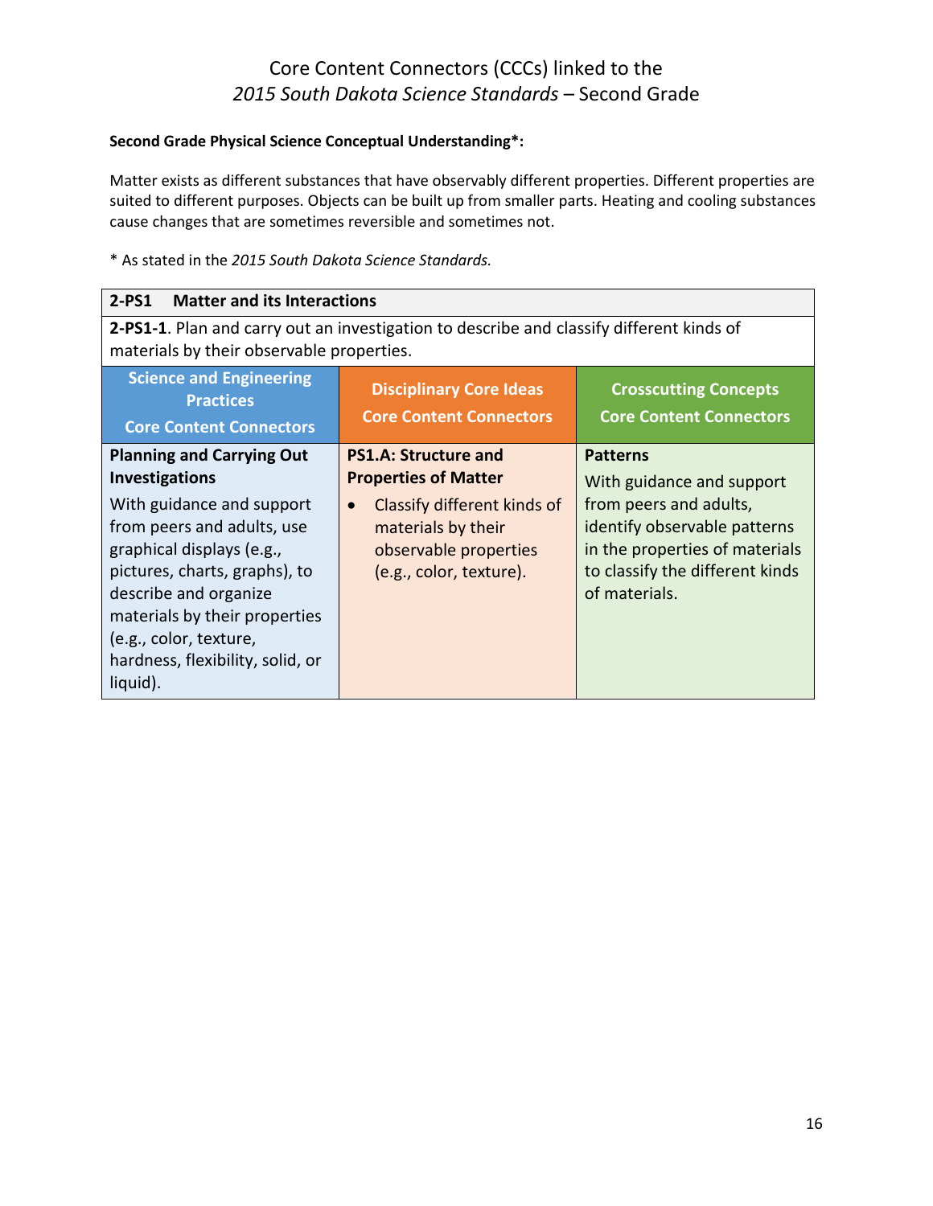# Core Content Connectors (CCCs) linked to the *2015 South Dakota Science Standards* – Second Grade

**Second Grade Physical Science Conceptual Understanding*:**

Matter exists as different substances that have observably different properties. Different properties are suited to different purposes. Objects can be built up from smaller parts. Heating and cooling substances cause changes that are sometimes reversible and sometimes not.

* As stated in the *2015 South Dakota Science Standards.*

| **2-PS1 Matter and its Interactions** | | |
|---|---|---|
| **2-PS1-1**. Plan and carry out an investigation to describe and classify different kinds of materials by their observable properties. | | |
| **Science and Engineering Practices Core Content Connectors** | **Disciplinary Core Ideas Core Content Connectors** | **Crosscutting Concepts Core Content Connectors** |
| **Planning and Carrying Out Investigations** With guidance and support from peers and adults, use graphical displays (e.g., pictures, charts, graphs), to describe and organize materials by their properties (e.g., color, texture, hardness, flexibility, solid, or liquid). | **PS1.A: Structure and Properties of Matter** • Classify different kinds of materials by their observable properties (e.g., color, texture). | **Patterns** With guidance and support from peers and adults, identify observable patterns in the properties of materials to classify the different kinds of materials. |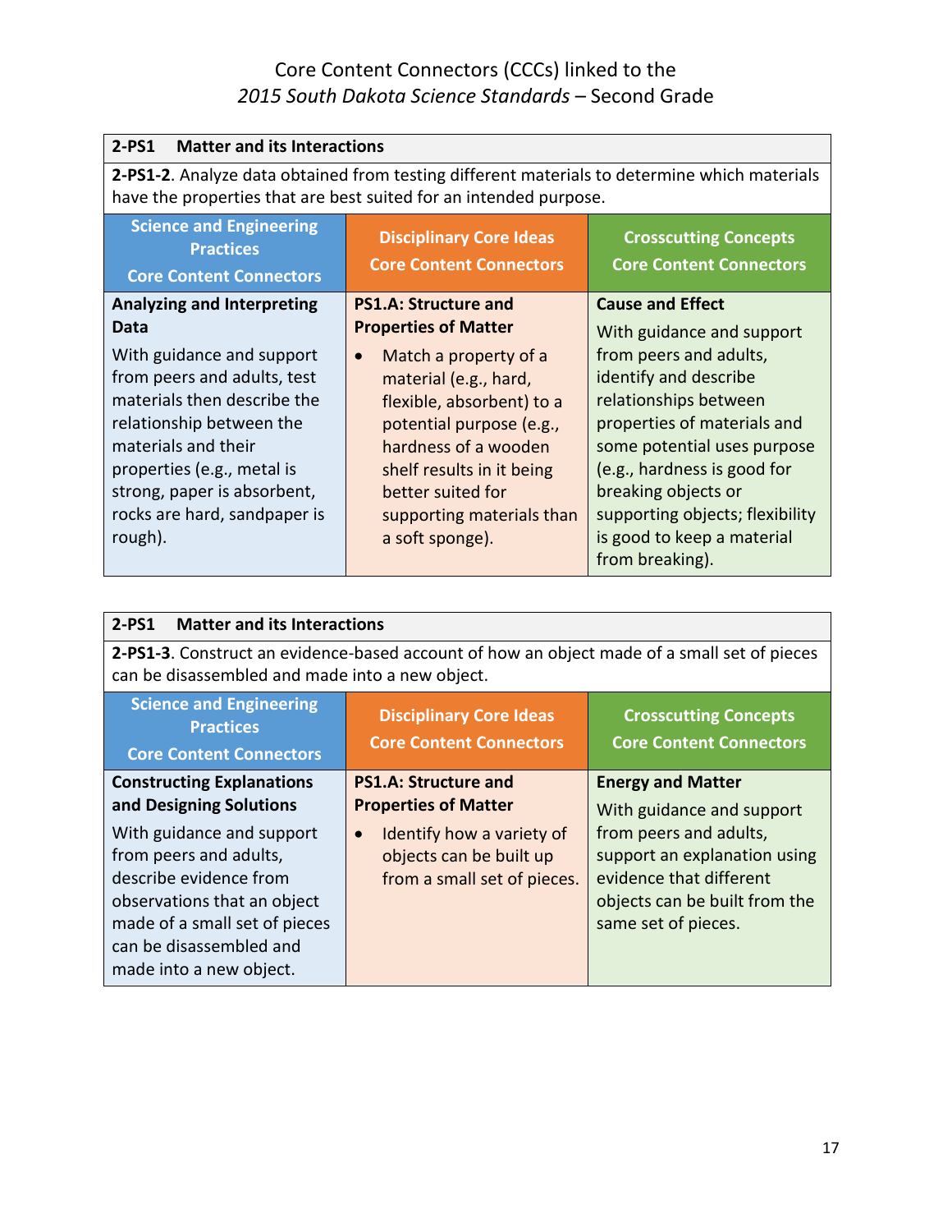# Core Content Connectors (CCCs) linked to the *2015 South Dakota Science Standards* – Second Grade

| **2-PS1 Matter and its Interactions** | | |
|---|---|---|
| **2-PS1-2**. Analyze data obtained from testing different materials to determine which materials have the properties that are best suited for an intended purpose. | | |
| **Science and Engineering Practices Core Content Connectors** | **Disciplinary Core Ideas Core Content Connectors** | **Crosscutting Concepts Core Content Connectors** |
| **Analyzing and Interpreting Data**<br>With guidance and support from peers and adults, test materials then describe the relationship between the materials and their properties (e.g., metal is strong, paper is absorbent, rocks are hard, sandpaper is rough). | **PS1.A: Structure and Properties of Matter**<br>• Match a property of a material (e.g., hard, flexible, absorbent) to a potential purpose (e.g., hardness of a wooden shelf results in it being better suited for supporting materials than a soft sponge). | **Cause and Effect**<br>With guidance and support from peers and adults, identify and describe relationships between properties of materials and some potential uses purpose (e.g., hardness is good for breaking objects or supporting objects; flexibility is good to keep a material from breaking). |

| **2-PS1 Matter and its Interactions** | | |
|---|---|---|
| **2-PS1-3**. Construct an evidence-based account of how an object made of a small set of pieces can be disassembled and made into a new object. | | |
| **Science and Engineering Practices Core Content Connectors** | **Disciplinary Core Ideas Core Content Connectors** | **Crosscutting Concepts Core Content Connectors** |
| **Constructing Explanations and Designing Solutions**<br>With guidance and support from peers and adults, describe evidence from observations that an object made of a small set of pieces can be disassembled and made into a new object. | **PS1.A: Structure and Properties of Matter**<br>• Identify how a variety of objects can be built up from a small set of pieces. | **Energy and Matter**<br>With guidance and support from peers and adults, support an explanation using evidence that different objects can be built from the same set of pieces. |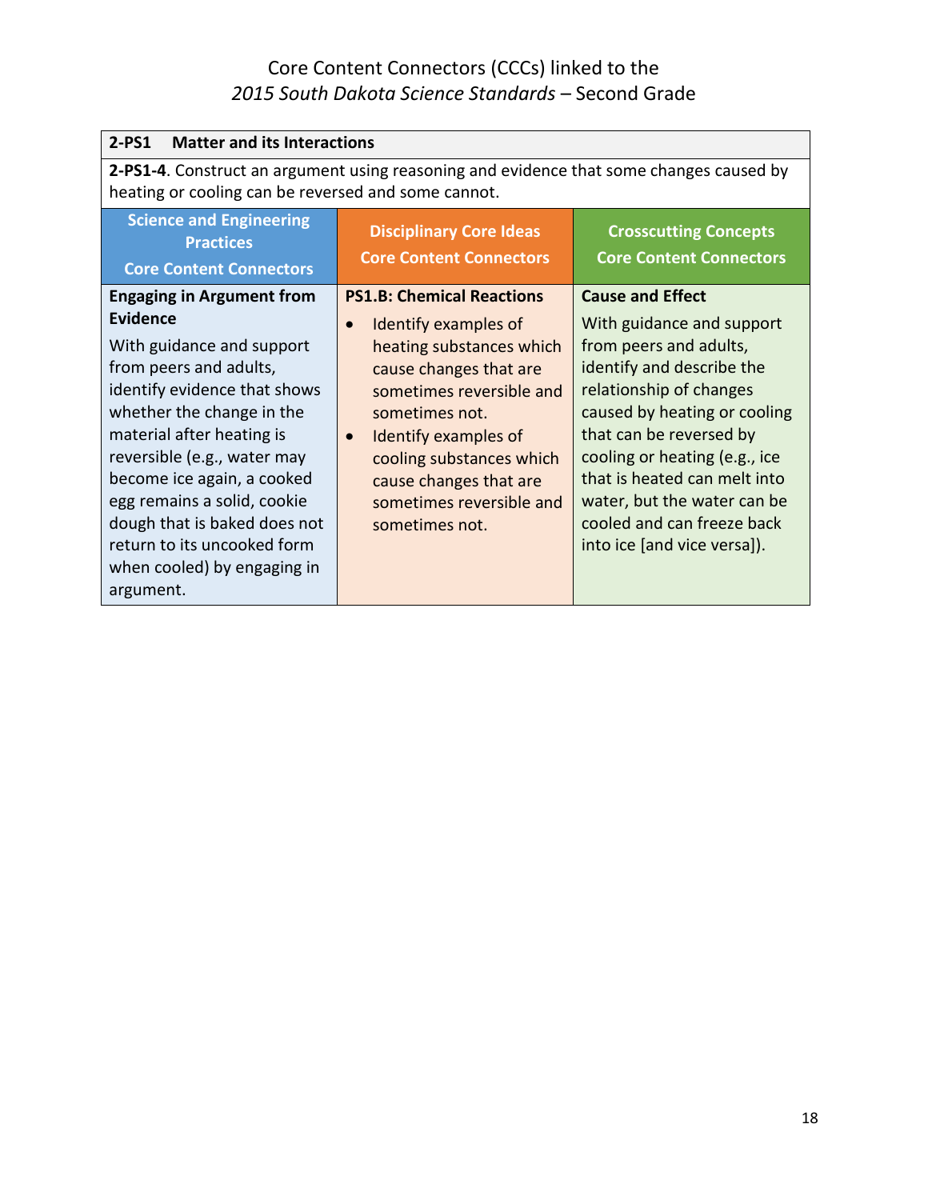Core Content Connectors (CCCs) linked to the
*2015 South Dakota Science Standards* – Second Grade

**2-PS1 Matter and its Interactions**

**2-PS1-4**. Construct an argument using reasoning and evidence that some changes caused by heating or cooling can be reversed and some cannot.

| Science and Engineering Practices Core Content Connectors | Disciplinary Core Ideas Core Content Connectors | Crosscutting Concepts Core Content Connectors |
|---|---|---|
| **Engaging in Argument from Evidence**<br>With guidance and support from peers and adults, identify evidence that shows whether the change in the material after heating is reversible (e.g., water may become ice again, a cooked egg remains a solid, cookie dough that is baked does not return to its uncooked form when cooled) by engaging in argument. | **PS1.B: Chemical Reactions**<br>• Identify examples of heating substances which cause changes that are sometimes reversible and sometimes not.<br>• Identify examples of cooling substances which cause changes that are sometimes reversible and sometimes not. | **Cause and Effect**<br>With guidance and support from peers and adults, identify and describe the relationship of changes caused by heating or cooling that can be reversed by cooling or heating (e.g., ice that is heated can melt into water, but the water can be cooled and can freeze back into ice [and vice versa]). |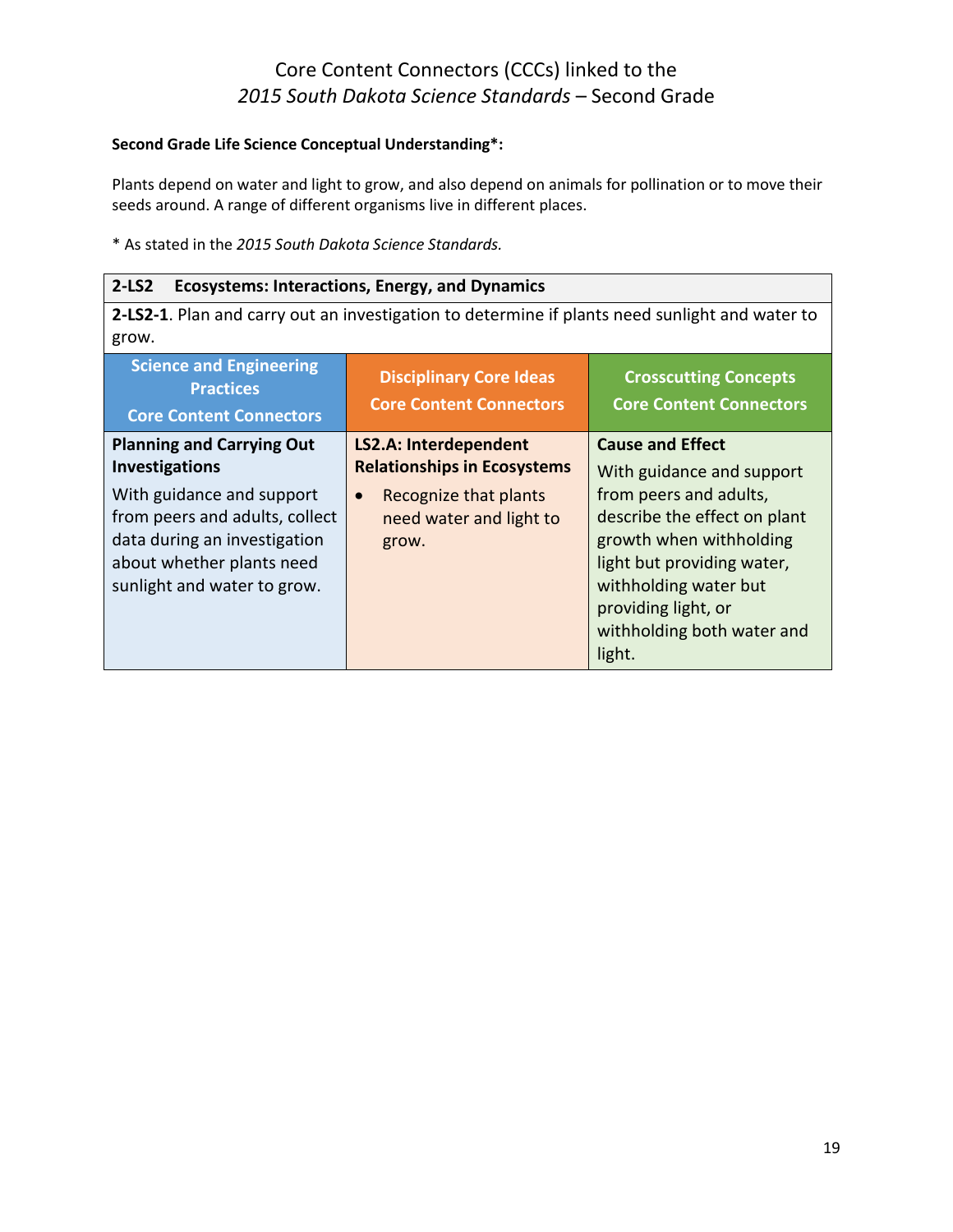# Core Content Connectors (CCCs) linked to the *2015 South Dakota Science Standards* – Second Grade

**Second Grade Life Science Conceptual Understanding*:**

Plants depend on water and light to grow, and also depend on animals for pollination or to move their seeds around. A range of different organisms live in different places.

* As stated in the *2015 South Dakota Science Standards.*

| **2-LS2 Ecosystems: Interactions, Energy, and Dynamics** | | |
|---|---|---|
| **2-LS2-1**. Plan and carry out an investigation to determine if plants need sunlight and water to grow. | | |
| **Science and Engineering Practices Core Content Connectors** | **Disciplinary Core Ideas Core Content Connectors** | **Crosscutting Concepts Core Content Connectors** |
| **Planning and Carrying Out Investigations**<br>With guidance and support from peers and adults, collect data during an investigation about whether plants need sunlight and water to grow. | **LS2.A: Interdependent Relationships in Ecosystems**<br>• Recognize that plants need water and light to grow. | **Cause and Effect**<br>With guidance and support from peers and adults, describe the effect on plant growth when withholding light but providing water, withholding water but providing light, or withholding both water and light. |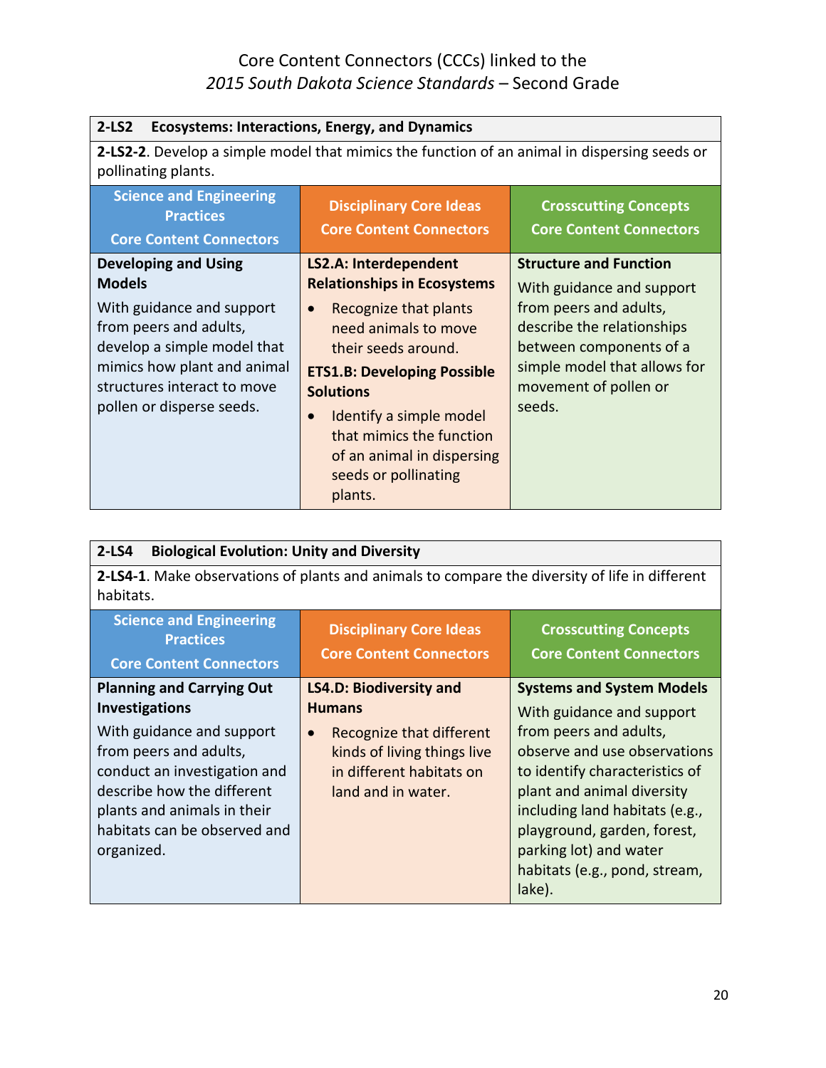# Core Content Connectors (CCCs) linked to the *2015 South Dakota Science Standards* – Second Grade

| **2-LS2 Ecosystems: Interactions, Energy, and Dynamics** | | |
|---|---|---|
| **2-LS2-2**. Develop a simple model that mimics the function of an animal in dispersing seeds or pollinating plants. | | |
| **Science and Engineering Practices Core Content Connectors** | **Disciplinary Core Ideas Core Content Connectors** | **Crosscutting Concepts Core Content Connectors** |
| **Developing and Using Models**<br>With guidance and support from peers and adults, develop a simple model that mimics how plant and animal structures interact to move pollen or disperse seeds. | **LS2.A: Interdependent Relationships in Ecosystems**<br>• Recognize that plants need animals to move their seeds around.<br>**ETS1.B: Developing Possible Solutions**<br>• Identify a simple model that mimics the function of an animal in dispersing seeds or pollinating plants. | **Structure and Function**<br>With guidance and support from peers and adults, describe the relationships between components of a simple model that allows for movement of pollen or seeds. |

| **2-LS4 Biological Evolution: Unity and Diversity** | | |
|---|---|---|
| **2-LS4-1**. Make observations of plants and animals to compare the diversity of life in different habitats. | | |
| **Science and Engineering Practices Core Content Connectors** | **Disciplinary Core Ideas Core Content Connectors** | **Crosscutting Concepts Core Content Connectors** |
| **Planning and Carrying Out Investigations**<br>With guidance and support from peers and adults, conduct an investigation and describe how the different plants and animals in their habitats can be observed and organized. | **LS4.D: Biodiversity and Humans**<br>• Recognize that different kinds of living things live in different habitats on land and in water. | **Systems and System Models**<br>With guidance and support from peers and adults, observe and use observations to identify characteristics of plant and animal diversity including land habitats (e.g., playground, garden, forest, parking lot) and water habitats (e.g., pond, stream, lake). |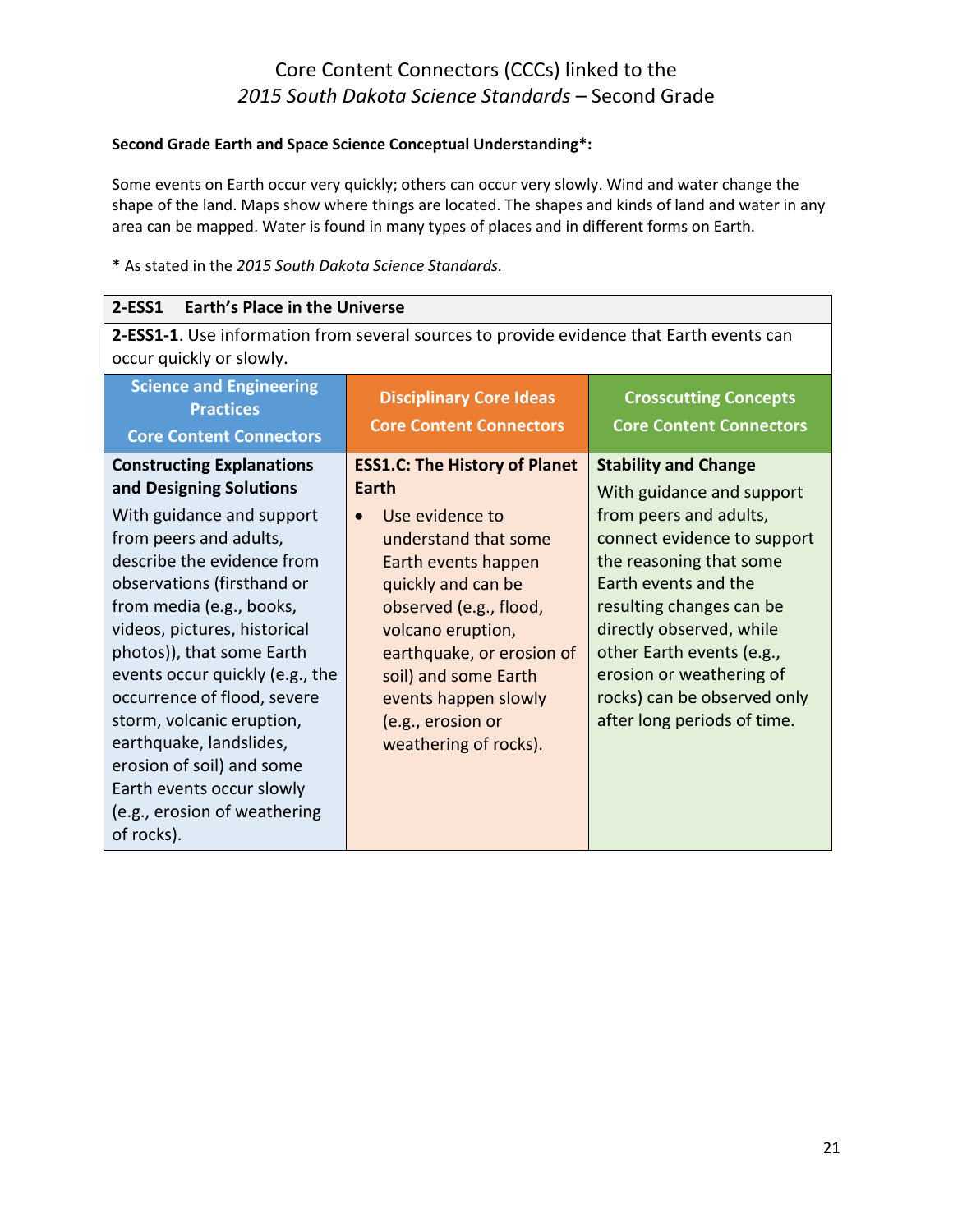# Core Content Connectors (CCCs) linked to the *2015 South Dakota Science Standards* – Second Grade

**Second Grade Earth and Space Science Conceptual Understanding*:**

Some events on Earth occur very quickly; others can occur very slowly. Wind and water change the shape of the land. Maps show where things are located. The shapes and kinds of land and water in any area can be mapped. Water is found in many types of places and in different forms on Earth.

* As stated in the *2015 South Dakota Science Standards.*

| **2-ESS1 Earth's Place in the Universe** | | |
|---|---|---|
| **2-ESS1-1**. Use information from several sources to provide evidence that Earth events can occur quickly or slowly. | | |
| **Science and Engineering Practices Core Content Connectors** | **Disciplinary Core Ideas Core Content Connectors** | **Crosscutting Concepts Core Content Connectors** |
| **Constructing Explanations and Designing Solutions** With guidance and support from peers and adults, describe the evidence from observations (firsthand or from media (e.g., books, videos, pictures, historical photos)), that some Earth events occur quickly (e.g., the occurrence of flood, severe storm, volcanic eruption, earthquake, landslides, erosion of soil) and some Earth events occur slowly (e.g., erosion of weathering of rocks). | **ESS1.C: The History of Planet Earth** • Use evidence to understand that some Earth events happen quickly and can be observed (e.g., flood, volcano eruption, earthquake, or erosion of soil) and some Earth events happen slowly (e.g., erosion or weathering of rocks). | **Stability and Change** With guidance and support from peers and adults, connect evidence to support the reasoning that some Earth events and the resulting changes can be directly observed, while other Earth events (e.g., erosion or weathering of rocks) can be observed only after long periods of time. |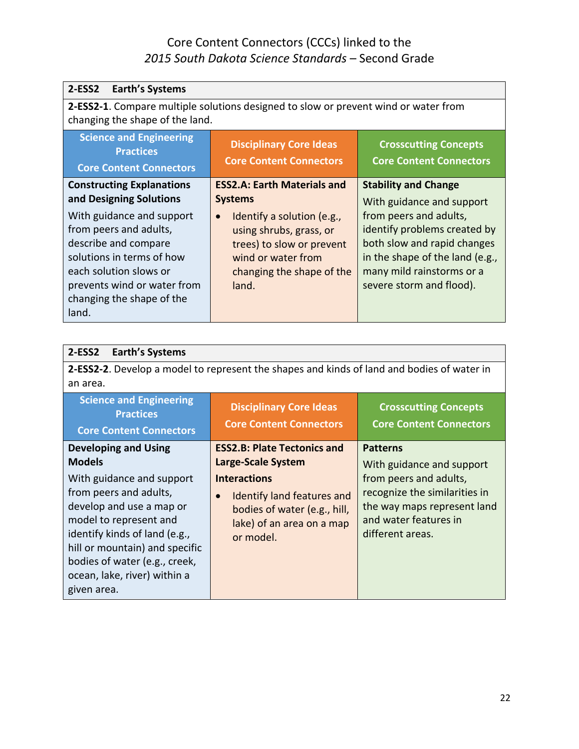Core Content Connectors (CCCs) linked to the
*2015 South Dakota Science Standards* – Second Grade

**2-ESS2 Earth's Systems**

**2-ESS2-1**. Compare multiple solutions designed to slow or prevent wind or water from changing the shape of the land.

| Science and Engineering Practices Core Content Connectors | Disciplinary Core Ideas Core Content Connectors | Crosscutting Concepts Core Content Connectors |
|---|---|---|
| **Constructing Explanations and Designing Solutions** With guidance and support from peers and adults, describe and compare solutions in terms of how each solution slows or prevents wind or water from changing the shape of the land. | **ESS2.A: Earth Materials and Systems** • Identify a solution (e.g., using shrubs, grass, or trees) to slow or prevent wind or water from changing the shape of the land. | **Stability and Change** With guidance and support from peers and adults, identify problems created by both slow and rapid changes in the shape of the land (e.g., many mild rainstorms or a severe storm and flood). |

**2-ESS2 Earth's Systems**

**2-ESS2-2**. Develop a model to represent the shapes and kinds of land and bodies of water in an area.

| Science and Engineering Practices Core Content Connectors | Disciplinary Core Ideas Core Content Connectors | Crosscutting Concepts Core Content Connectors |
|---|---|---|
| **Developing and Using Models** With guidance and support from peers and adults, develop and use a map or model to represent and identify kinds of land (e.g., hill or mountain) and specific bodies of water (e.g., creek, ocean, lake, river) within a given area. | **ESS2.B: Plate Tectonics and Large-Scale System Interactions** • Identify land features and bodies of water (e.g., hill, lake) of an area on a map or model. | **Patterns** With guidance and support from peers and adults, recognize the similarities in the way maps represent land and water features in different areas. |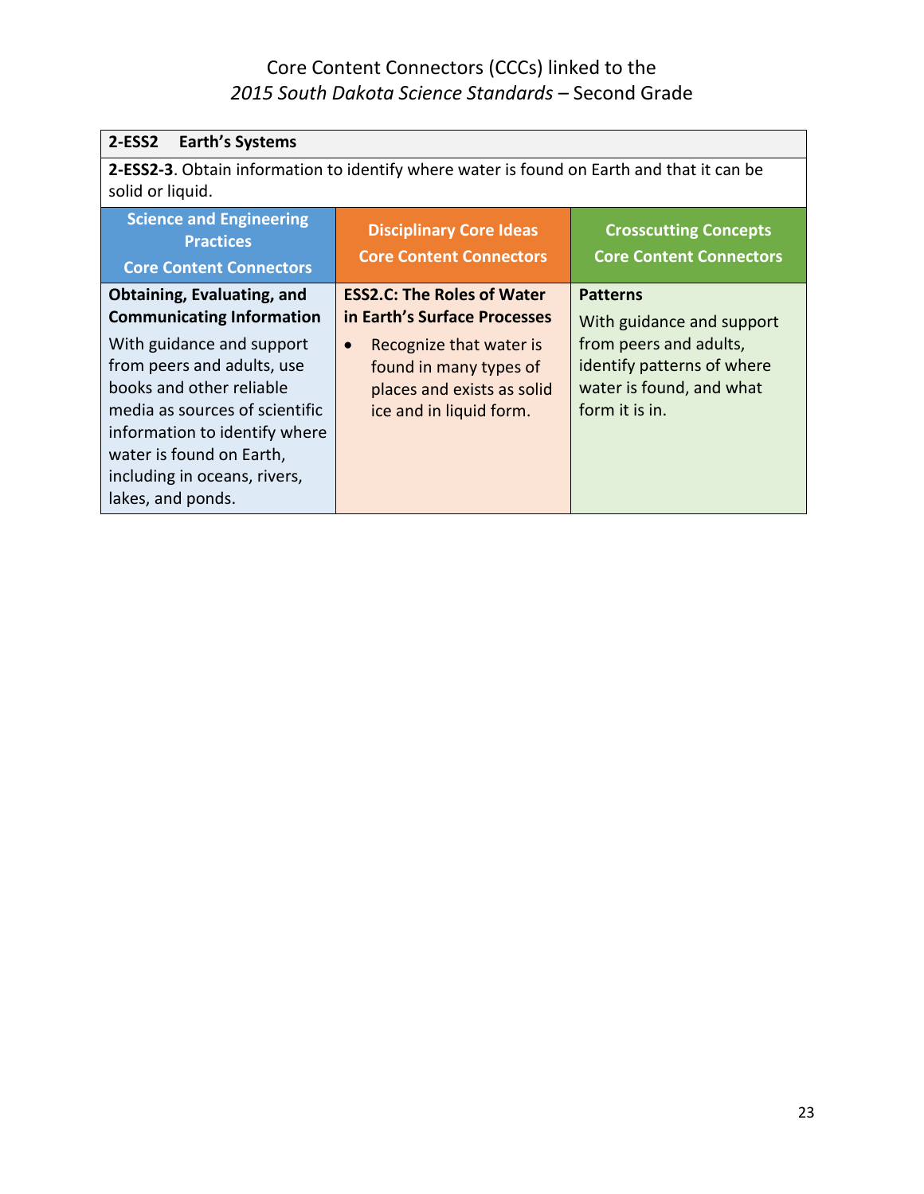Core Content Connectors (CCCs) linked to the
*2015 South Dakota Science Standards* – Second Grade

| **2-ESS2 Earth's Systems** | | |
|---|---|---|
| **2-ESS2-3**. Obtain information to identify where water is found on Earth and that it can be solid or liquid. | | |
| **Science and Engineering Practices Core Content Connectors** | **Disciplinary Core Ideas Core Content Connectors** | **Crosscutting Concepts Core Content Connectors** |
| **Obtaining, Evaluating, and Communicating Information**<br>With guidance and support from peers and adults, use books and other reliable media as sources of scientific information to identify where water is found on Earth, including in oceans, rivers, lakes, and ponds. | **ESS2.C: The Roles of Water in Earth's Surface Processes**<br>• Recognize that water is found in many types of places and exists as solid ice and in liquid form. | **Patterns**<br>With guidance and support from peers and adults, identify patterns of where water is found, and what form it is in. |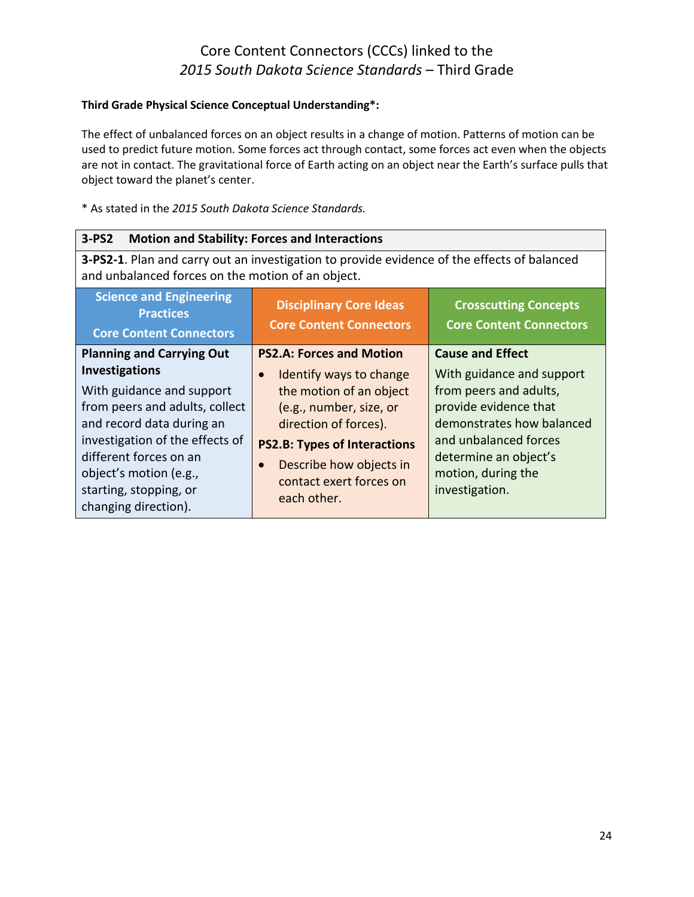# Core Content Connectors (CCCs) linked to the *2015 South Dakota Science Standards* – Third Grade

**Third Grade Physical Science Conceptual Understanding*:**

The effect of unbalanced forces on an object results in a change of motion. Patterns of motion can be used to predict future motion. Some forces act through contact, some forces act even when the objects are not in contact. The gravitational force of Earth acting on an object near the Earth's surface pulls that object toward the planet's center.

* As stated in the *2015 South Dakota Science Standards.*

| **3-PS2 Motion and Stability: Forces and Interactions** | | |
|---|---|---|
| **3-PS2-1**. Plan and carry out an investigation to provide evidence of the effects of balanced and unbalanced forces on the motion of an object. | | |
| **Science and Engineering Practices**<br>**Core Content Connectors** | **Disciplinary Core Ideas**<br>**Core Content Connectors** | **Crosscutting Concepts**<br>**Core Content Connectors** |
| **Planning and Carrying Out Investigations**<br>With guidance and support from peers and adults, collect and record data during an investigation of the effects of different forces on an object's motion (e.g., starting, stopping, or changing direction). | **PS2.A: Forces and Motion**<br>• Identify ways to change the motion of an object (e.g., number, size, or direction of forces).<br>**PS2.B: Types of Interactions**<br>• Describe how objects in contact exert forces on each other. | **Cause and Effect**<br>With guidance and support from peers and adults, provide evidence that demonstrates how balanced and unbalanced forces determine an object's motion, during the investigation. |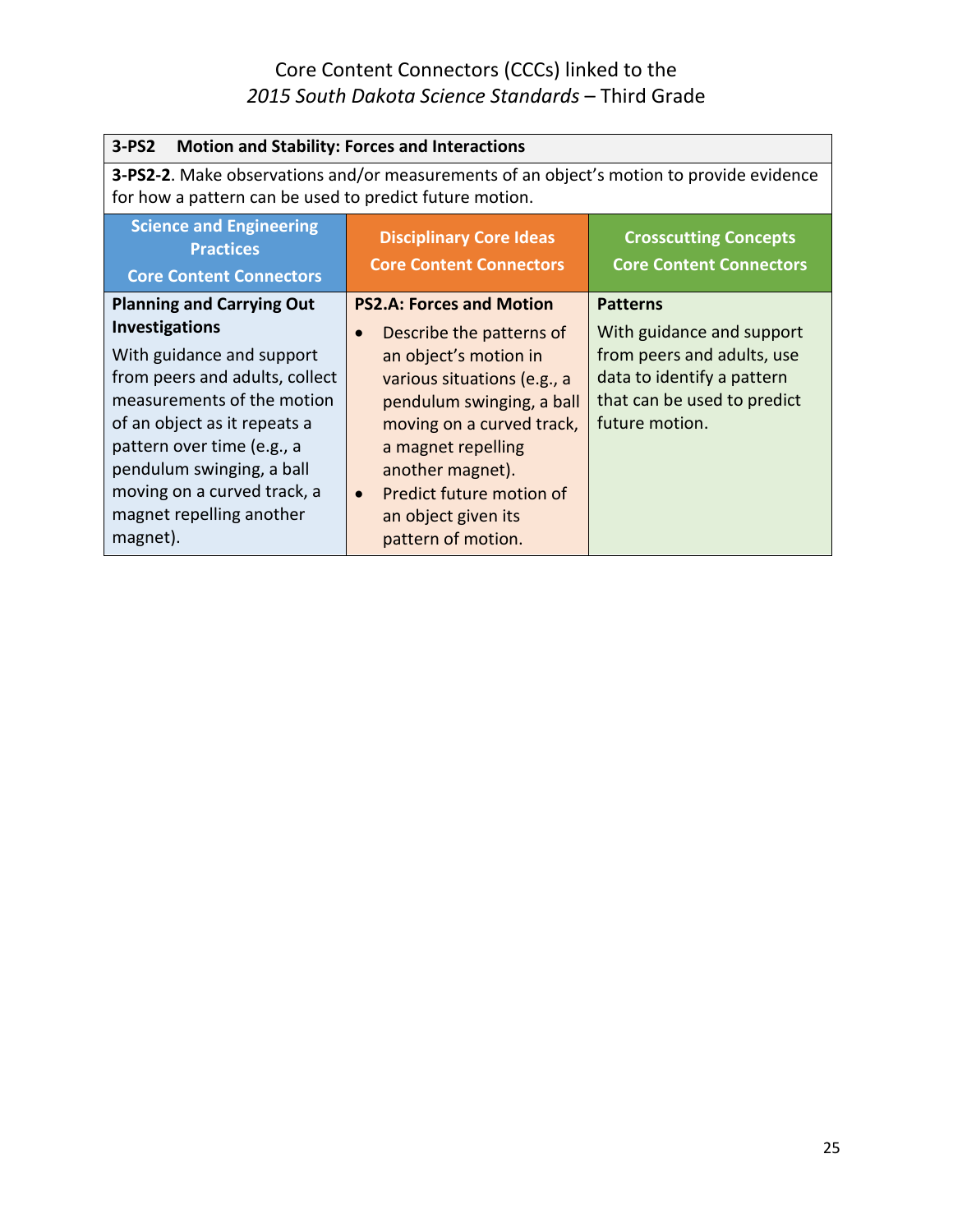# Core Content Connectors (CCCs) linked to the *2015 South Dakota Science Standards* – Third Grade

| **3-PS2 Motion and Stability: Forces and Interactions** | | |
|---|---|---|
| **3-PS2-2**. Make observations and/or measurements of an object's motion to provide evidence for how a pattern can be used to predict future motion. | | |
| **Science and Engineering Practices Core Content Connectors** | **Disciplinary Core Ideas Core Content Connectors** | **Crosscutting Concepts Core Content Connectors** |
| **Planning and Carrying Out Investigations**<br>With guidance and support from peers and adults, collect measurements of the motion of an object as it repeats a pattern over time (e.g., a pendulum swinging, a ball moving on a curved track, a magnet repelling another magnet). | **PS2.A: Forces and Motion**<br>• Describe the patterns of an object's motion in various situations (e.g., a pendulum swinging, a ball moving on a curved track, a magnet repelling another magnet).<br>• Predict future motion of an object given its pattern of motion. | **Patterns**<br>With guidance and support from peers and adults, use data to identify a pattern that can be used to predict future motion. |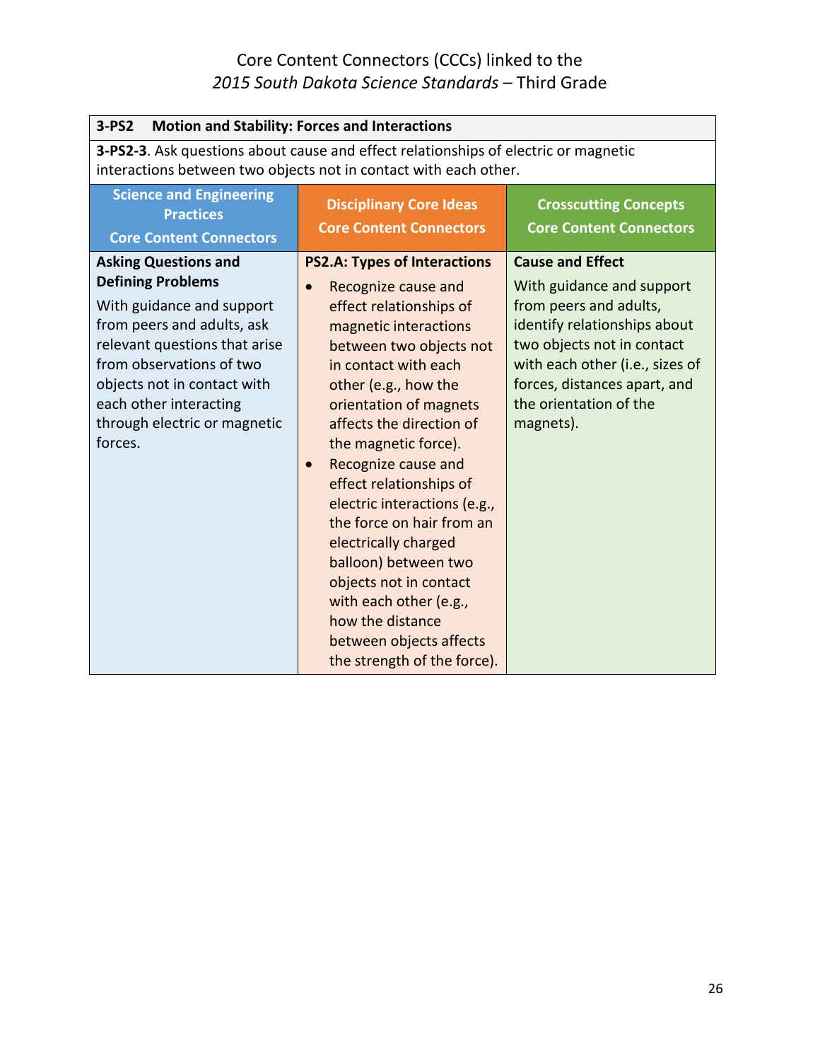# Core Content Connectors (CCCs) linked to the *2015 South Dakota Science Standards* – Third Grade

| **3-PS2 Motion and Stability: Forces and Interactions** | | |
|---|---|---|
| **3-PS2-3**. Ask questions about cause and effect relationships of electric or magnetic interactions between two objects not in contact with each other. | | |
| **Science and Engineering Practices Core Content Connectors** | **Disciplinary Core Ideas Core Content Connectors** | **Crosscutting Concepts Core Content Connectors** |
| **Asking Questions and Defining Problems**<br>With guidance and support from peers and adults, ask relevant questions that arise from observations of two objects not in contact with each other interacting through electric or magnetic forces. | **PS2.A: Types of Interactions**<br>• Recognize cause and effect relationships of magnetic interactions between two objects not in contact with each other (e.g., how the orientation of magnets affects the direction of the magnetic force).<br>• Recognize cause and effect relationships of electric interactions (e.g., the force on hair from an electrically charged balloon) between two objects not in contact with each other (e.g., how the distance between objects affects the strength of the force). | **Cause and Effect**<br>With guidance and support from peers and adults, identify relationships about two objects not in contact with each other (i.e., sizes of forces, distances apart, and the orientation of the magnets). |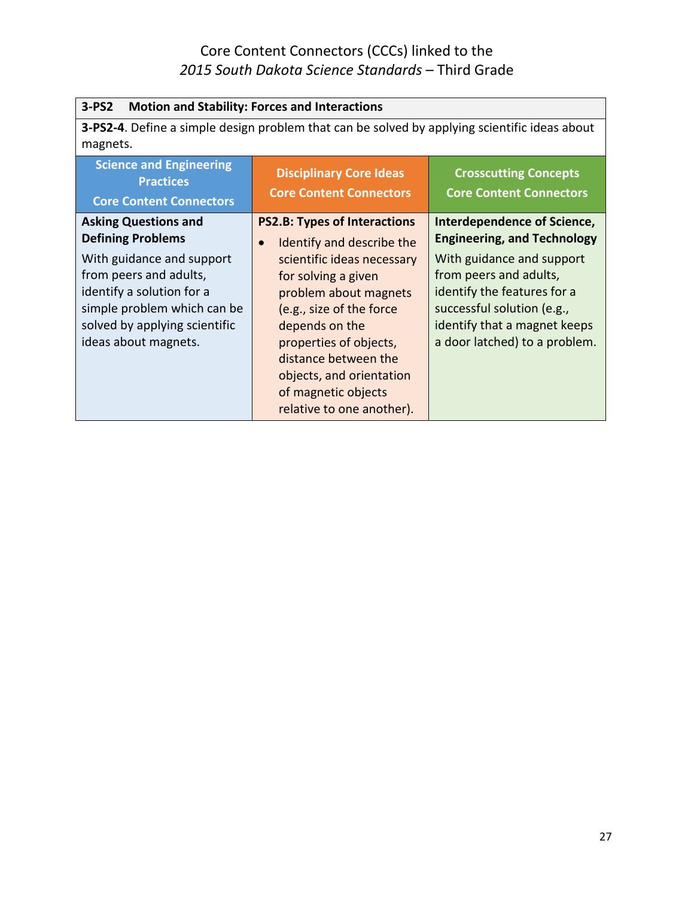Core Content Connectors (CCCs) linked to the *2015 South Dakota Science Standards* – Third Grade

| **3-PS2 Motion and Stability: Forces and Interactions** | | |
|---|---|---|
| **3-PS2-4**. Define a simple design problem that can be solved by applying scientific ideas about magnets. | | |
| **Science and Engineering Practices Core Content Connectors** | **Disciplinary Core Ideas Core Content Connectors** | **Crosscutting Concepts Core Content Connectors** |
| **Asking Questions and Defining Problems** With guidance and support from peers and adults, identify a solution for a simple problem which can be solved by applying scientific ideas about magnets. | **PS2.B: Types of Interactions** • Identify and describe the scientific ideas necessary for solving a given problem about magnets (e.g., size of the force depends on the properties of objects, distance between the objects, and orientation of magnetic objects relative to one another). | **Interdependence of Science, Engineering, and Technology** With guidance and support from peers and adults, identify the features for a successful solution (e.g., identify that a magnet keeps a door latched) to a problem. |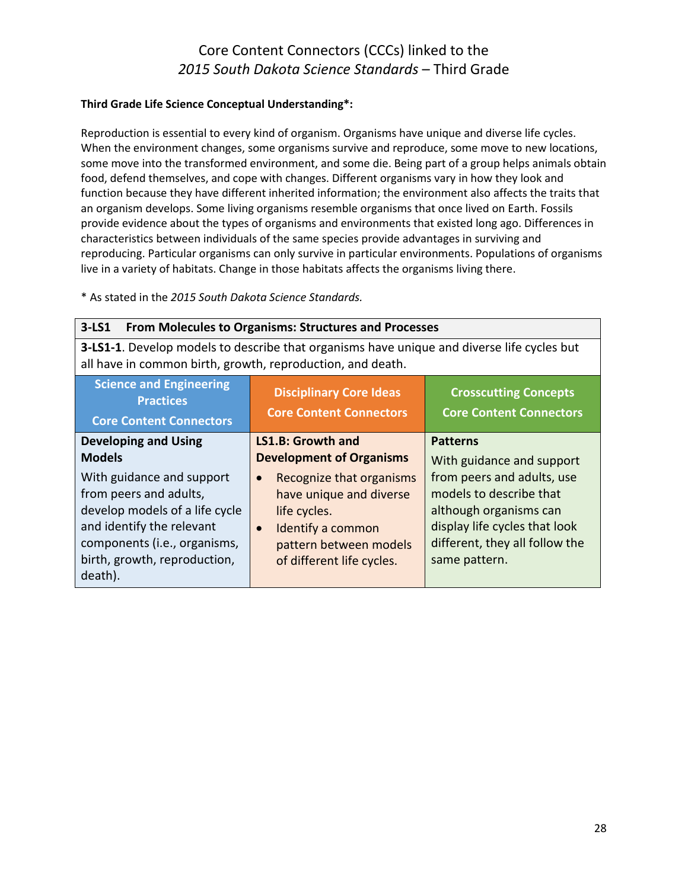# Core Content Connectors (CCCs) linked to the *2015 South Dakota Science Standards* – Third Grade

**Third Grade Life Science Conceptual Understanding*:**

Reproduction is essential to every kind of organism. Organisms have unique and diverse life cycles. When the environment changes, some organisms survive and reproduce, some move to new locations, some move into the transformed environment, and some die. Being part of a group helps animals obtain food, defend themselves, and cope with changes. Different organisms vary in how they look and function because they have different inherited information; the environment also affects the traits that an organism develops. Some living organisms resemble organisms that once lived on Earth. Fossils provide evidence about the types of organisms and environments that existed long ago. Differences in characteristics between individuals of the same species provide advantages in surviving and reproducing. Particular organisms can only survive in particular environments. Populations of organisms live in a variety of habitats. Change in those habitats affects the organisms living there.

\* As stated in the *2015 South Dakota Science Standards.*

| **3-LS1 From Molecules to Organisms: Structures and Processes** | | |
|---|---|---|
| **3-LS1-1**. Develop models to describe that organisms have unique and diverse life cycles but all have in common birth, growth, reproduction, and death. | | |
| **Science and Engineering Practices Core Content Connectors** | **Disciplinary Core Ideas Core Content Connectors** | **Crosscutting Concepts Core Content Connectors** |
| **Developing and Using Models**<br>With guidance and support from peers and adults, develop models of a life cycle and identify the relevant components (i.e., organisms, birth, growth, reproduction, death). | **LS1.B: Growth and Development of Organisms**<br>• Recognize that organisms have unique and diverse life cycles.<br>• Identify a common pattern between models of different life cycles. | **Patterns**<br>With guidance and support from peers and adults, use models to describe that although organisms can display life cycles that look different, they all follow the same pattern. |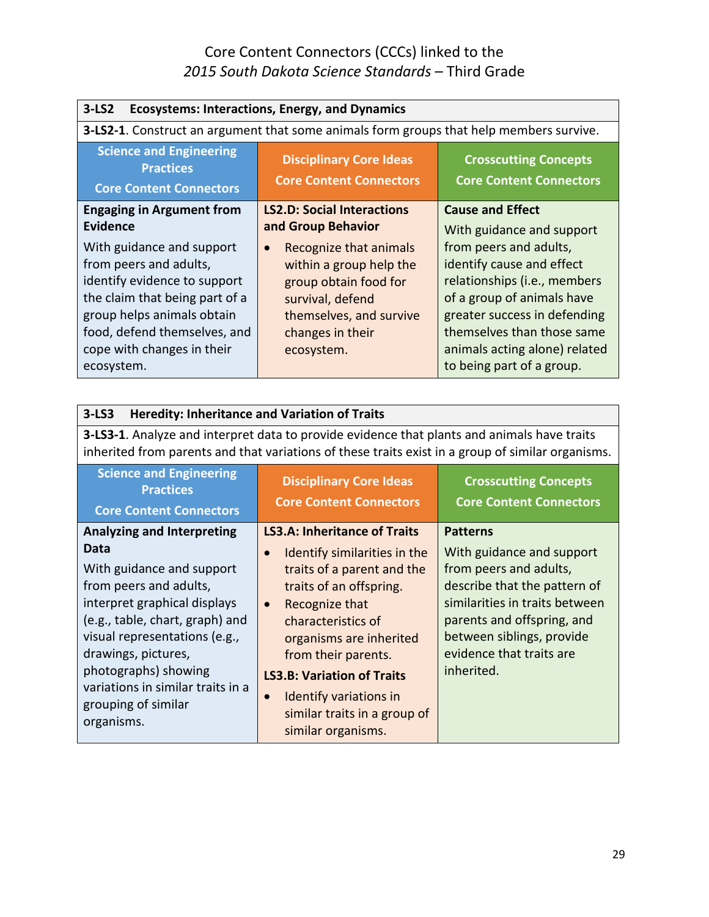# Core Content Connectors (CCCs) linked to the *2015 South Dakota Science Standards* – Third Grade

| **3-LS2 Ecosystems: Interactions, Energy, and Dynamics** | | |
|---|---|---|
| **3-LS2-1**. Construct an argument that some animals form groups that help members survive. | | |
| **Science and Engineering Practices Core Content Connectors** | **Disciplinary Core Ideas Core Content Connectors** | **Crosscutting Concepts Core Content Connectors** |
| **Engaging in Argument from Evidence**<br>With guidance and support from peers and adults, identify evidence to support the claim that being part of a group helps animals obtain food, defend themselves, and cope with changes in their ecosystem. | **LS2.D: Social Interactions and Group Behavior**<br>• Recognize that animals within a group help the group obtain food for survival, defend themselves, and survive changes in their ecosystem. | **Cause and Effect**<br>With guidance and support from peers and adults, identify cause and effect relationships (i.e., members of a group of animals have greater success in defending themselves than those same animals acting alone) related to being part of a group. |

| **3-LS3 Heredity: Inheritance and Variation of Traits** | | |
|---|---|---|
| **3-LS3-1**. Analyze and interpret data to provide evidence that plants and animals have traits inherited from parents and that variations of these traits exist in a group of similar organisms. | | |
| **Science and Engineering Practices Core Content Connectors** | **Disciplinary Core Ideas Core Content Connectors** | **Crosscutting Concepts Core Content Connectors** |
| **Analyzing and Interpreting Data**<br>With guidance and support from peers and adults, interpret graphical displays (e.g., table, chart, graph) and visual representations (e.g., drawings, pictures, photographs) showing variations in similar traits in a grouping of similar organisms. | **LS3.A: Inheritance of Traits**<br>• Identify similarities in the traits of a parent and the traits of an offspring.<br>• Recognize that characteristics of organisms are inherited from their parents.<br>**LS3.B: Variation of Traits**<br>• Identify variations in similar traits in a group of similar organisms. | **Patterns**<br>With guidance and support from peers and adults, describe that the pattern of similarities in traits between parents and offspring, and between siblings, provide evidence that traits are inherited. |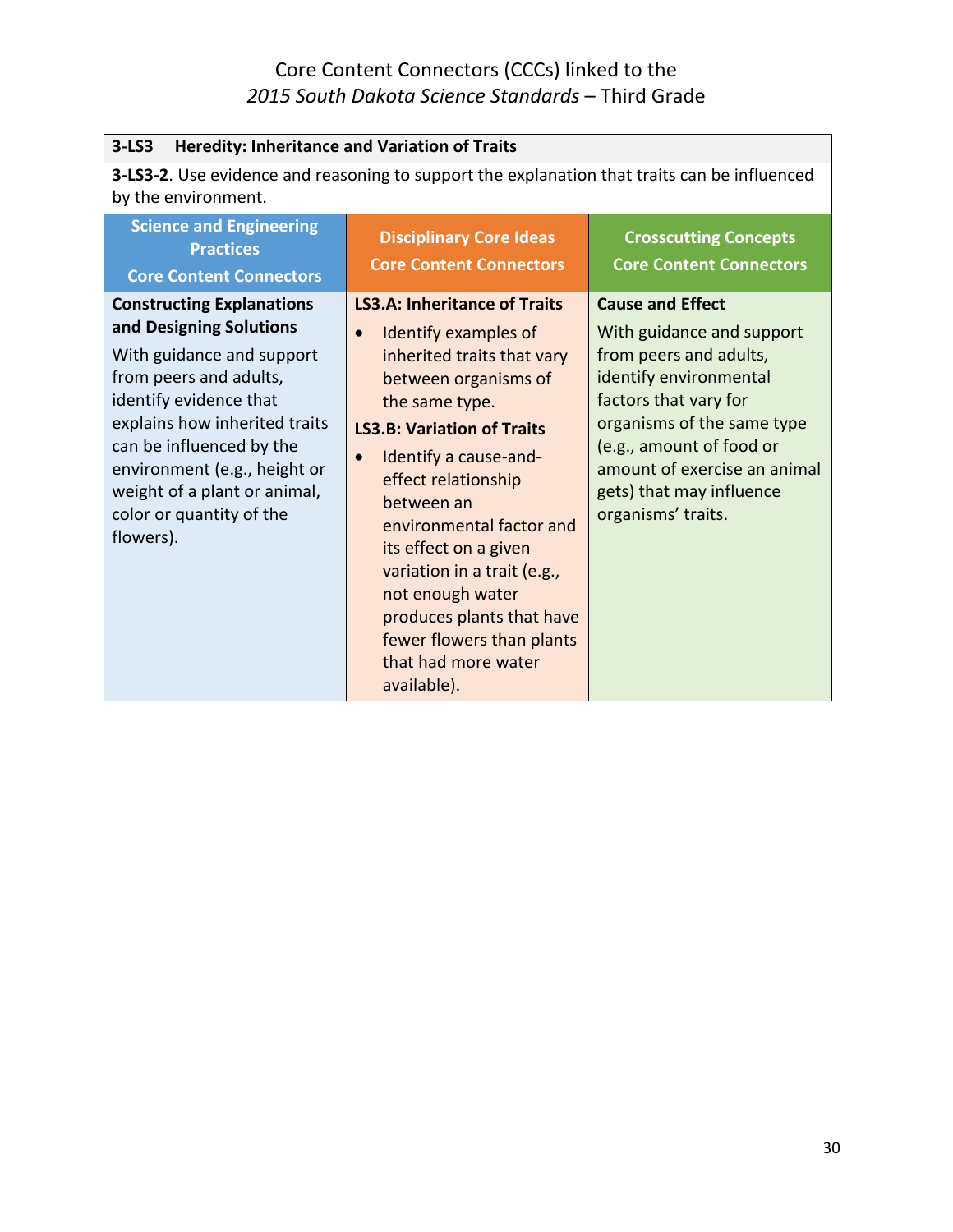# Core Content Connectors (CCCs) linked to the *2015 South Dakota Science Standards* – Third Grade

| **3-LS3 Heredity: Inheritance and Variation of Traits** | | |
|---|---|---|
| **3-LS3-2**. Use evidence and reasoning to support the explanation that traits can be influenced by the environment. | | |
| **Science and Engineering Practices Core Content Connectors** | **Disciplinary Core Ideas Core Content Connectors** | **Crosscutting Concepts Core Content Connectors** |
| **Constructing Explanations and Designing Solutions**<br>With guidance and support from peers and adults, identify evidence that explains how inherited traits can be influenced by the environment (e.g., height or weight of a plant or animal, color or quantity of the flowers). | **LS3.A: Inheritance of Traits**<br>• Identify examples of inherited traits that vary between organisms of the same type.<br>**LS3.B: Variation of Traits**<br>• Identify a cause-and-effect relationship between an environmental factor and its effect on a given variation in a trait (e.g., not enough water produces plants that have fewer flowers than plants that had more water available). | **Cause and Effect**<br>With guidance and support from peers and adults, identify environmental factors that vary for organisms of the same type (e.g., amount of food or amount of exercise an animal gets) that may influence organisms' traits. |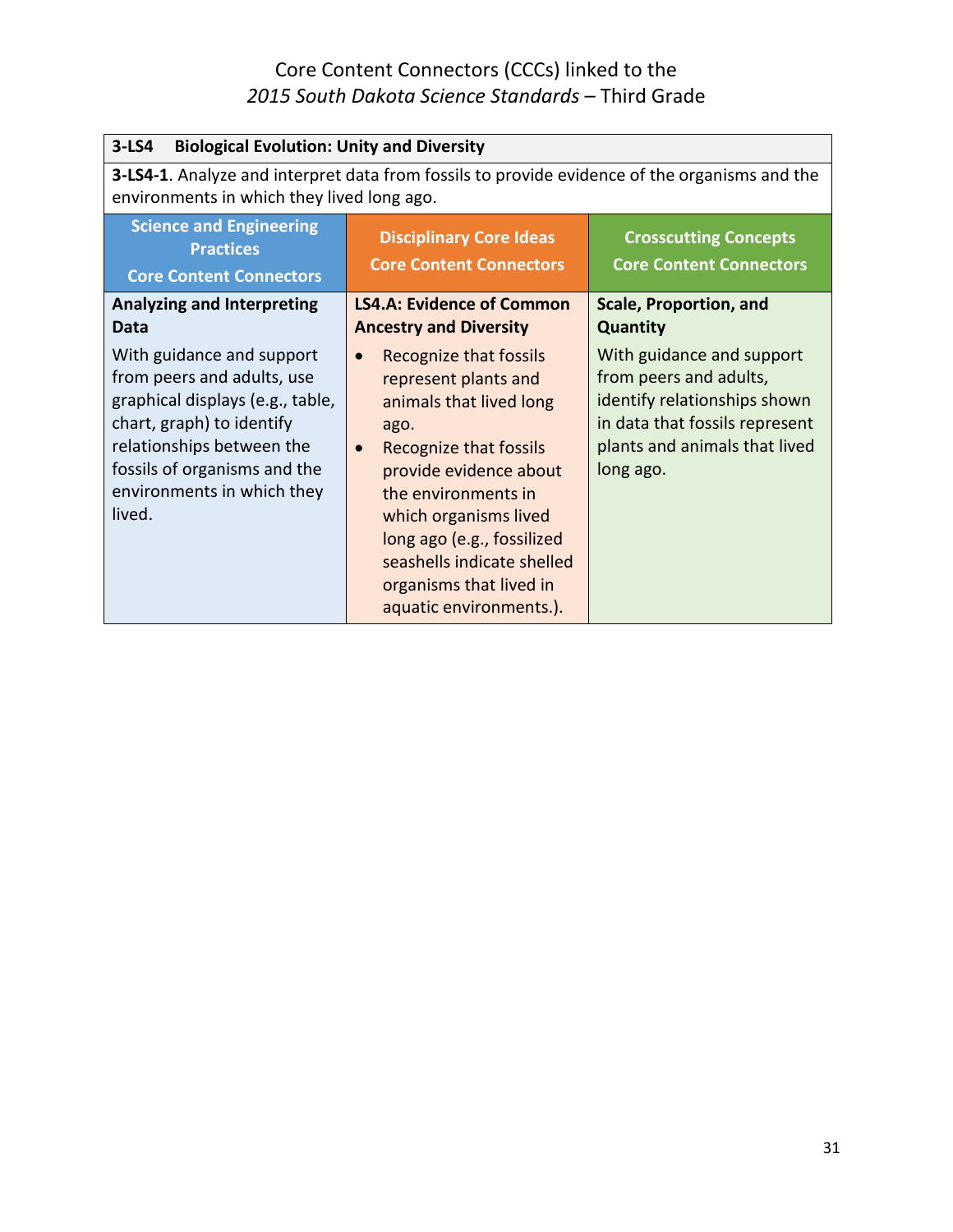# Core Content Connectors (CCCs) linked to the *2015 South Dakota Science Standards* – Third Grade

| **3-LS4 Biological Evolution: Unity and Diversity** | | |
|---|---|---|
| **3-LS4-1**. Analyze and interpret data from fossils to provide evidence of the organisms and the environments in which they lived long ago. | | |
| **Science and Engineering Practices Core Content Connectors** | **Disciplinary Core Ideas Core Content Connectors** | **Crosscutting Concepts Core Content Connectors** |
| **Analyzing and Interpreting Data**<br>With guidance and support from peers and adults, use graphical displays (e.g., table, chart, graph) to identify relationships between the fossils of organisms and the environments in which they lived. | **LS4.A: Evidence of Common Ancestry and Diversity**<br>• Recognize that fossils represent plants and animals that lived long ago.<br>• Recognize that fossils provide evidence about the environments in which organisms lived long ago (e.g., fossilized seashells indicate shelled organisms that lived in aquatic environments.). | **Scale, Proportion, and Quantity**<br>With guidance and support from peers and adults, identify relationships shown in data that fossils represent plants and animals that lived long ago. |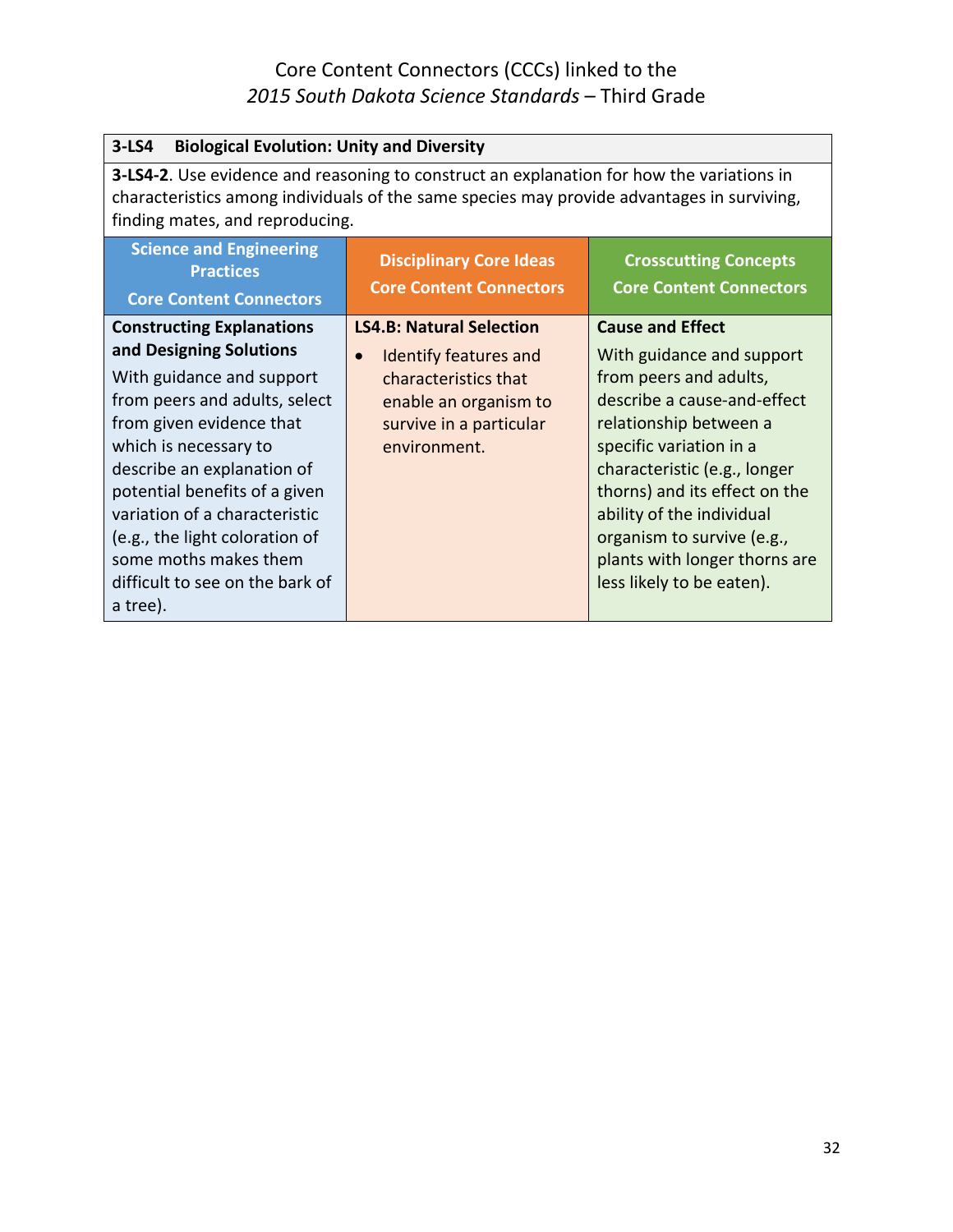# Core Content Connectors (CCCs) linked to the *2015 South Dakota Science Standards* – Third Grade

| **3-LS4 Biological Evolution: Unity and Diversity** | | |
|---|---|---|
| **3-LS4-2**. Use evidence and reasoning to construct an explanation for how the variations in characteristics among individuals of the same species may provide advantages in surviving, finding mates, and reproducing. | | |
| **Science and Engineering Practices Core Content Connectors** | **Disciplinary Core Ideas Core Content Connectors** | **Crosscutting Concepts Core Content Connectors** |
| **Constructing Explanations and Designing Solutions** With guidance and support from peers and adults, select from given evidence that which is necessary to describe an explanation of potential benefits of a given variation of a characteristic (e.g., the light coloration of some moths makes them difficult to see on the bark of a tree). | **LS4.B: Natural Selection** • Identify features and characteristics that enable an organism to survive in a particular environment. | **Cause and Effect** With guidance and support from peers and adults, describe a cause-and-effect relationship between a specific variation in a characteristic (e.g., longer thorns) and its effect on the ability of the individual organism to survive (e.g., plants with longer thorns are less likely to be eaten). |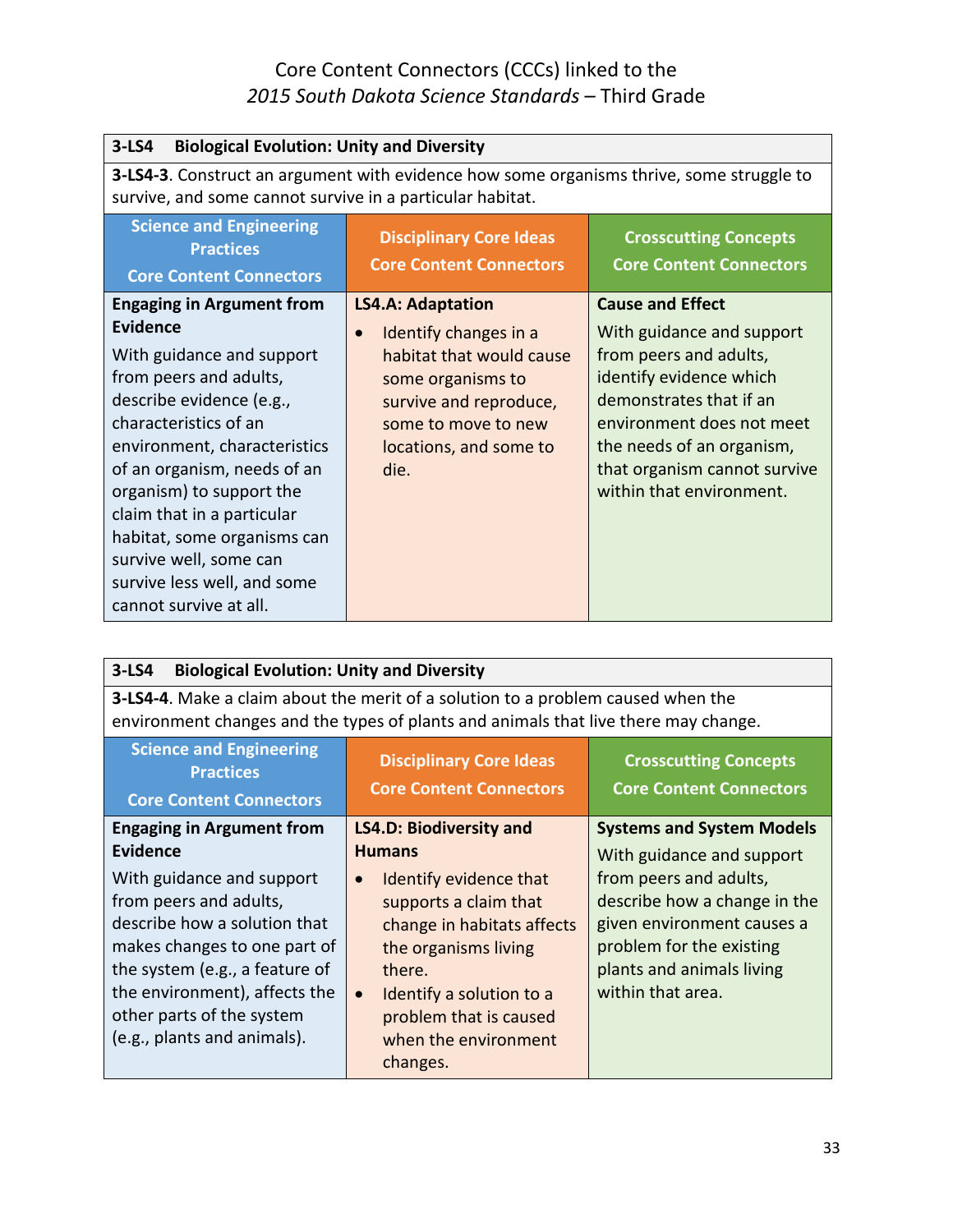# Core Content Connectors (CCCs) linked to the *2015 South Dakota Science Standards* – Third Grade

| **3-LS4 Biological Evolution: Unity and Diversity** | | |
|---|---|---|
| **3-LS4-3**. Construct an argument with evidence how some organisms thrive, some struggle to survive, and some cannot survive in a particular habitat. | | |
| **Science and Engineering Practices Core Content Connectors** | **Disciplinary Core Ideas Core Content Connectors** | **Crosscutting Concepts Core Content Connectors** |
| **Engaging in Argument from Evidence**<br>With guidance and support from peers and adults, describe evidence (e.g., characteristics of an environment, characteristics of an organism, needs of an organism) to support the claim that in a particular habitat, some organisms can survive well, some can survive less well, and some cannot survive at all. | **LS4.A: Adaptation**<br>• Identify changes in a habitat that would cause some organisms to survive and reproduce, some to move to new locations, and some to die. | **Cause and Effect**<br>With guidance and support from peers and adults, identify evidence which demonstrates that if an environment does not meet the needs of an organism, that organism cannot survive within that environment. |

| **3-LS4 Biological Evolution: Unity and Diversity** | | |
|---|---|---|
| **3-LS4-4**. Make a claim about the merit of a solution to a problem caused when the environment changes and the types of plants and animals that live there may change. | | |
| **Science and Engineering Practices Core Content Connectors** | **Disciplinary Core Ideas Core Content Connectors** | **Crosscutting Concepts Core Content Connectors** |
| **Engaging in Argument from Evidence**<br>With guidance and support from peers and adults, describe how a solution that makes changes to one part of the system (e.g., a feature of the environment), affects the other parts of the system (e.g., plants and animals). | **LS4.D: Biodiversity and Humans**<br>• Identify evidence that supports a claim that change in habitats affects the organisms living there.<br>• Identify a solution to a problem that is caused when the environment changes. | **Systems and System Models**<br>With guidance and support from peers and adults, describe how a change in the given environment causes a problem for the existing plants and animals living within that area. |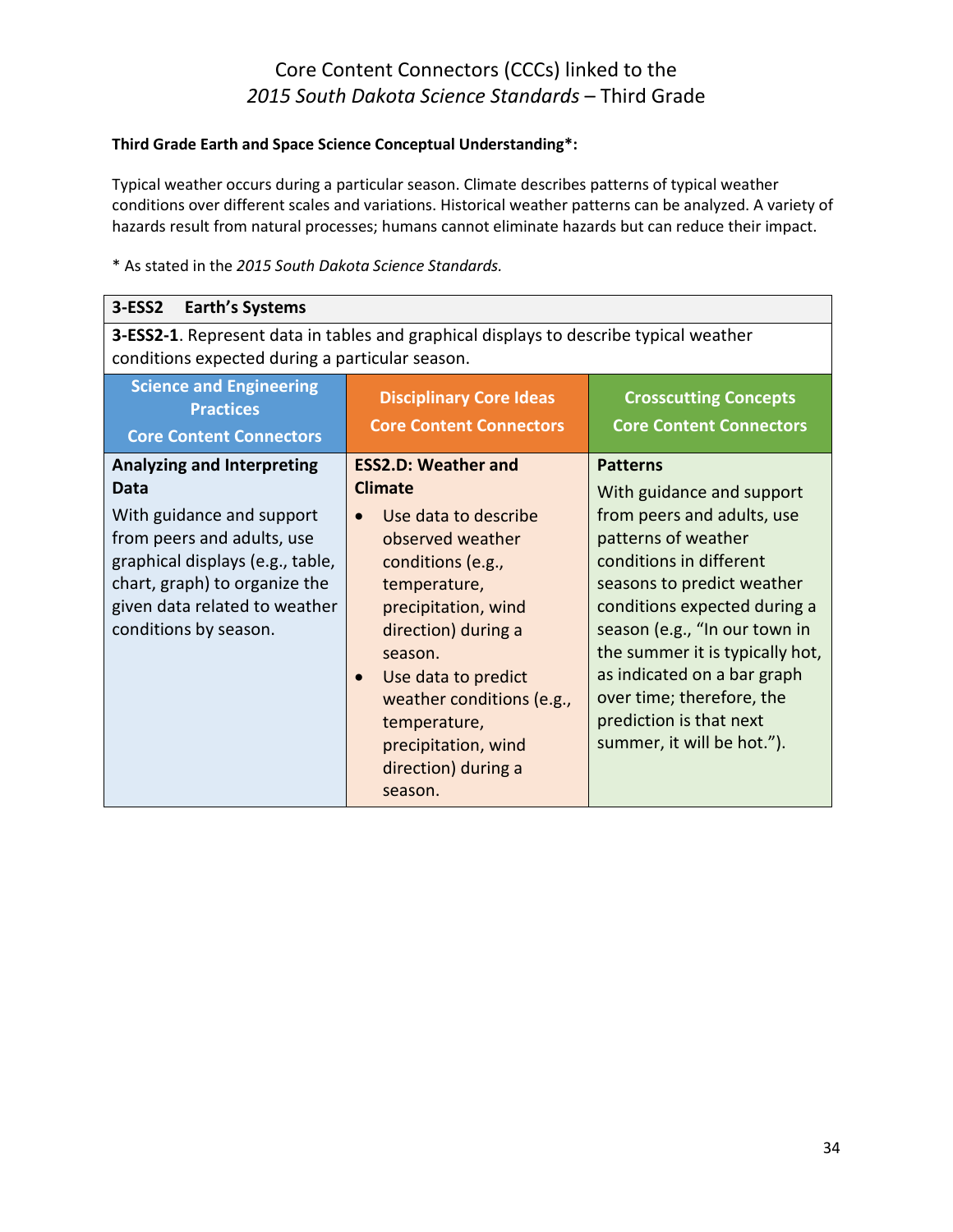# Core Content Connectors (CCCs) linked to the *2015 South Dakota Science Standards* – Third Grade

**Third Grade Earth and Space Science Conceptual Understanding*:**

Typical weather occurs during a particular season. Climate describes patterns of typical weather conditions over different scales and variations. Historical weather patterns can be analyzed. A variety of hazards result from natural processes; humans cannot eliminate hazards but can reduce their impact.

* As stated in the *2015 South Dakota Science Standards.*

| **3-ESS2 Earth's Systems** | | |
|---|---|---|
| **3-ESS2-1**. Represent data in tables and graphical displays to describe typical weather conditions expected during a particular season. | | |
| **Science and Engineering Practices Core Content Connectors** | **Disciplinary Core Ideas Core Content Connectors** | **Crosscutting Concepts Core Content Connectors** |
| **Analyzing and Interpreting Data**<br>With guidance and support from peers and adults, use graphical displays (e.g., table, chart, graph) to organize the given data related to weather conditions by season. | **ESS2.D: Weather and Climate**<br>• Use data to describe observed weather conditions (e.g., temperature, precipitation, wind direction) during a season.<br>• Use data to predict weather conditions (e.g., temperature, precipitation, wind direction) during a season. | **Patterns**<br>With guidance and support from peers and adults, use patterns of weather conditions in different seasons to predict weather conditions expected during a season (e.g., "In our town in the summer it is typically hot, as indicated on a bar graph over time; therefore, the prediction is that next summer, it will be hot."). |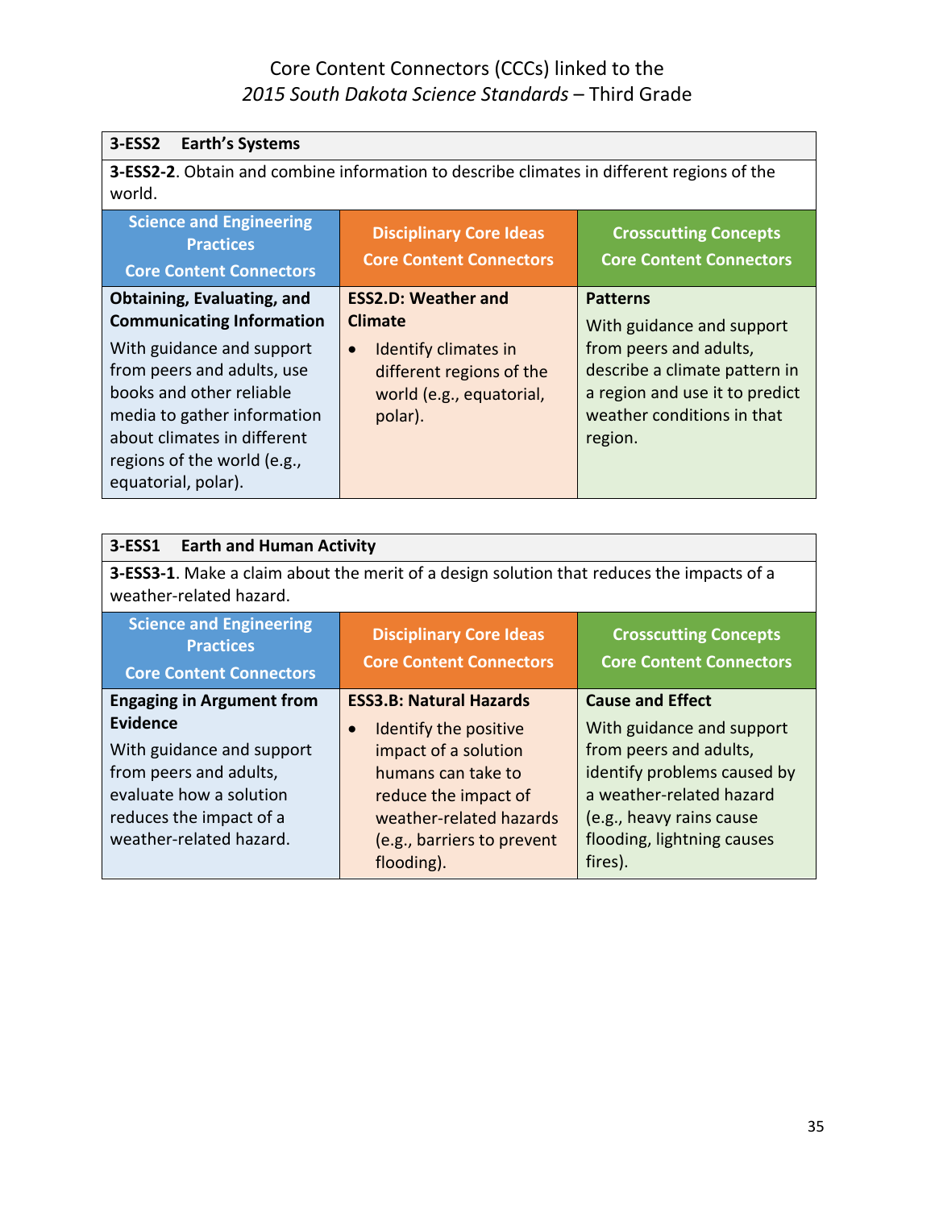Core Content Connectors (CCCs) linked to the
*2015 South Dakota Science Standards* – Third Grade

| **3-ESS2 Earth's Systems** | | |
|---|---|---|
| **3-ESS2-2**. Obtain and combine information to describe climates in different regions of the world. | | |
| **Science and Engineering Practices Core Content Connectors** | **Disciplinary Core Ideas Core Content Connectors** | **Crosscutting Concepts Core Content Connectors** |
| **Obtaining, Evaluating, and Communicating Information** With guidance and support from peers and adults, use books and other reliable media to gather information about climates in different regions of the world (e.g., equatorial, polar). | **ESS2.D: Weather and Climate** • Identify climates in different regions of the world (e.g., equatorial, polar). | **Patterns** With guidance and support from peers and adults, describe a climate pattern in a region and use it to predict weather conditions in that region. |

| **3-ESS1 Earth and Human Activity** | | |
|---|---|---|
| **3-ESS3-1**. Make a claim about the merit of a design solution that reduces the impacts of a weather-related hazard. | | |
| **Science and Engineering Practices Core Content Connectors** | **Disciplinary Core Ideas Core Content Connectors** | **Crosscutting Concepts Core Content Connectors** |
| **Engaging in Argument from Evidence** With guidance and support from peers and adults, evaluate how a solution reduces the impact of a weather-related hazard. | **ESS3.B: Natural Hazards** • Identify the positive impact of a solution humans can take to reduce the impact of weather-related hazards (e.g., barriers to prevent flooding). | **Cause and Effect** With guidance and support from peers and adults, identify problems caused by a weather-related hazard (e.g., heavy rains cause flooding, lightning causes fires). |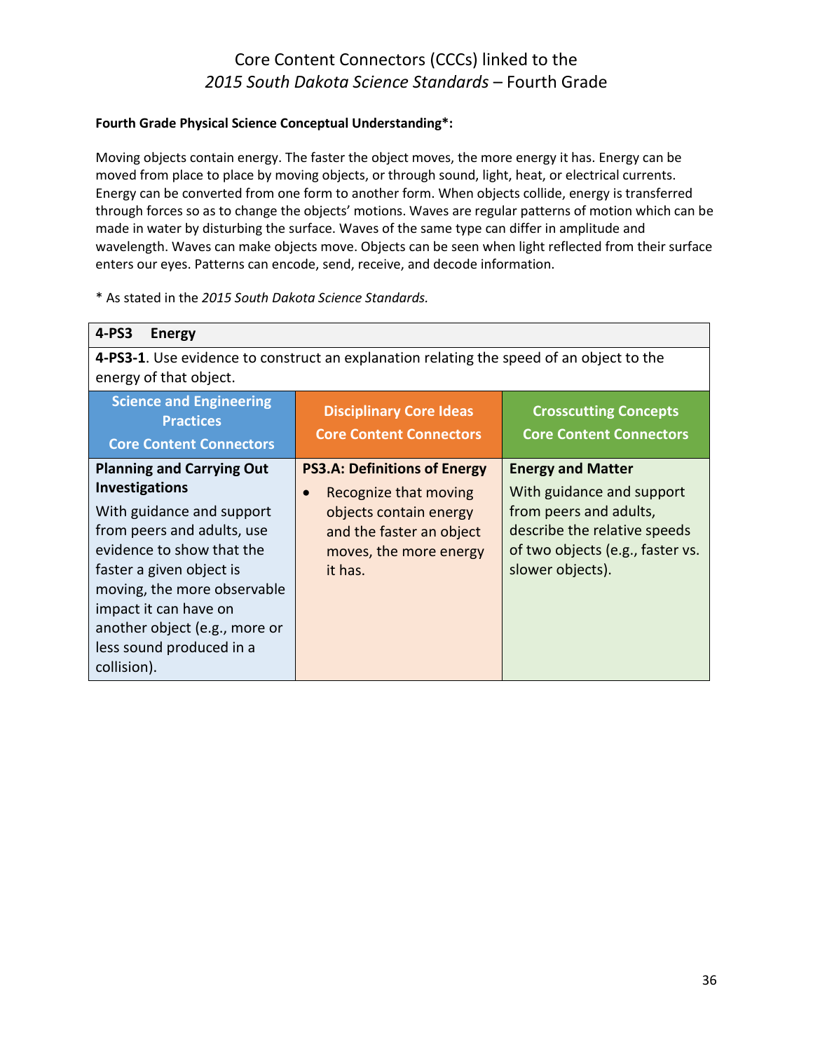# Core Content Connectors (CCCs) linked to the *2015 South Dakota Science Standards* – Fourth Grade

**Fourth Grade Physical Science Conceptual Understanding*:**

Moving objects contain energy. The faster the object moves, the more energy it has. Energy can be moved from place to place by moving objects, or through sound, light, heat, or electrical currents. Energy can be converted from one form to another form. When objects collide, energy is transferred through forces so as to change the objects' motions. Waves are regular patterns of motion which can be made in water by disturbing the surface. Waves of the same type can differ in amplitude and wavelength. Waves can make objects move. Objects can be seen when light reflected from their surface enters our eyes. Patterns can encode, send, receive, and decode information.

* As stated in the *2015 South Dakota Science Standards.*

| **4-PS3 Energy** | | |
|---|---|---|
| **4-PS3-1**. Use evidence to construct an explanation relating the speed of an object to the energy of that object. | | |
| **Science and Engineering Practices Core Content Connectors** | **Disciplinary Core Ideas Core Content Connectors** | **Crosscutting Concepts Core Content Connectors** |
| **Planning and Carrying Out Investigations**<br>With guidance and support from peers and adults, use evidence to show that the faster a given object is moving, the more observable impact it can have on another object (e.g., more or less sound produced in a collision). | **PS3.A: Definitions of Energy**<br>• Recognize that moving objects contain energy and the faster an object moves, the more energy it has. | **Energy and Matter**<br>With guidance and support from peers and adults, describe the relative speeds of two objects (e.g., faster vs. slower objects). |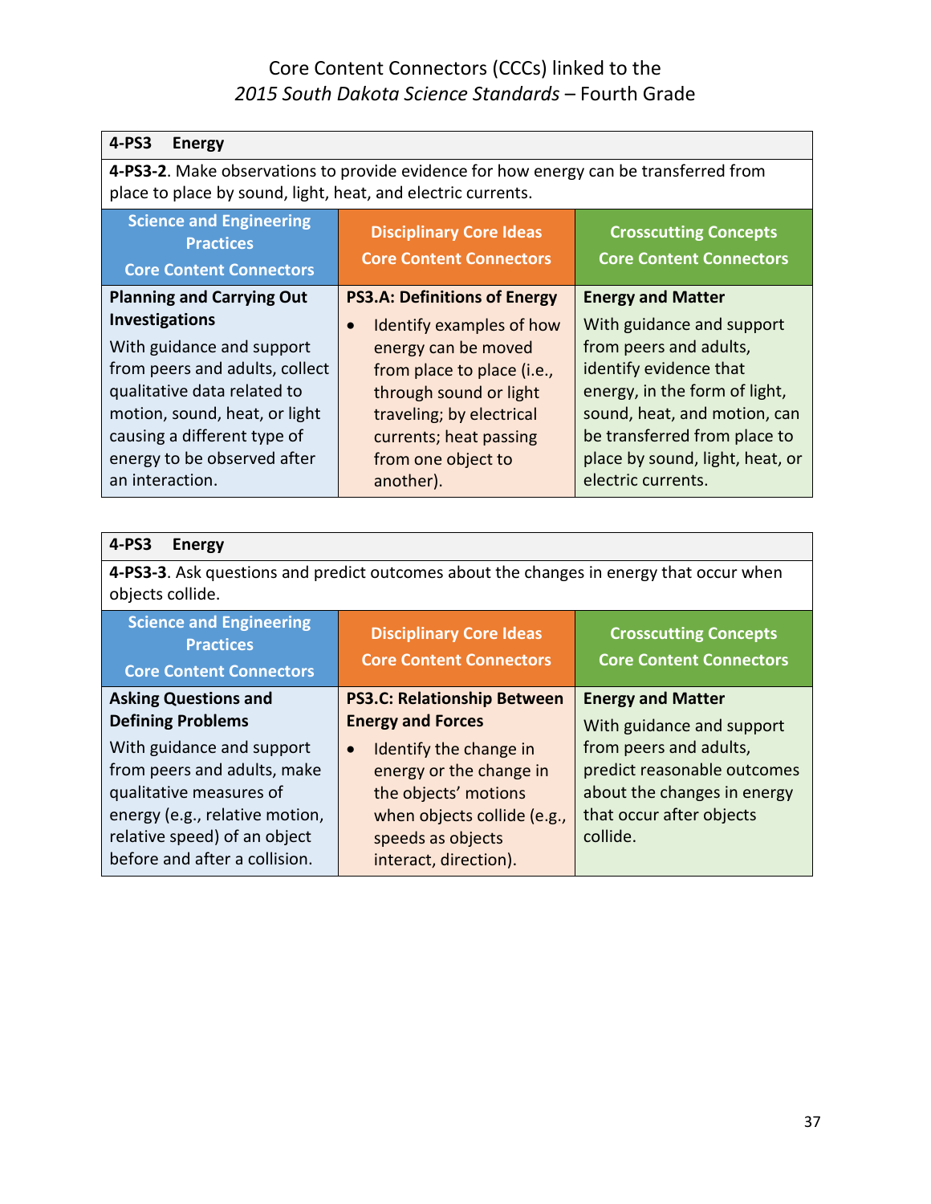# Core Content Connectors (CCCs) linked to the *2015 South Dakota Science Standards* – Fourth Grade

| **4-PS3 Energy** | | |
|---|---|---|
| **4-PS3-2**. Make observations to provide evidence for how energy can be transferred from place to place by sound, light, heat, and electric currents. | | |
| **Science and Engineering Practices Core Content Connectors** | **Disciplinary Core Ideas Core Content Connectors** | **Crosscutting Concepts Core Content Connectors** |
| **Planning and Carrying Out Investigations**<br>With guidance and support from peers and adults, collect qualitative data related to motion, sound, heat, or light causing a different type of energy to be observed after an interaction. | **PS3.A: Definitions of Energy**<br>• Identify examples of how energy can be moved from place to place (i.e., through sound or light traveling; by electrical currents; heat passing from one object to another). | **Energy and Matter**<br>With guidance and support from peers and adults, identify evidence that energy, in the form of light, sound, heat, and motion, can be transferred from place to place by sound, light, heat, or electric currents. |

| **4-PS3 Energy** | | |
|---|---|---|
| **4-PS3-3**. Ask questions and predict outcomes about the changes in energy that occur when objects collide. | | |
| **Science and Engineering Practices Core Content Connectors** | **Disciplinary Core Ideas Core Content Connectors** | **Crosscutting Concepts Core Content Connectors** |
| **Asking Questions and Defining Problems**<br>With guidance and support from peers and adults, make qualitative measures of energy (e.g., relative motion, relative speed) of an object before and after a collision. | **PS3.C: Relationship Between Energy and Forces**<br>• Identify the change in energy or the change in the objects' motions when objects collide (e.g., speeds as objects interact, direction). | **Energy and Matter**<br>With guidance and support from peers and adults, predict reasonable outcomes about the changes in energy that occur after objects collide. |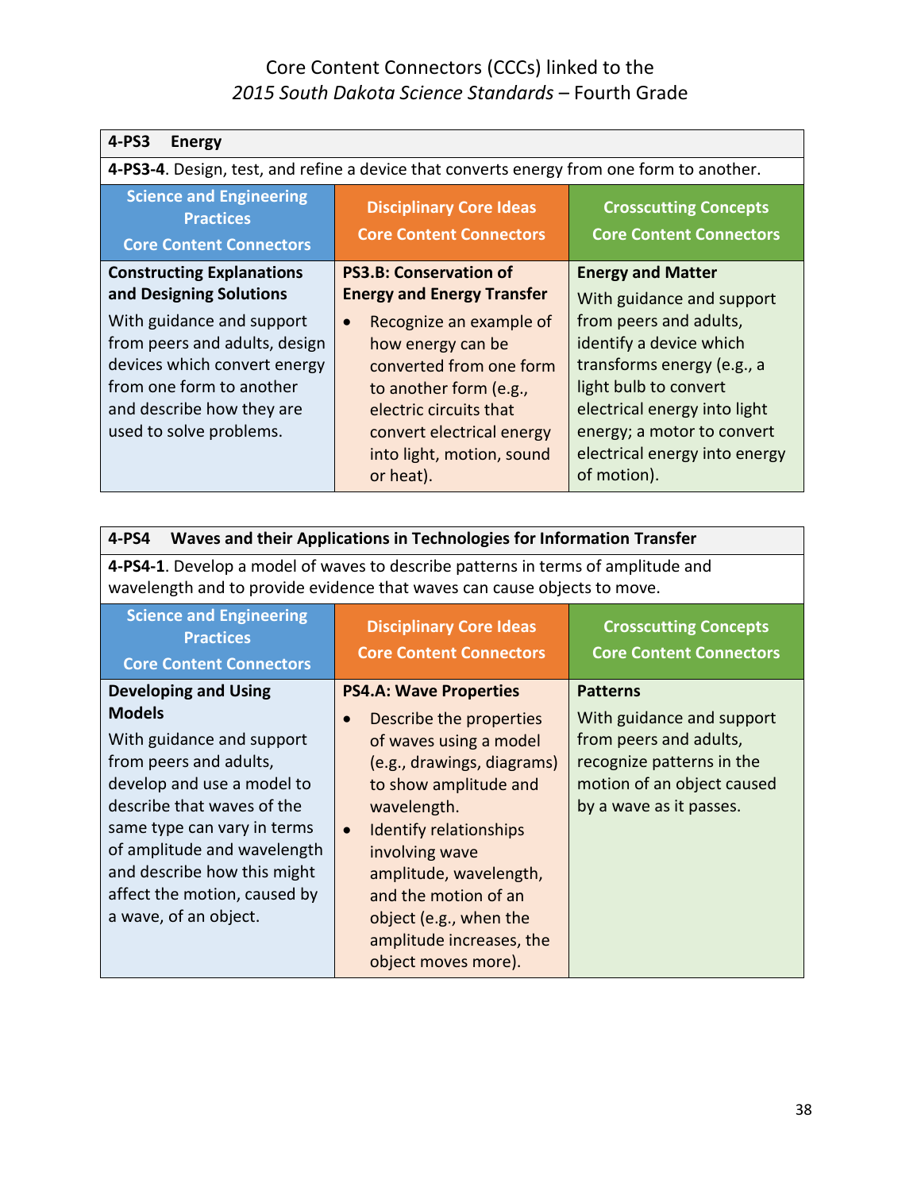# Core Content Connectors (CCCs) linked to the *2015 South Dakota Science Standards* – Fourth Grade

| **4-PS3 Energy** | | |
|---|---|---|
| **4-PS3-4**. Design, test, and refine a device that converts energy from one form to another. | | |
| **Science and Engineering Practices Core Content Connectors** | **Disciplinary Core Ideas Core Content Connectors** | **Crosscutting Concepts Core Content Connectors** |
| **Constructing Explanations and Designing Solutions**<br>With guidance and support from peers and adults, design devices which convert energy from one form to another and describe how they are used to solve problems. | **PS3.B: Conservation of Energy and Energy Transfer**<br>• Recognize an example of how energy can be converted from one form to another form (e.g., electric circuits that convert electrical energy into light, motion, sound or heat). | **Energy and Matter**<br>With guidance and support from peers and adults, identify a device which transforms energy (e.g., a light bulb to convert electrical energy into light energy; a motor to convert electrical energy into energy of motion). |

| **4-PS4 Waves and their Applications in Technologies for Information Transfer** | | |
|---|---|---|
| **4-PS4-1**. Develop a model of waves to describe patterns in terms of amplitude and wavelength and to provide evidence that waves can cause objects to move. | | |
| **Science and Engineering Practices Core Content Connectors** | **Disciplinary Core Ideas Core Content Connectors** | **Crosscutting Concepts Core Content Connectors** |
| **Developing and Using Models**<br>With guidance and support from peers and adults, develop and use a model to describe that waves of the same type can vary in terms of amplitude and wavelength and describe how this might affect the motion, caused by a wave, of an object. | **PS4.A: Wave Properties**<br>• Describe the properties of waves using a model (e.g., drawings, diagrams) to show amplitude and wavelength.<br>• Identify relationships involving wave amplitude, wavelength, and the motion of an object (e.g., when the amplitude increases, the object moves more). | **Patterns**<br>With guidance and support from peers and adults, recognize patterns in the motion of an object caused by a wave as it passes. |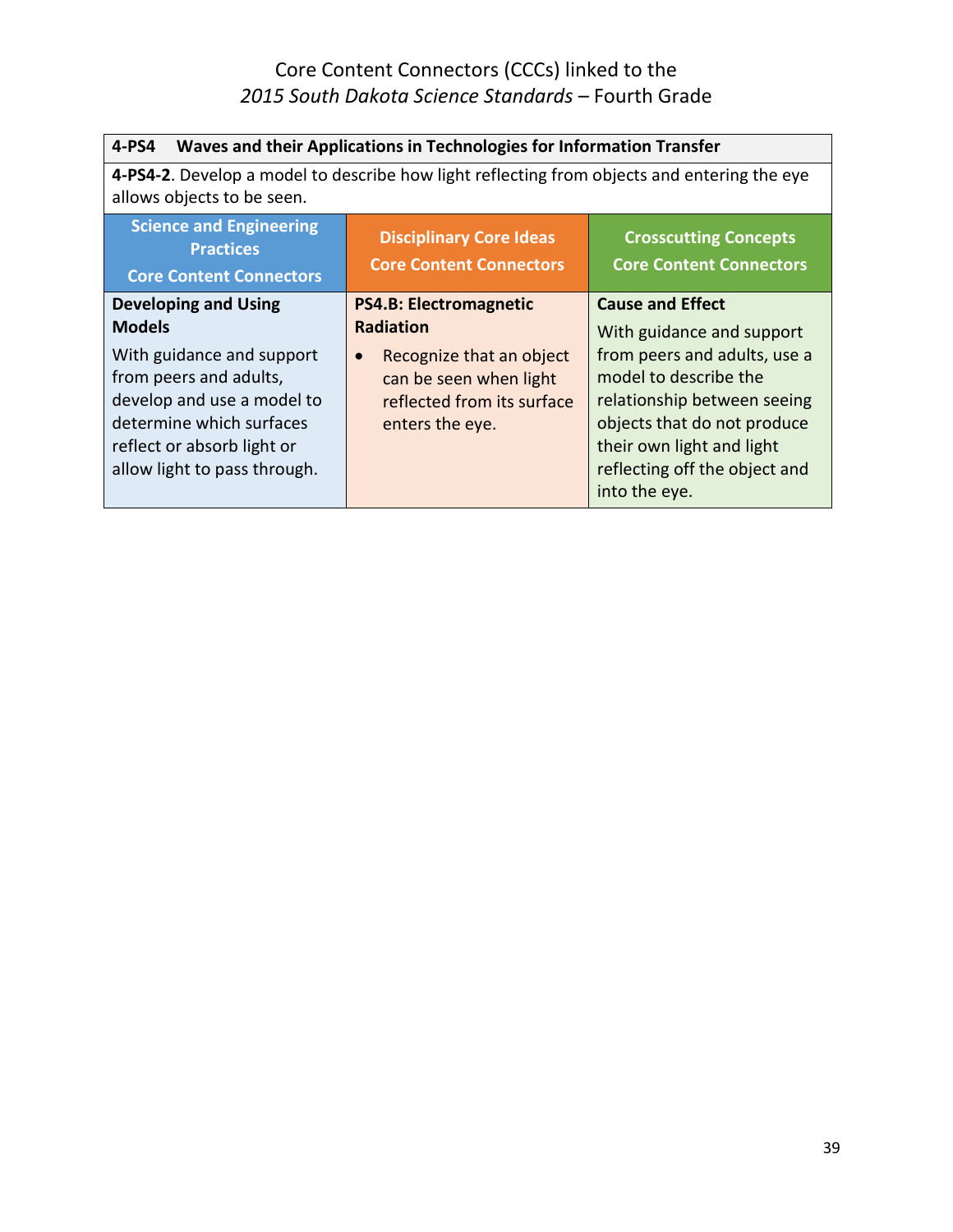Core Content Connectors (CCCs) linked to the
*2015 South Dakota Science Standards* – Fourth Grade

| **4-PS4 Waves and their Applications in Technologies for Information Transfer** | | |
|---|---|---|
| **4-PS4-2**. Develop a model to describe how light reflecting from objects and entering the eye allows objects to be seen. | | |
| **Science and Engineering Practices Core Content Connectors** | **Disciplinary Core Ideas Core Content Connectors** | **Crosscutting Concepts Core Content Connectors** |
| **Developing and Using Models**<br>With guidance and support from peers and adults, develop and use a model to determine which surfaces reflect or absorb light or allow light to pass through. | **PS4.B: Electromagnetic Radiation**<br>• Recognize that an object can be seen when light reflected from its surface enters the eye. | **Cause and Effect**<br>With guidance and support from peers and adults, use a model to describe the relationship between seeing objects that do not produce their own light and light reflecting off the object and into the eye. |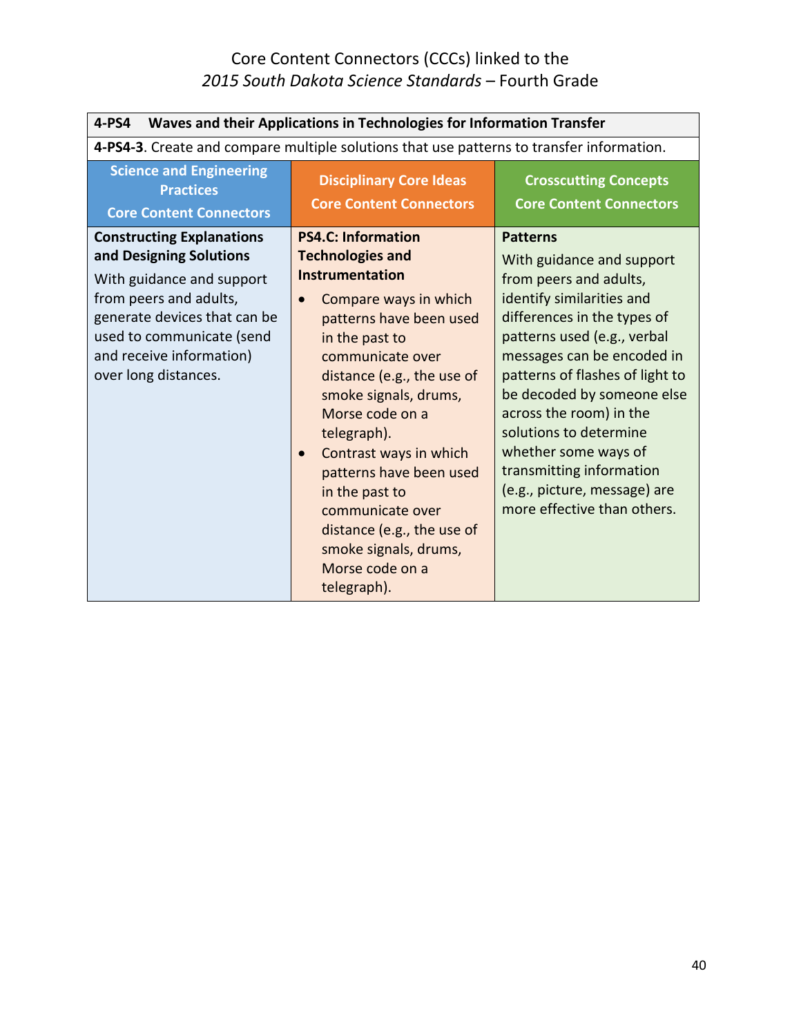Core Content Connectors (CCCs) linked to the
*2015 South Dakota Science Standards* – Fourth Grade

| **4-PS4 Waves and their Applications in Technologies for Information Transfer** | | |
|---|---|---|
| **4-PS4-3**. Create and compare multiple solutions that use patterns to transfer information. | | |
| **Science and Engineering Practices Core Content Connectors** | **Disciplinary Core Ideas Core Content Connectors** | **Crosscutting Concepts Core Content Connectors** |
| **Constructing Explanations and Designing Solutions**<br>With guidance and support from peers and adults, generate devices that can be used to communicate (send and receive information) over long distances. | **PS4.C: Information Technologies and Instrumentation**<br>• Compare ways in which patterns have been used in the past to communicate over distance (e.g., the use of smoke signals, drums, Morse code on a telegraph).<br>• Contrast ways in which patterns have been used in the past to communicate over distance (e.g., the use of smoke signals, drums, Morse code on a telegraph). | **Patterns**<br>With guidance and support from peers and adults, identify similarities and differences in the types of patterns used (e.g., verbal messages can be encoded in patterns of flashes of light to be decoded by someone else across the room) in the solutions to determine whether some ways of transmitting information (e.g., picture, message) are more effective than others. |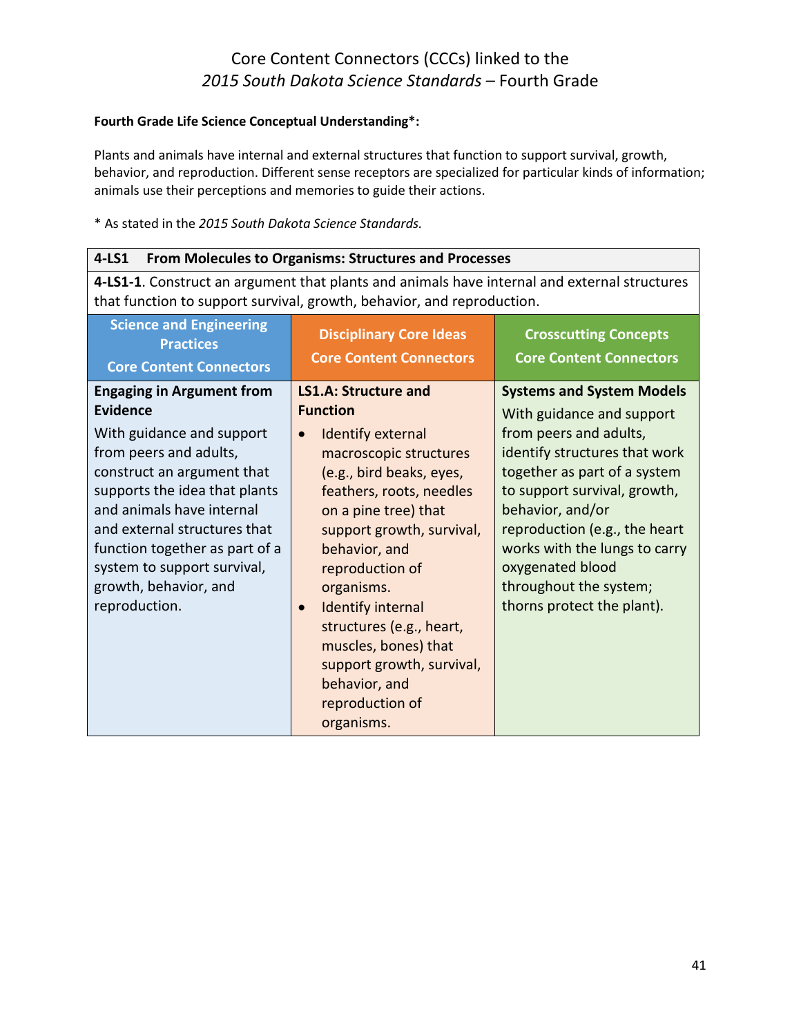# Core Content Connectors (CCCs) linked to the *2015 South Dakota Science Standards* – Fourth Grade

**Fourth Grade Life Science Conceptual Understanding*:**

Plants and animals have internal and external structures that function to support survival, growth, behavior, and reproduction. Different sense receptors are specialized for particular kinds of information; animals use their perceptions and memories to guide their actions.

* As stated in the *2015 South Dakota Science Standards.*

| **4-LS1 From Molecules to Organisms: Structures and Processes** | | |
|---|---|---|
| **4-LS1-1**. Construct an argument that plants and animals have internal and external structures that function to support survival, growth, behavior, and reproduction. | | |
| **Science and Engineering Practices**<br>**Core Content Connectors** | **Disciplinary Core Ideas**<br>**Core Content Connectors** | **Crosscutting Concepts**<br>**Core Content Connectors** |
| **Engaging in Argument from Evidence**<br>With guidance and support from peers and adults, construct an argument that supports the idea that plants and animals have internal and external structures that function together as part of a system to support survival, growth, behavior, and reproduction. | **LS1.A: Structure and Function**<br>• Identify external macroscopic structures (e.g., bird beaks, eyes, feathers, roots, needles on a pine tree) that support growth, survival, behavior, and reproduction of organisms.<br>• Identify internal structures (e.g., heart, muscles, bones) that support growth, survival, behavior, and reproduction of organisms. | **Systems and System Models**<br>With guidance and support from peers and adults, identify structures that work together as part of a system to support survival, growth, behavior, and/or reproduction (e.g., the heart works with the lungs to carry oxygenated blood throughout the system; thorns protect the plant). |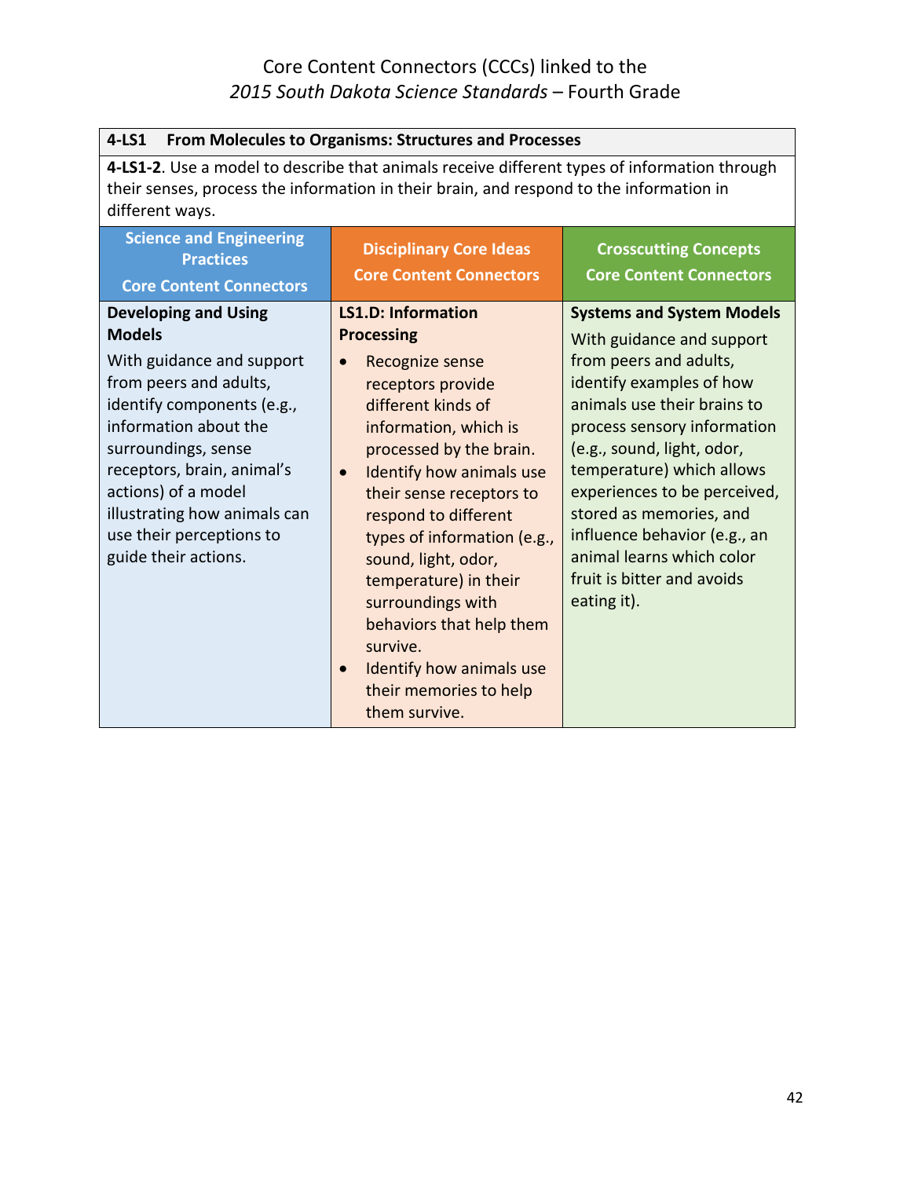# Core Content Connectors (CCCs) linked to the *2015 South Dakota Science Standards* – Fourth Grade

| **4-LS1 From Molecules to Organisms: Structures and Processes** | | |
|---|---|---|
| **4-LS1-2**. Use a model to describe that animals receive different types of information through their senses, process the information in their brain, and respond to the information in different ways. | | |
| **Science and Engineering Practices Core Content Connectors** | **Disciplinary Core Ideas Core Content Connectors** | **Crosscutting Concepts Core Content Connectors** |
| **Developing and Using Models**<br>With guidance and support from peers and adults, identify components (e.g., information about the surroundings, sense receptors, brain, animal's actions) of a model illustrating how animals can use their perceptions to guide their actions. | **LS1.D: Information Processing**<br>• Recognize sense receptors provide different kinds of information, which is processed by the brain.<br>• Identify how animals use their sense receptors to respond to different types of information (e.g., sound, light, odor, temperature) in their surroundings with behaviors that help them survive.<br>• Identify how animals use their memories to help them survive. | **Systems and System Models**<br>With guidance and support from peers and adults, identify examples of how animals use their brains to process sensory information (e.g., sound, light, odor, temperature) which allows experiences to be perceived, stored as memories, and influence behavior (e.g., an animal learns which color fruit is bitter and avoids eating it). |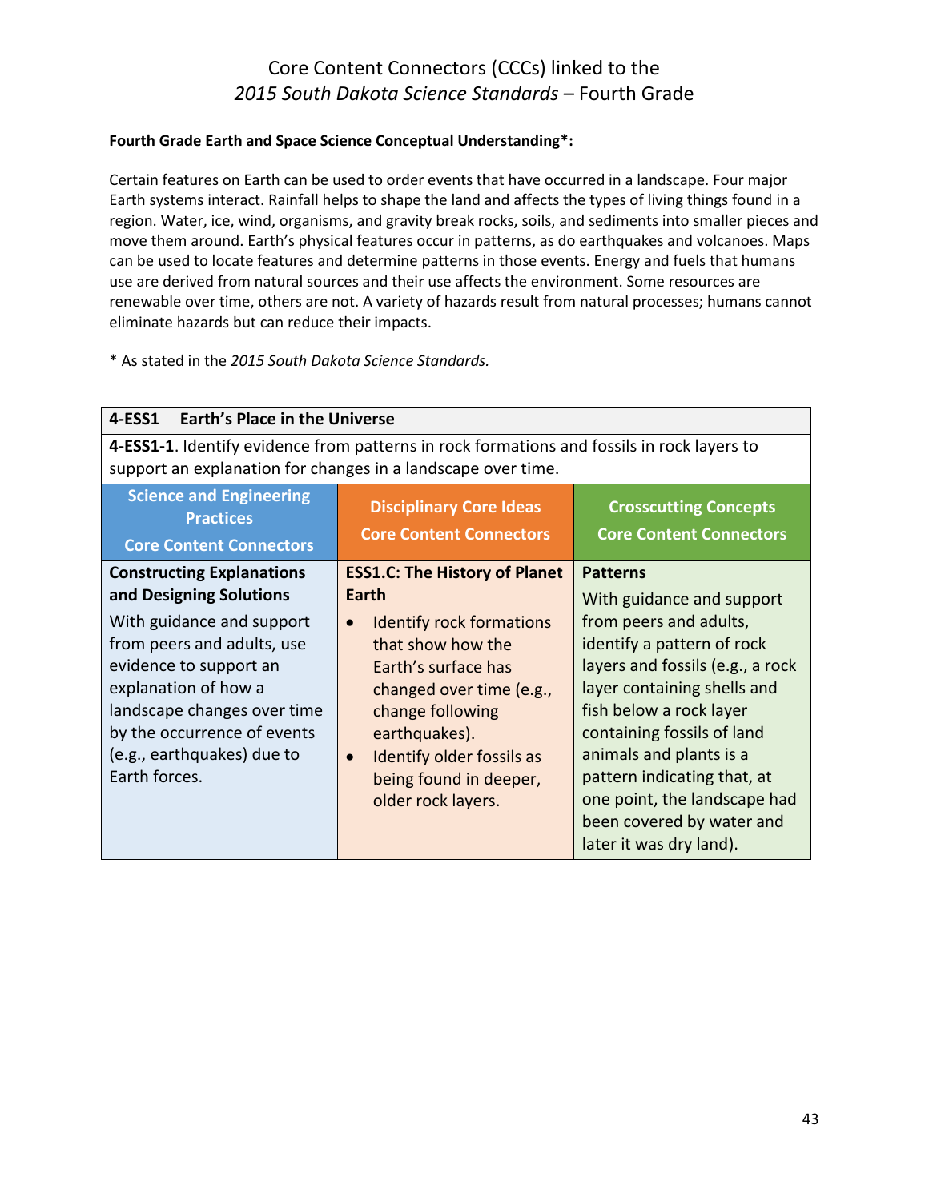# Core Content Connectors (CCCs) linked to the *2015 South Dakota Science Standards* – Fourth Grade

**Fourth Grade Earth and Space Science Conceptual Understanding*:**

Certain features on Earth can be used to order events that have occurred in a landscape. Four major Earth systems interact. Rainfall helps to shape the land and affects the types of living things found in a region. Water, ice, wind, organisms, and gravity break rocks, soils, and sediments into smaller pieces and move them around. Earth's physical features occur in patterns, as do earthquakes and volcanoes. Maps can be used to locate features and determine patterns in those events. Energy and fuels that humans use are derived from natural sources and their use affects the environment. Some resources are renewable over time, others are not. A variety of hazards result from natural processes; humans cannot eliminate hazards but can reduce their impacts.

* As stated in the *2015 South Dakota Science Standards.*

| **4-ESS1 Earth's Place in the Universe** | | |
|---|---|---|
| **4-ESS1-1**. Identify evidence from patterns in rock formations and fossils in rock layers to support an explanation for changes in a landscape over time. | | |
| **Science and Engineering Practices Core Content Connectors** | **Disciplinary Core Ideas Core Content Connectors** | **Crosscutting Concepts Core Content Connectors** |
| **Constructing Explanations and Designing Solutions** With guidance and support from peers and adults, use evidence to support an explanation of how a landscape changes over time by the occurrence of events (e.g., earthquakes) due to Earth forces. | **ESS1.C: The History of Planet Earth** <br>• Identify rock formations that show how the Earth's surface has changed over time (e.g., change following earthquakes). <br>• Identify older fossils as being found in deeper, older rock layers. | **Patterns** With guidance and support from peers and adults, identify a pattern of rock layers and fossils (e.g., a rock layer containing shells and fish below a rock layer containing fossils of land animals and plants is a pattern indicating that, at one point, the landscape had been covered by water and later it was dry land). |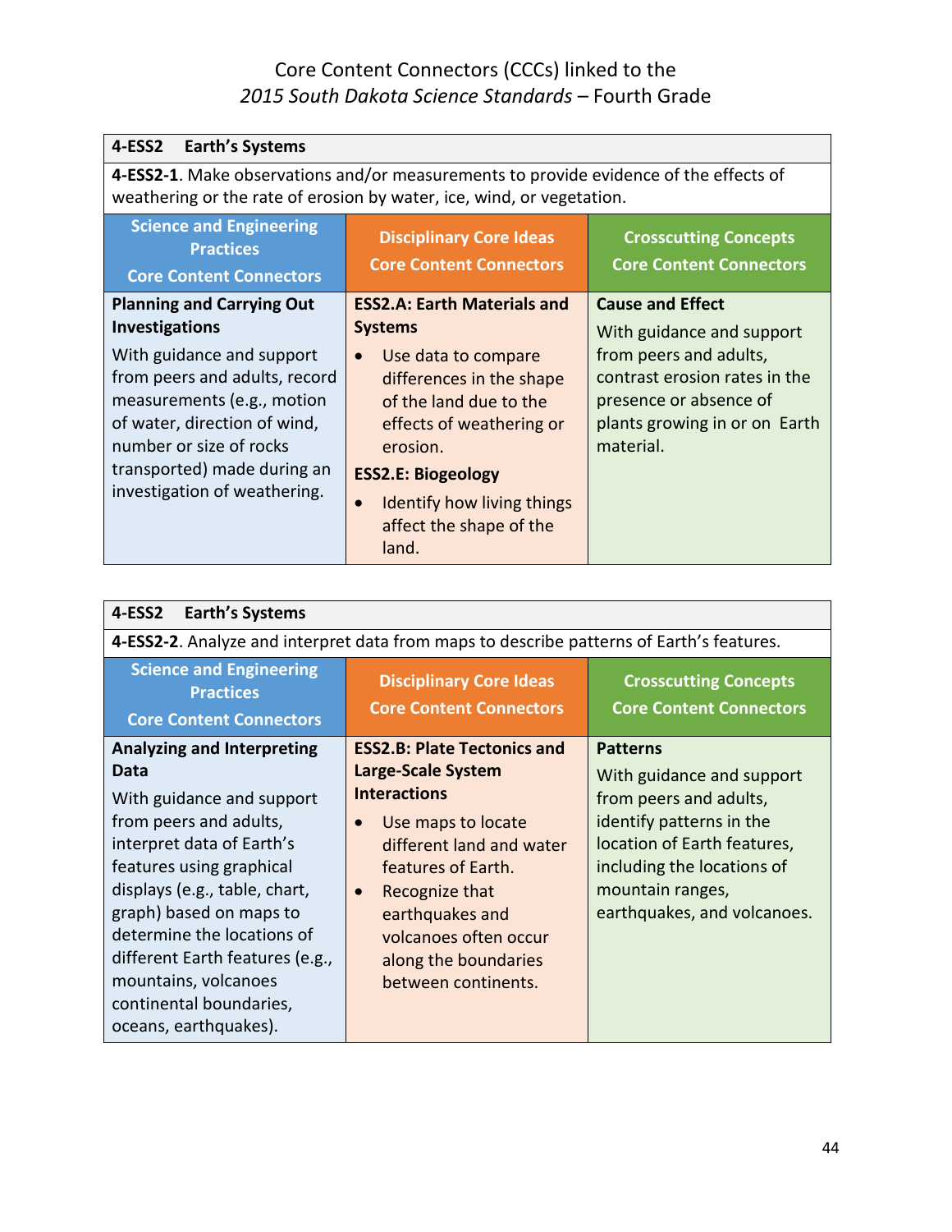Core Content Connectors (CCCs) linked to the
*2015 South Dakota Science Standards* – Fourth Grade

| **4-ESS2 Earth's Systems** | | |
|---|---|---|
| **4-ESS2-1**. Make observations and/or measurements to provide evidence of the effects of weathering or the rate of erosion by water, ice, wind, or vegetation. | | |
| **Science and Engineering Practices Core Content Connectors** | **Disciplinary Core Ideas Core Content Connectors** | **Crosscutting Concepts Core Content Connectors** |
| **Planning and Carrying Out Investigations**<br>With guidance and support from peers and adults, record measurements (e.g., motion of water, direction of wind, number or size of rocks transported) made during an investigation of weathering. | **ESS2.A: Earth Materials and Systems**<br>• Use data to compare differences in the shape of the land due to the effects of weathering or erosion.<br>**ESS2.E: Biogeology**<br>• Identify how living things affect the shape of the land. | **Cause and Effect**<br>With guidance and support from peers and adults, contrast erosion rates in the presence or absence of plants growing in or on Earth material. |

| **4-ESS2 Earth's Systems** | | |
|---|---|---|
| **4-ESS2-2**. Analyze and interpret data from maps to describe patterns of Earth's features. | | |
| **Science and Engineering Practices Core Content Connectors** | **Disciplinary Core Ideas Core Content Connectors** | **Crosscutting Concepts Core Content Connectors** |
| **Analyzing and Interpreting Data**<br>With guidance and support from peers and adults, interpret data of Earth's features using graphical displays (e.g., table, chart, graph) based on maps to determine the locations of different Earth features (e.g., mountains, volcanoes continental boundaries, oceans, earthquakes). | **ESS2.B: Plate Tectonics and Large-Scale System Interactions**<br>• Use maps to locate different land and water features of Earth.<br>• Recognize that earthquakes and volcanoes often occur along the boundaries between continents. | **Patterns**<br>With guidance and support from peers and adults, identify patterns in the location of Earth features, including the locations of mountain ranges, earthquakes, and volcanoes. |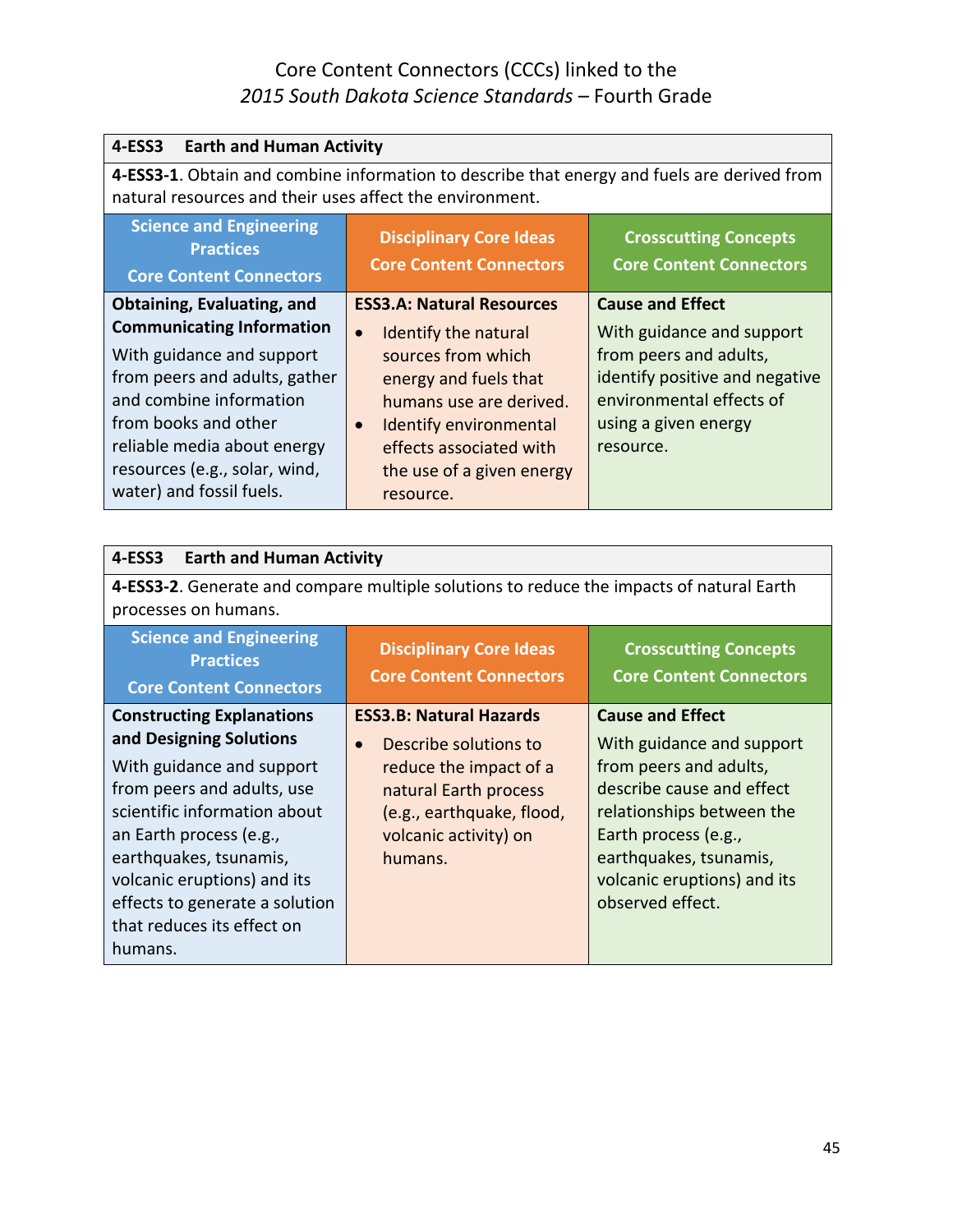Core Content Connectors (CCCs) linked to the
*2015 South Dakota Science Standards* – Fourth Grade

| **4-ESS3 Earth and Human Activity** | | |
|---|---|---|
| **4-ESS3-1**. Obtain and combine information to describe that energy and fuels are derived from natural resources and their uses affect the environment. | | |
| **Science and Engineering Practices Core Content Connectors** | **Disciplinary Core Ideas Core Content Connectors** | **Crosscutting Concepts Core Content Connectors** |
| **Obtaining, Evaluating, and Communicating Information** With guidance and support from peers and adults, gather and combine information from books and other reliable media about energy resources (e.g., solar, wind, water) and fossil fuels. | **ESS3.A: Natural Resources** • Identify the natural sources from which energy and fuels that humans use are derived. • Identify environmental effects associated with the use of a given energy resource. | **Cause and Effect** With guidance and support from peers and adults, identify positive and negative environmental effects of using a given energy resource. |

| **4-ESS3 Earth and Human Activity** | | |
|---|---|---|
| **4-ESS3-2**. Generate and compare multiple solutions to reduce the impacts of natural Earth processes on humans. | | |
| **Science and Engineering Practices Core Content Connectors** | **Disciplinary Core Ideas Core Content Connectors** | **Crosscutting Concepts Core Content Connectors** |
| **Constructing Explanations and Designing Solutions** With guidance and support from peers and adults, use scientific information about an Earth process (e.g., earthquakes, tsunamis, volcanic eruptions) and its effects to generate a solution that reduces its effect on humans. | **ESS3.B: Natural Hazards** • Describe solutions to reduce the impact of a natural Earth process (e.g., earthquake, flood, volcanic activity) on humans. | **Cause and Effect** With guidance and support from peers and adults, describe cause and effect relationships between the Earth process (e.g., earthquakes, tsunamis, volcanic eruptions) and its observed effect. |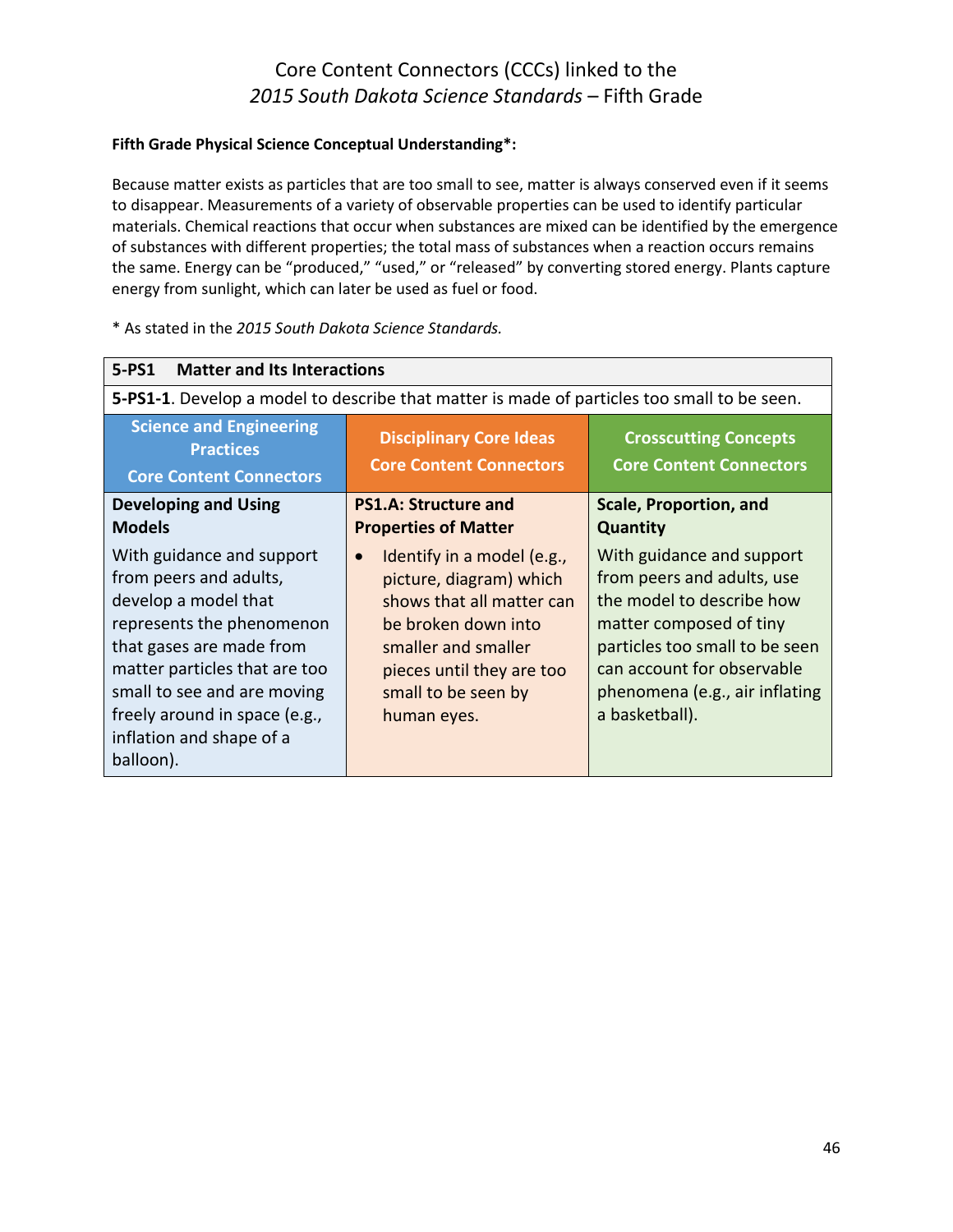# Core Content Connectors (CCCs) linked to the *2015 South Dakota Science Standards* – Fifth Grade

**Fifth Grade Physical Science Conceptual Understanding*:**

Because matter exists as particles that are too small to see, matter is always conserved even if it seems to disappear. Measurements of a variety of observable properties can be used to identify particular materials. Chemical reactions that occur when substances are mixed can be identified by the emergence of substances with different properties; the total mass of substances when a reaction occurs remains the same. Energy can be "produced," "used," or "released" by converting stored energy. Plants capture energy from sunlight, which can later be used as fuel or food.

\* As stated in the *2015 South Dakota Science Standards.*

| **5-PS1 Matter and Its Interactions** | | |
|---|---|---|
| **5-PS1-1**. Develop a model to describe that matter is made of particles too small to be seen. | | |
| **Science and Engineering Practices Core Content Connectors** | **Disciplinary Core Ideas Core Content Connectors** | **Crosscutting Concepts Core Content Connectors** |
| **Developing and Using Models**<br>With guidance and support from peers and adults, develop a model that represents the phenomenon that gases are made from matter particles that are too small to see and are moving freely around in space (e.g., inflation and shape of a balloon). | **PS1.A: Structure and Properties of Matter**<br>• Identify in a model (e.g., picture, diagram) which shows that all matter can be broken down into smaller and smaller pieces until they are too small to be seen by human eyes. | **Scale, Proportion, and Quantity**<br>With guidance and support from peers and adults, use the model to describe how matter composed of tiny particles too small to be seen can account for observable phenomena (e.g., air inflating a basketball). |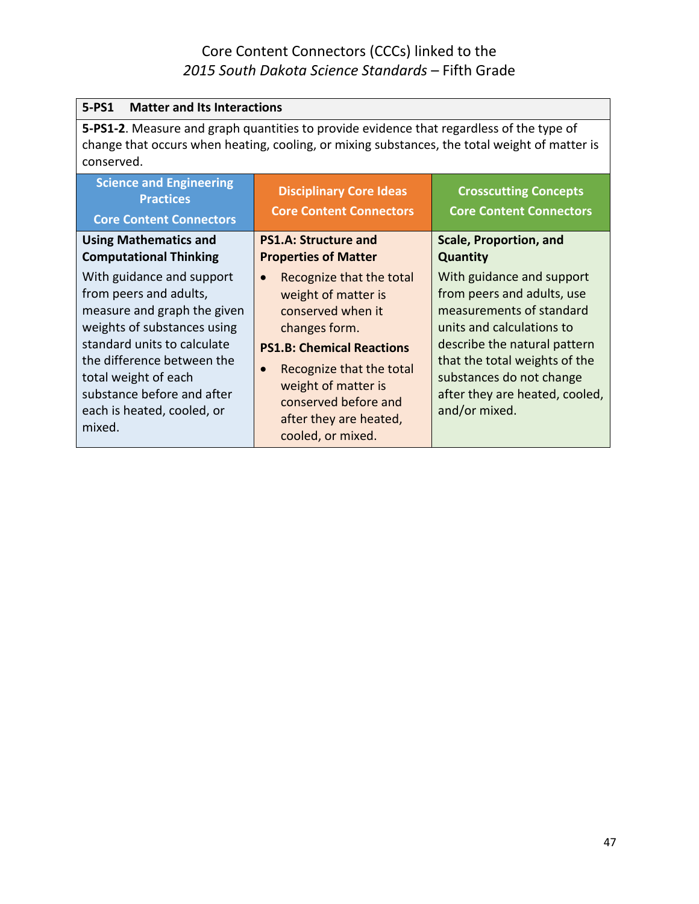Core Content Connectors (CCCs) linked to the
*2015 South Dakota Science Standards* – Fifth Grade

| **5-PS1 Matter and Its Interactions** | | |
|---|---|---|
| **5-PS1-2**. Measure and graph quantities to provide evidence that regardless of the type of change that occurs when heating, cooling, or mixing substances, the total weight of matter is conserved. | | |
| **Science and Engineering Practices Core Content Connectors** | **Disciplinary Core Ideas Core Content Connectors** | **Crosscutting Concepts Core Content Connectors** |
| **Using Mathematics and Computational Thinking**<br>With guidance and support from peers and adults, measure and graph the given weights of substances using standard units to calculate the difference between the total weight of each substance before and after each is heated, cooled, or mixed. | **PS1.A: Structure and Properties of Matter**<br>• Recognize that the total weight of matter is conserved when it changes form.<br>**PS1.B: Chemical Reactions**<br>• Recognize that the total weight of matter is conserved before and after they are heated, cooled, or mixed. | **Scale, Proportion, and Quantity**<br>With guidance and support from peers and adults, use measurements of standard units and calculations to describe the natural pattern that the total weights of the substances do not change after they are heated, cooled, and/or mixed. |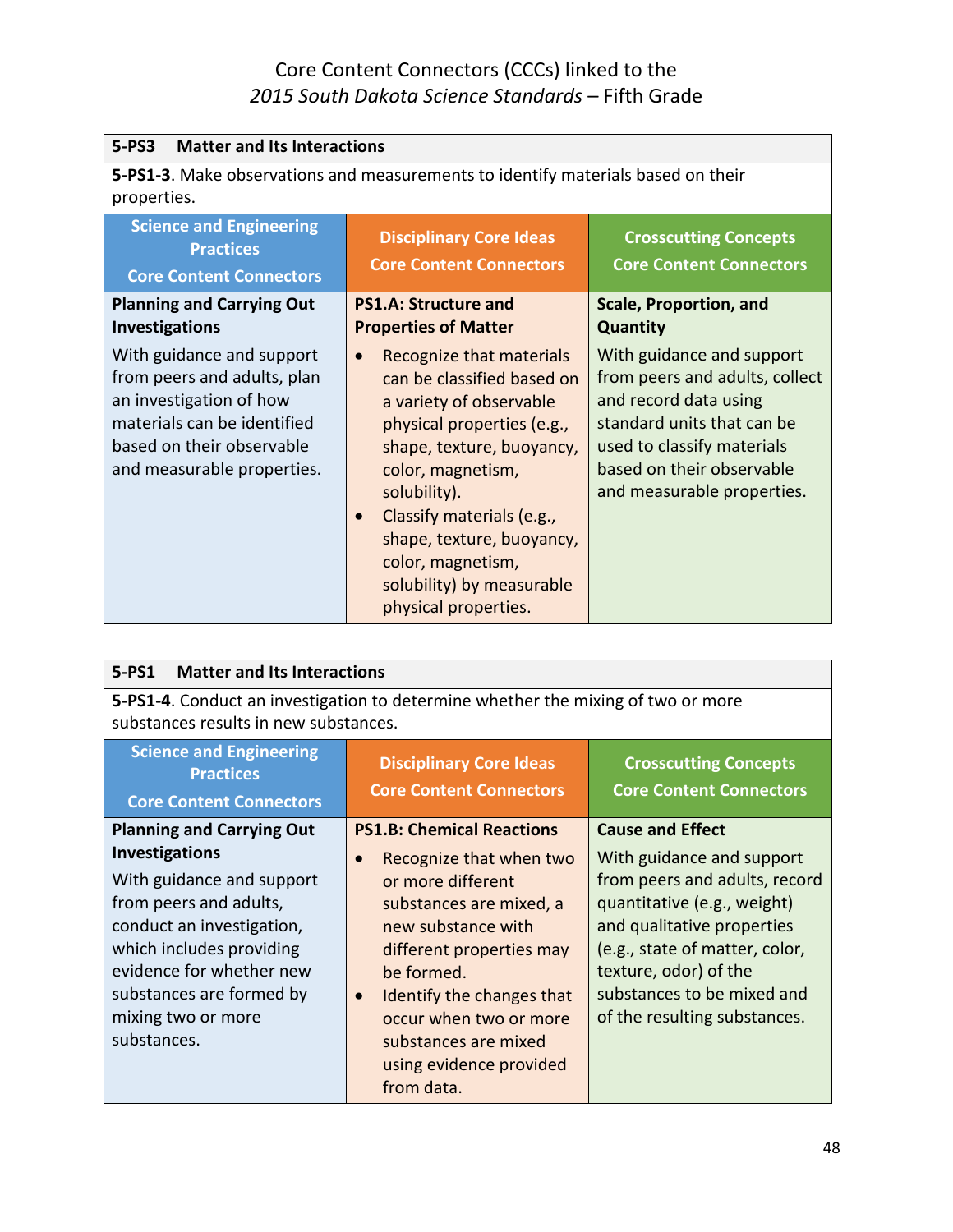Core Content Connectors (CCCs) linked to the
*2015 South Dakota Science Standards* – Fifth Grade

| **5-PS3 Matter and Its Interactions** | | |
|---|---|---|
| **5-PS1-3**. Make observations and measurements to identify materials based on their properties. | | |
| **Science and Engineering Practices Core Content Connectors** | **Disciplinary Core Ideas Core Content Connectors** | **Crosscutting Concepts Core Content Connectors** |
| **Planning and Carrying Out Investigations**<br>With guidance and support from peers and adults, plan an investigation of how materials can be identified based on their observable and measurable properties. | **PS1.A: Structure and Properties of Matter**<br>• Recognize that materials can be classified based on a variety of observable physical properties (e.g., shape, texture, buoyancy, color, magnetism, solubility).<br>• Classify materials (e.g., shape, texture, buoyancy, color, magnetism, solubility) by measurable physical properties. | **Scale, Proportion, and Quantity**<br>With guidance and support from peers and adults, collect and record data using standard units that can be used to classify materials based on their observable and measurable properties. |

| **5-PS1 Matter and Its Interactions** | | |
|---|---|---|
| **5-PS1-4**. Conduct an investigation to determine whether the mixing of two or more substances results in new substances. | | |
| **Science and Engineering Practices Core Content Connectors** | **Disciplinary Core Ideas Core Content Connectors** | **Crosscutting Concepts Core Content Connectors** |
| **Planning and Carrying Out Investigations**<br>With guidance and support from peers and adults, conduct an investigation, which includes providing evidence for whether new substances are formed by mixing two or more substances. | **PS1.B: Chemical Reactions**<br>• Recognize that when two or more different substances are mixed, a new substance with different properties may be formed.<br>• Identify the changes that occur when two or more substances are mixed using evidence provided from data. | **Cause and Effect**<br>With guidance and support from peers and adults, record quantitative (e.g., weight) and qualitative properties (e.g., state of matter, color, texture, odor) of the substances to be mixed and of the resulting substances. |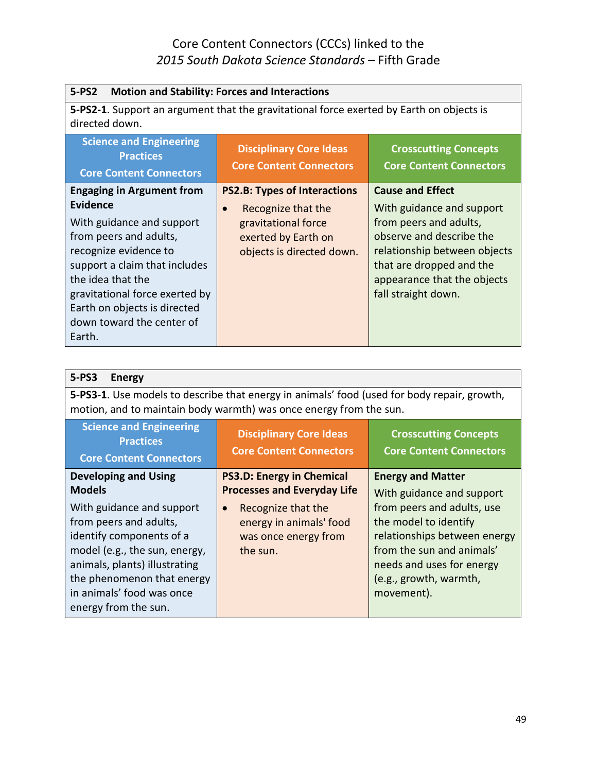# Core Content Connectors (CCCs) linked to the *2015 South Dakota Science Standards* – Fifth Grade

| **5-PS2 Motion and Stability: Forces and Interactions** | | |
|---|---|---|
| **5-PS2-1**. Support an argument that the gravitational force exerted by Earth on objects is directed down. | | |
| **Science and Engineering Practices Core Content Connectors** | **Disciplinary Core Ideas Core Content Connectors** | **Crosscutting Concepts Core Content Connectors** |
| **Engaging in Argument from Evidence** With guidance and support from peers and adults, recognize evidence to support a claim that includes the idea that the gravitational force exerted by Earth on objects is directed down toward the center of Earth. | **PS2.B: Types of Interactions** • Recognize that the gravitational force exerted by Earth on objects is directed down. | **Cause and Effect** With guidance and support from peers and adults, observe and describe the relationship between objects that are dropped and the appearance that the objects fall straight down. |

| **5-PS3 Energy** | | |
|---|---|---|
| **5-PS3-1**. Use models to describe that energy in animals' food (used for body repair, growth, motion, and to maintain body warmth) was once energy from the sun. | | |
| **Science and Engineering Practices Core Content Connectors** | **Disciplinary Core Ideas Core Content Connectors** | **Crosscutting Concepts Core Content Connectors** |
| **Developing and Using Models** With guidance and support from peers and adults, identify components of a model (e.g., the sun, energy, animals, plants) illustrating the phenomenon that energy in animals' food was once energy from the sun. | **PS3.D: Energy in Chemical Processes and Everyday Life** • Recognize that the energy in animals' food was once energy from the sun. | **Energy and Matter** With guidance and support from peers and adults, use the model to identify relationships between energy from the sun and animals' needs and uses for energy (e.g., growth, warmth, movement). |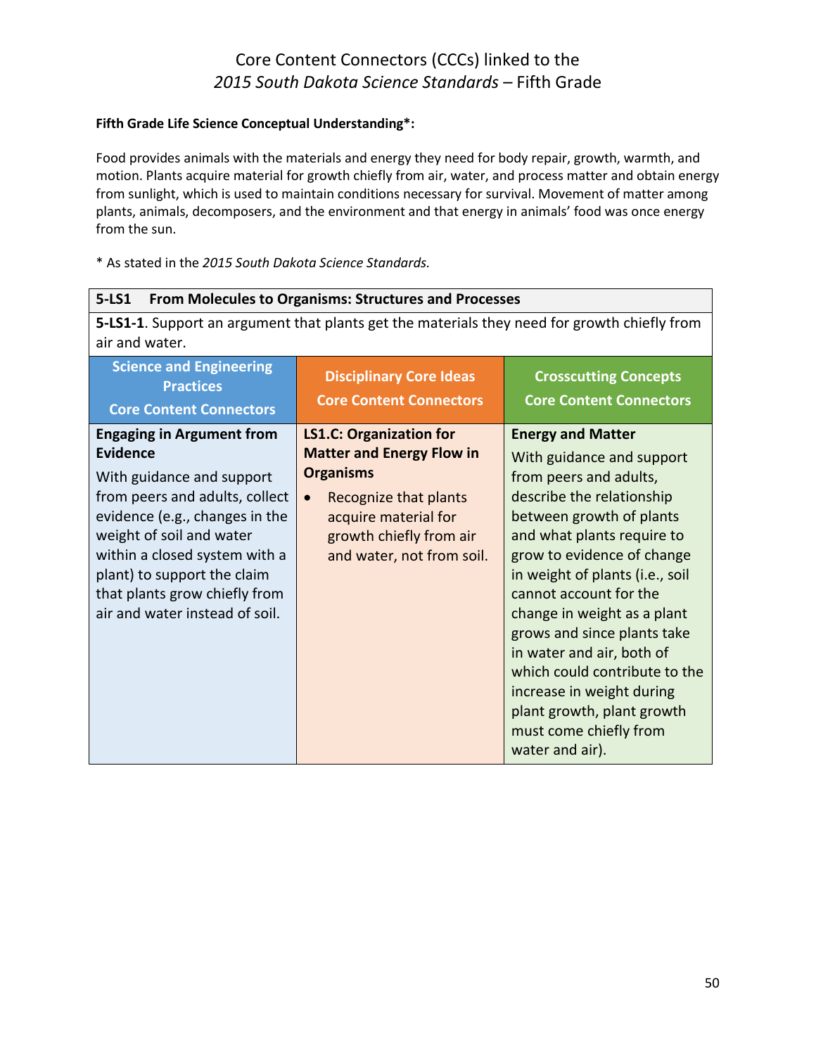# Core Content Connectors (CCCs) linked to the *2015 South Dakota Science Standards* – Fifth Grade

**Fifth Grade Life Science Conceptual Understanding*:**

Food provides animals with the materials and energy they need for body repair, growth, warmth, and motion. Plants acquire material for growth chiefly from air, water, and process matter and obtain energy from sunlight, which is used to maintain conditions necessary for survival. Movement of matter among plants, animals, decomposers, and the environment and that energy in animals' food was once energy from the sun.

* As stated in the *2015 South Dakota Science Standards.*

| **5-LS1 From Molecules to Organisms: Structures and Processes** | | |
|---|---|---|
| **5-LS1-1**. Support an argument that plants get the materials they need for growth chiefly from air and water. | | |
| **Science and Engineering Practices Core Content Connectors** | **Disciplinary Core Ideas Core Content Connectors** | **Crosscutting Concepts Core Content Connectors** |
| **Engaging in Argument from Evidence**<br>With guidance and support from peers and adults, collect evidence (e.g., changes in the weight of soil and water within a closed system with a plant) to support the claim that plants grow chiefly from air and water instead of soil. | **LS1.C: Organization for Matter and Energy Flow in Organisms**<br>• Recognize that plants acquire material for growth chiefly from air and water, not from soil. | **Energy and Matter**<br>With guidance and support from peers and adults, describe the relationship between growth of plants and what plants require to grow to evidence of change in weight of plants (i.e., soil cannot account for the change in weight as a plant grows and since plants take in water and air, both of which could contribute to the increase in weight during plant growth, plant growth must come chiefly from water and air). |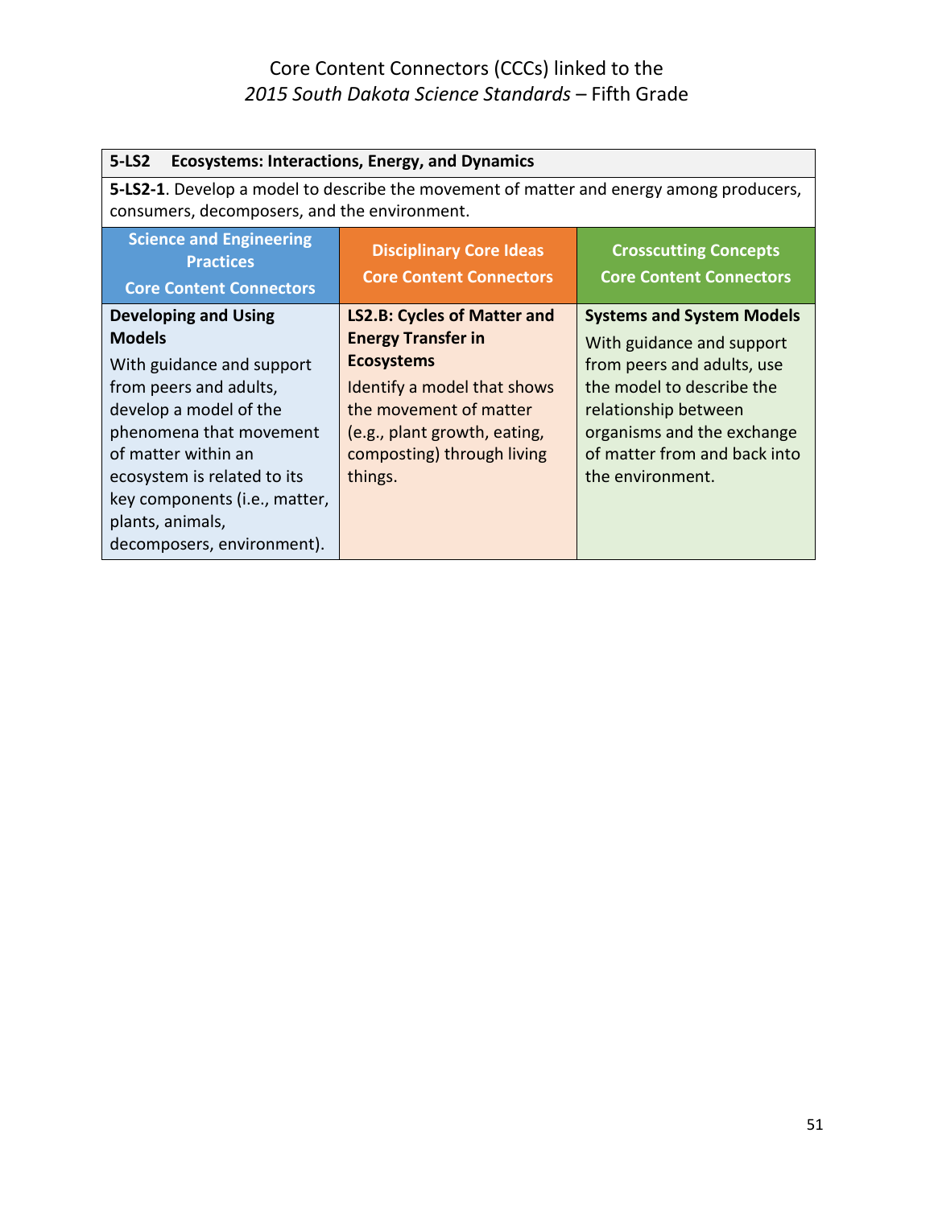# Core Content Connectors (CCCs) linked to the *2015 South Dakota Science Standards* – Fifth Grade

| **5-LS2 Ecosystems: Interactions, Energy, and Dynamics** | | |
|---|---|---|
| **5-LS2-1**. Develop a model to describe the movement of matter and energy among producers, consumers, decomposers, and the environment. | | |
| **Science and Engineering Practices Core Content Connectors** | **Disciplinary Core Ideas Core Content Connectors** | **Crosscutting Concepts Core Content Connectors** |
| **Developing and Using Models** With guidance and support from peers and adults, develop a model of the phenomena that movement of matter within an ecosystem is related to its key components (i.e., matter, plants, animals, decomposers, environment). | **LS2.B: Cycles of Matter and Energy Transfer in Ecosystems** Identify a model that shows the movement of matter (e.g., plant growth, eating, composting) through living things. | **Systems and System Models** With guidance and support from peers and adults, use the model to describe the relationship between organisms and the exchange of matter from and back into the environment. |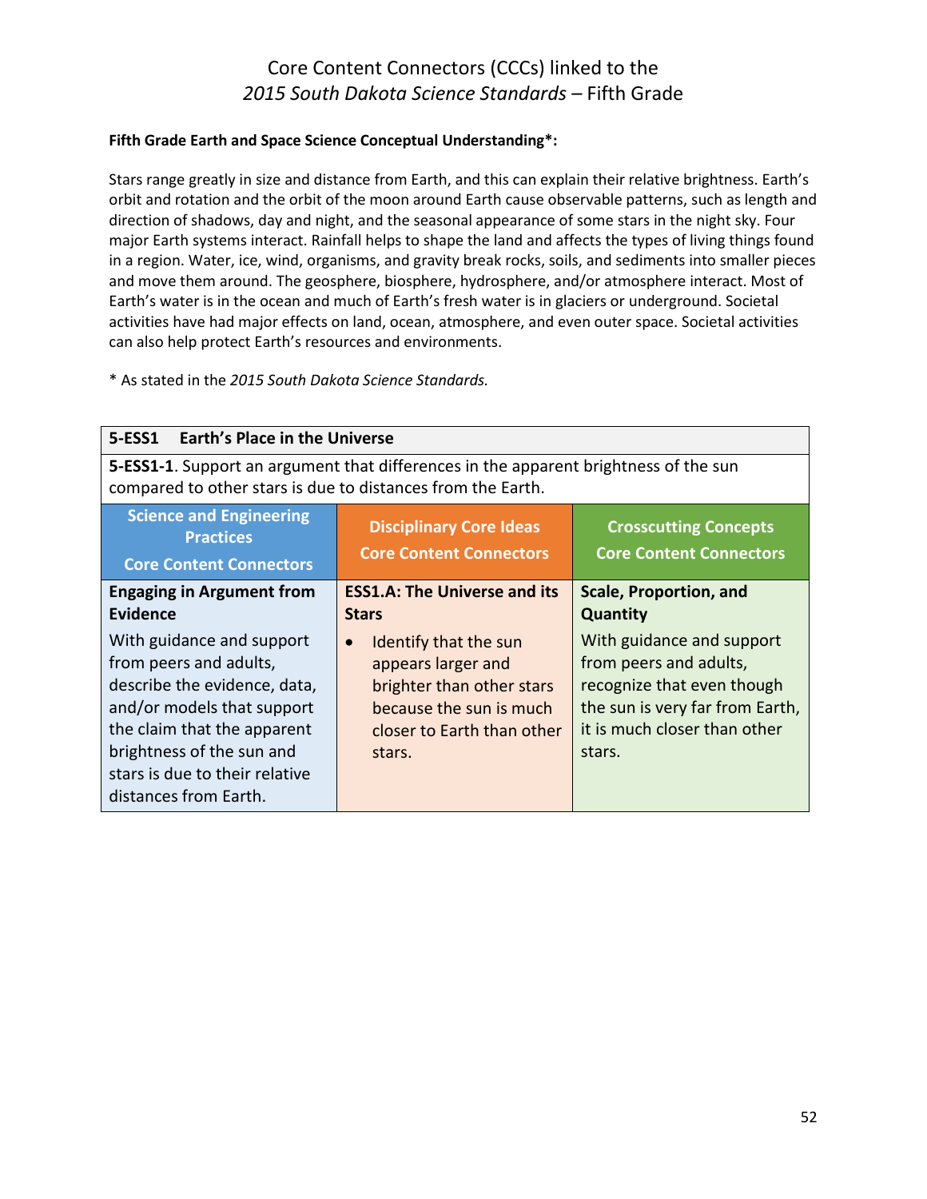# Core Content Connectors (CCCs) linked to the *2015 South Dakota Science Standards* – Fifth Grade

**Fifth Grade Earth and Space Science Conceptual Understanding*:**

Stars range greatly in size and distance from Earth, and this can explain their relative brightness. Earth's orbit and rotation and the orbit of the moon around Earth cause observable patterns, such as length and direction of shadows, day and night, and the seasonal appearance of some stars in the night sky. Four major Earth systems interact. Rainfall helps to shape the land and affects the types of living things found in a region. Water, ice, wind, organisms, and gravity break rocks, soils, and sediments into smaller pieces and move them around. The geosphere, biosphere, hydrosphere, and/or atmosphere interact. Most of Earth's water is in the ocean and much of Earth's fresh water is in glaciers or underground. Societal activities have had major effects on land, ocean, atmosphere, and even outer space. Societal activities can also help protect Earth's resources and environments.

* As stated in the *2015 South Dakota Science Standards.*

| **5-ESS1 Earth's Place in the Universe** | | |
|---|---|---|
| **5-ESS1-1**. Support an argument that differences in the apparent brightness of the sun compared to other stars is due to distances from the Earth. | | |
| **Science and Engineering Practices Core Content Connectors** | **Disciplinary Core Ideas Core Content Connectors** | **Crosscutting Concepts Core Content Connectors** |
| **Engaging in Argument from Evidence**<br>With guidance and support from peers and adults, describe the evidence, data, and/or models that support the claim that the apparent brightness of the sun and stars is due to their relative distances from Earth. | **ESS1.A: The Universe and its Stars**<br>• Identify that the sun appears larger and brighter than other stars because the sun is much closer to Earth than other stars. | **Scale, Proportion, and Quantity**<br>With guidance and support from peers and adults, recognize that even though the sun is very far from Earth, it is much closer than other stars. |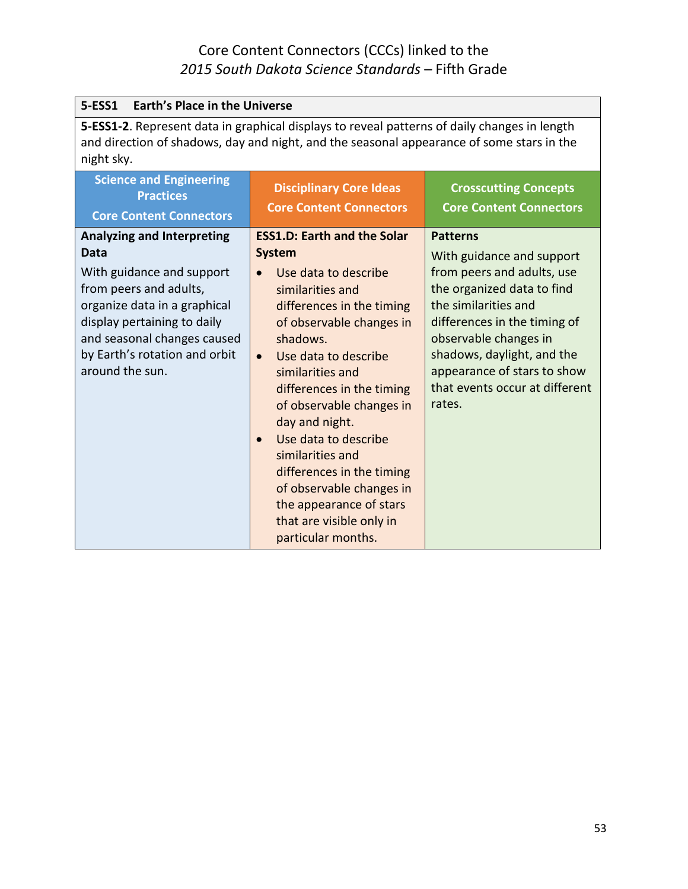Core Content Connectors (CCCs) linked to the
*2015 South Dakota Science Standards* – Fifth Grade

| **5-ESS1 Earth's Place in the Universe** | | |
|---|---|---|
| **5-ESS1-2**. Represent data in graphical displays to reveal patterns of daily changes in length and direction of shadows, day and night, and the seasonal appearance of some stars in the night sky. | | |
| **Science and Engineering Practices<br>Core Content Connectors** | **Disciplinary Core Ideas<br>Core Content Connectors** | **Crosscutting Concepts<br>Core Content Connectors** |
| **Analyzing and Interpreting Data**<br>With guidance and support from peers and adults, organize data in a graphical display pertaining to daily and seasonal changes caused by Earth's rotation and orbit around the sun. | **ESS1.D: Earth and the Solar System**<br>• Use data to describe similarities and differences in the timing of observable changes in shadows.<br>• Use data to describe similarities and differences in the timing of observable changes in day and night.<br>• Use data to describe similarities and differences in the timing of observable changes in the appearance of stars that are visible only in particular months. | **Patterns**<br>With guidance and support from peers and adults, use the organized data to find the similarities and differences in the timing of observable changes in shadows, daylight, and the appearance of stars to show that events occur at different rates. |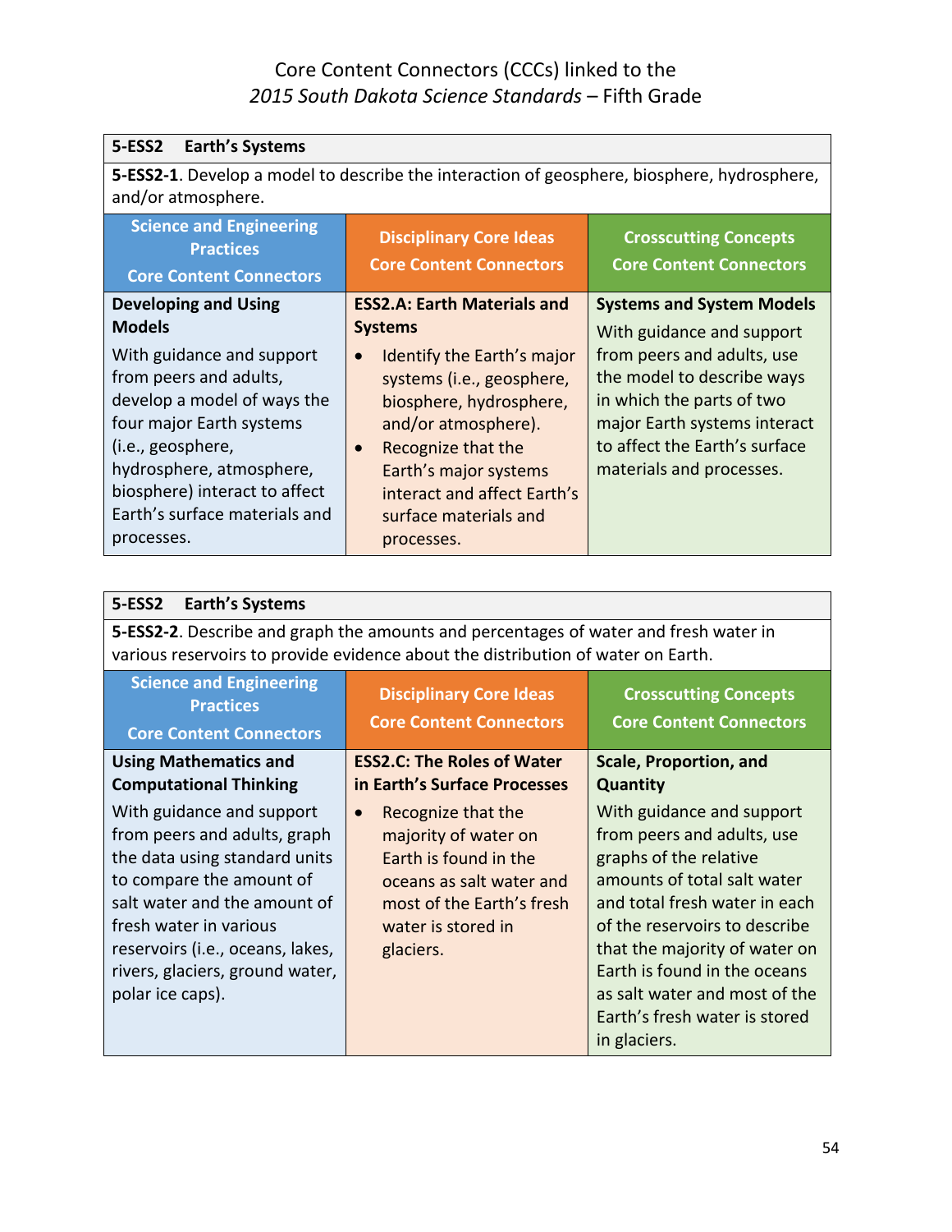# Core Content Connectors (CCCs) linked to the *2015 South Dakota Science Standards* – Fifth Grade

| **5-ESS2 Earth's Systems** | | |
|---|---|---|
| **5-ESS2-1**. Develop a model to describe the interaction of geosphere, biosphere, hydrosphere, and/or atmosphere. | | |
| **Science and Engineering Practices Core Content Connectors** | **Disciplinary Core Ideas Core Content Connectors** | **Crosscutting Concepts Core Content Connectors** |
| **Developing and Using Models**<br>With guidance and support from peers and adults, develop a model of ways the four major Earth systems (i.e., geosphere, hydrosphere, atmosphere, biosphere) interact to affect Earth's surface materials and processes. | **ESS2.A: Earth Materials and Systems**<br>• Identify the Earth's major systems (i.e., geosphere, biosphere, hydrosphere, and/or atmosphere).<br>• Recognize that the Earth's major systems interact and affect Earth's surface materials and processes. | **Systems and System Models**<br>With guidance and support from peers and adults, use the model to describe ways in which the parts of two major Earth systems interact to affect the Earth's surface materials and processes. |

| **5-ESS2 Earth's Systems** | | |
|---|---|---|
| **5-ESS2-2**. Describe and graph the amounts and percentages of water and fresh water in various reservoirs to provide evidence about the distribution of water on Earth. | | |
| **Science and Engineering Practices Core Content Connectors** | **Disciplinary Core Ideas Core Content Connectors** | **Crosscutting Concepts Core Content Connectors** |
| **Using Mathematics and Computational Thinking**<br>With guidance and support from peers and adults, graph the data using standard units to compare the amount of salt water and the amount of fresh water in various reservoirs (i.e., oceans, lakes, rivers, glaciers, ground water, polar ice caps). | **ESS2.C: The Roles of Water in Earth's Surface Processes**<br>• Recognize that the majority of water on Earth is found in the oceans as salt water and most of the Earth's fresh water is stored in glaciers. | **Scale, Proportion, and Quantity**<br>With guidance and support from peers and adults, use graphs of the relative amounts of total salt water and total fresh water in each of the reservoirs to describe that the majority of water on Earth is found in the oceans as salt water and most of the Earth's fresh water is stored in glaciers. |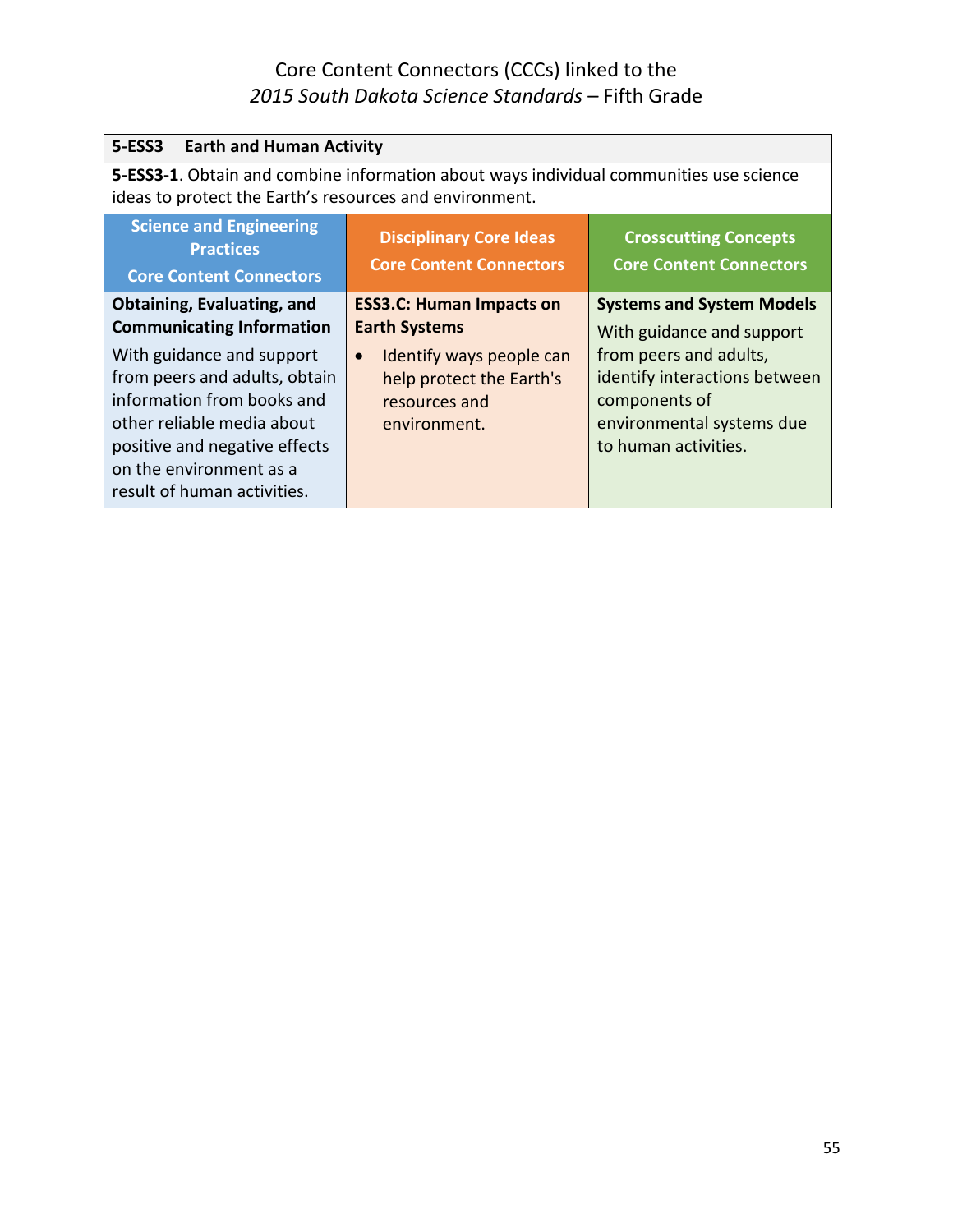Core Content Connectors (CCCs) linked to the
*2015 South Dakota Science Standards* – Fifth Grade

**5-ESS3 Earth and Human Activity**

**5-ESS3-1**. Obtain and combine information about ways individual communities use science ideas to protect the Earth's resources and environment.

| Science and Engineering Practices Core Content Connectors | Disciplinary Core Ideas Core Content Connectors | Crosscutting Concepts Core Content Connectors |
|---|---|---|
| **Obtaining, Evaluating, and Communicating Information**<br>With guidance and support from peers and adults, obtain information from books and other reliable media about positive and negative effects on the environment as a result of human activities. | **ESS3.C: Human Impacts on Earth Systems**<br>• Identify ways people can help protect the Earth's resources and environment. | **Systems and System Models**<br>With guidance and support from peers and adults, identify interactions between components of environmental systems due to human activities. |